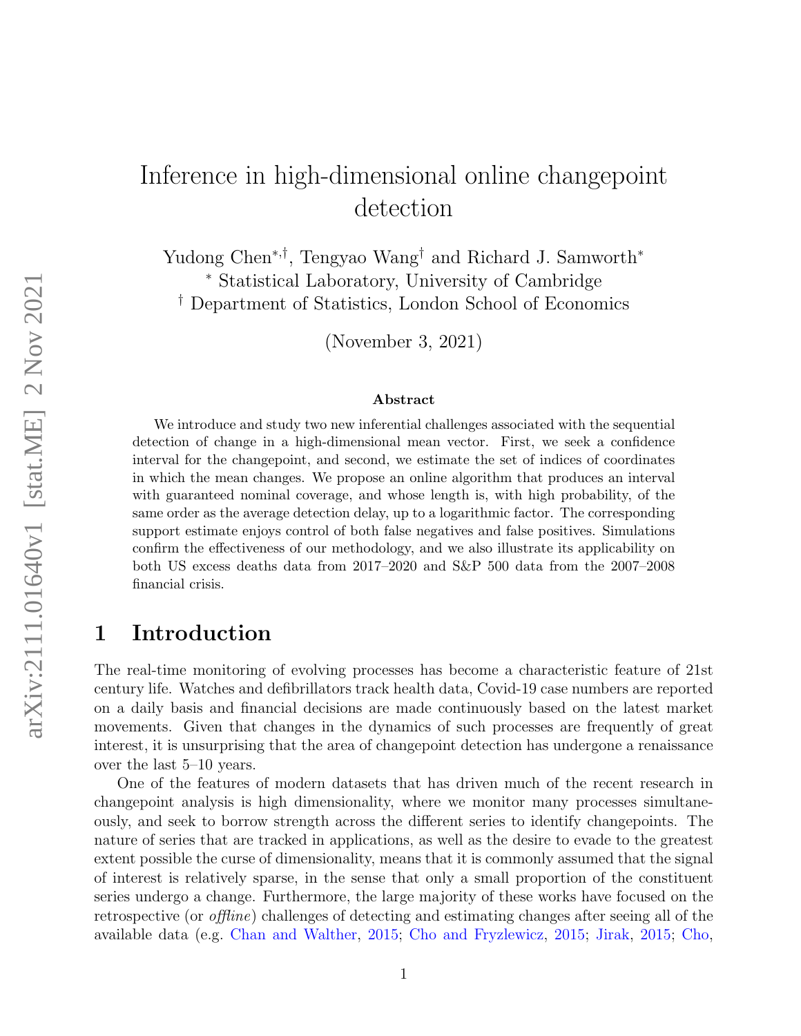# Inference in high-dimensional online changepoint detection

Yudong Chen[∗,†], Tengyao Wang[†] and Richard J. Samworth[∗]

[∗] Statistical Laboratory, University of Cambridge

[†] Department of Statistics, London School of Economics

(November 3, 2021)

### Abstract

We introduce and study two new inferential challenges associated with the sequential detection of change in a high-dimensional mean vector. First, we seek a confidence interval for the changepoint, and second, we estimate the set of indices of coordinates in which the mean changes. We propose an online algorithm that produces an interval with guaranteed nominal coverage, and whose length is, with high probability, of the same order as the average detection delay, up to a logarithmic factor. The corresponding support estimate enjoys control of both false negatives and false positives. Simulations confirm the effectiveness of our methodology, and we also illustrate its applicability on both US excess deaths data from 2017–2020 and S&P 500 data from the 2007–2008 financial crisis.

## 1 Introduction

The real-time monitoring of evolving processes has become a characteristic feature of 21st century life. Watches and defibrillators track health data, Covid-19 case numbers are reported on a daily basis and financial decisions are made continuously based on the latest market movements. Given that changes in the dynamics of such processes are frequently of great interest, it is unsurprising that the area of changepoint detection has undergone a renaissance over the last 5–10 years.

One of the features of modern datasets that has driven much of the recent research in changepoint analysis is high dimensionality, where we monitor many processes simultaneously, and seek to borrow strength across the different series to identify changepoints. The nature of series that are tracked in applications, as well as the desire to evade to the greatest extent possible the curse of dimensionality, means that it is commonly assumed that the signal of interest is relatively sparse, in the sense that only a small proportion of the constituent series undergo a change. Furthermore, the large majority of these works have focused on the retrospective (or *offline*) challenges of detecting and estimating changes after seeing all of the available data (e.g. Chan and Walther, 2015; Cho and Fryzlewicz, 2015; Jirak, 2015; Cho,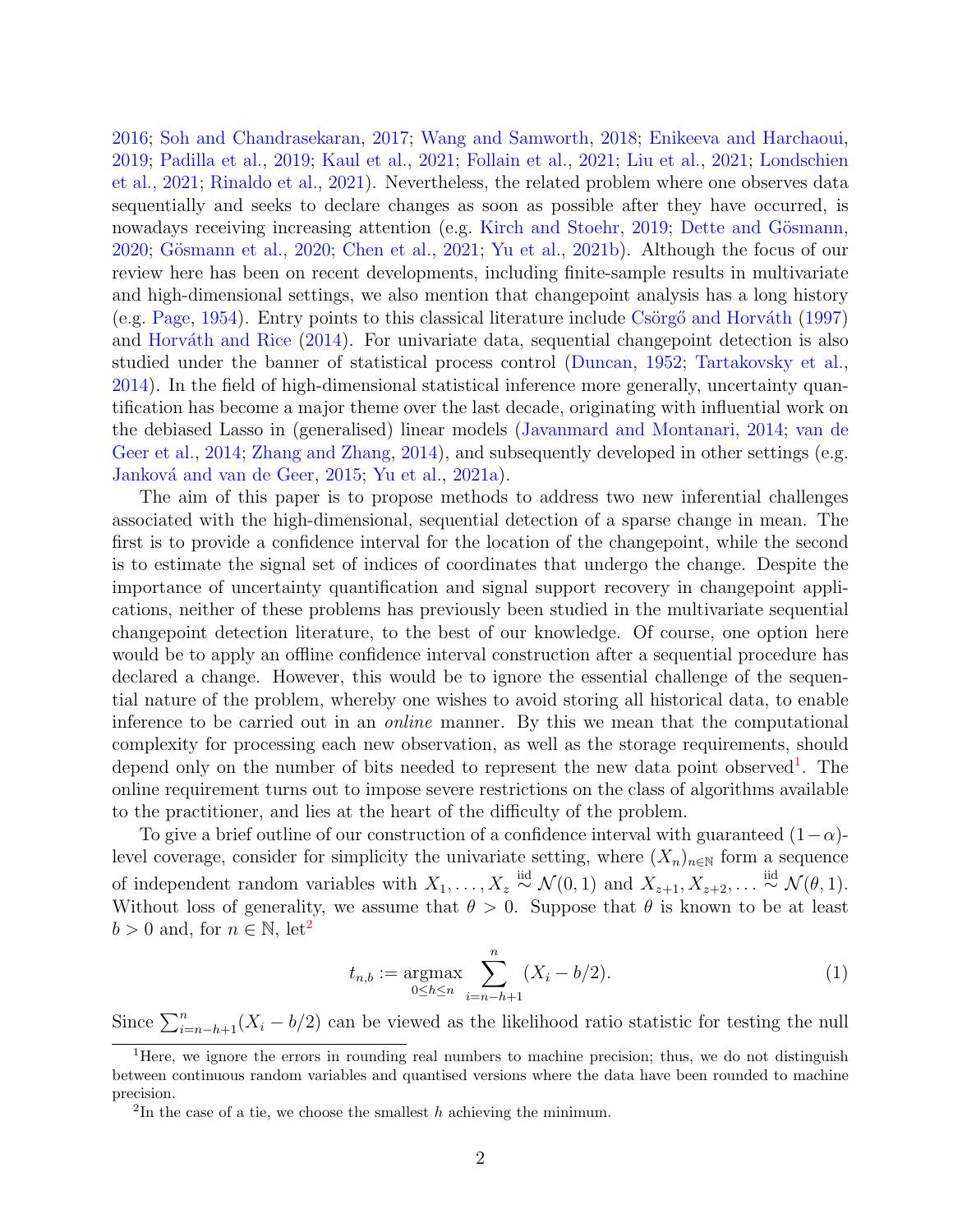2016; Soh and Chandrasekaran, 2017; Wang and Samworth, 2018; Enikeeva and Harchaoui, 2019; Padilla et al., 2019; Kaul et al., 2021; Follain et al., 2021; Liu et al., 2021; Londschien et al., 2021; Rinaldo et al., 2021). Nevertheless, the related problem where one observes data sequentially and seeks to declare changes as soon as possible after they have occurred, is nowadays receiving increasing attention (e.g. Kirch and Stoehr, 2019; Dette and Gösmann, 2020; Gösmann et al., 2020; Chen et al., 2021; Yu et al., 2021b). Although the focus of our review here has been on recent developments, including finite-sample results in multivariate and high-dimensional settings, we also mention that changepoint analysis has a long history (e.g. Page, 1954). Entry points to this classical literature include Csörgő and Horváth (1997) and Horváth and Rice (2014). For univariate data, sequential changepoint detection is also studied under the banner of statistical process control (Duncan, 1952; Tartakovsky et al., 2014). In the field of high-dimensional statistical inference more generally, uncertainty quantification has become a major theme over the last decade, originating with influential work on the debiased Lasso in (generalised) linear models (Javanmard and Montanari, 2014; van de Geer et al., 2014; Zhang and Zhang, 2014), and subsequently developed in other settings (e.g. Janková and van de Geer, 2015; Yu et al., 2021a).

The aim of this paper is to propose methods to address two new inferential challenges associated with the high-dimensional, sequential detection of a sparse change in mean. The first is to provide a confidence interval for the location of the changepoint, while the second is to estimate the signal set of indices of coordinates that undergo the change. Despite the importance of uncertainty quantification and signal support recovery in changepoint applications, neither of these problems has previously been studied in the multivariate sequential changepoint detection literature, to the best of our knowledge. Of course, one option here would be to apply an offline confidence interval construction after a sequential procedure has declared a change. However, this would be to ignore the essential challenge of the sequential nature of the problem, whereby one wishes to avoid storing all historical data, to enable inference to be carried out in an *online* manner. By this we mean that the computational complexity for processing each new observation, as well as the storage requirements, should depend only on the number of bits needed to represent the new data point observed[1]. The online requirement turns out to impose severe restrictions on the class of algorithms available to the practitioner, and lies at the heart of the difficulty of the problem.

To give a brief outline of our construction of a confidence interval with guaranteed $(1-\alpha)$-level coverage, consider for simplicity the univariate setting, where $(X_n)_{n\in\mathbb{N}}$ form a sequence of independent random variables with $X_1, \ldots, X_z \overset{\mathrm{iid}}{\sim} \mathcal{N}(0,1)$ and $X_{z+1}, X_{z+2}, \ldots \overset{\mathrm{iid}}{\sim} \mathcal{N}(\theta, 1)$. Without loss of generality, we assume that $\theta > 0$. Suppose that $\theta$ is known to be at least $b > 0$ and, for $n \in \mathbb{N}$, let[2]

$$t_{n,b} := \operatorname*{argmax}_{0\leq h\leq n} \sum_{i=n-h+1}^{n} (X_i - b/2). \tag{1}$$

Since $\sum_{i=n-h+1}^{n}(X_i - b/2)$ can be viewed as the likelihood ratio statistic for testing the null

[1] Here, we ignore the errors in rounding real numbers to machine precision; thus, we do not distinguish between continuous random variables and quantised versions where the data have been rounded to machine precision.

[2] In the case of a tie, we choose the smallest $h$ achieving the minimum.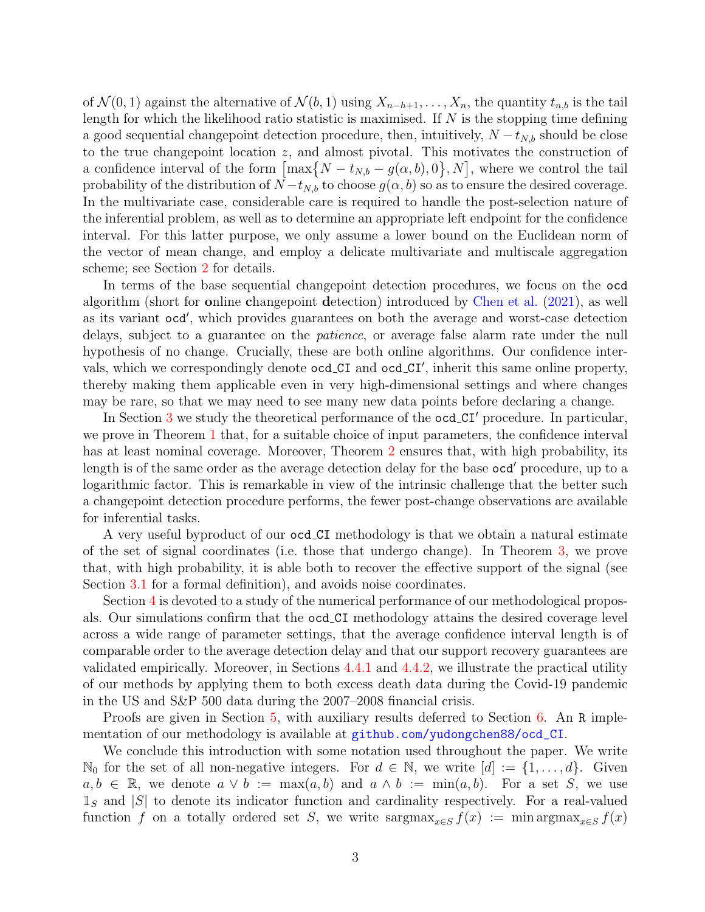of $\mathcal{N}(0,1)$ against the alternative of $\mathcal{N}(b,1)$ using $X_{n-h+1},\ldots,X_n$, the quantity $t_{n,b}$ is the tail length for which the likelihood ratio statistic is maximised. If $N$ is the stopping time defining a good sequential changepoint detection procedure, then, intuitively, $N - t_{N,b}$ should be close to the true changepoint location $z$, and almost pivotal. This motivates the construction of a confidence interval of the form $\big[\max\{N - t_{N,b} - g(\alpha,b), 0\}, N\big]$, where we control the tail probability of the distribution of $N - t_{N,b}$ to choose $g(\alpha, b)$ so as to ensure the desired coverage. In the multivariate case, considerable care is required to handle the post-selection nature of the inferential problem, as well as to determine an appropriate left endpoint for the confidence interval. For this latter purpose, we only assume a lower bound on the Euclidean norm of the vector of mean change, and employ a delicate multivariate and multiscale aggregation scheme; see Section 2 for details.

In terms of the base sequential changepoint detection procedures, we focus on the `ocd` algorithm (short for **o**nline **c**hangepoint **d**etection) introduced by Chen et al. (2021), as well as its variant `ocd`$'$, which provides guarantees on both the average and worst-case detection delays, subject to a guarantee on the *patience*, or average false alarm rate under the null hypothesis of no change. Crucially, these are both online algorithms. Our confidence intervals, which we correspondingly denote `ocd_CI` and `ocd_CI`$'$, inherit this same online property, thereby making them applicable even in very high-dimensional settings and where changes may be rare, so that we may need to see many new data points before declaring a change.

In Section 3 we study the theoretical performance of the `ocd_CI`$'$ procedure. In particular, we prove in Theorem 1 that, for a suitable choice of input parameters, the confidence interval has at least nominal coverage. Moreover, Theorem 2 ensures that, with high probability, its length is of the same order as the average detection delay for the base `ocd`$'$ procedure, up to a logarithmic factor. This is remarkable in view of the intrinsic challenge that the better such a changepoint detection procedure performs, the fewer post-change observations are available for inferential tasks.

A very useful byproduct of our `ocd_CI` methodology is that we obtain a natural estimate of the set of signal coordinates (i.e. those that undergo change). In Theorem 3, we prove that, with high probability, it is able both to recover the effective support of the signal (see Section 3.1 for a formal definition), and avoids noise coordinates.

Section 4 is devoted to a study of the numerical performance of our methodological proposals. Our simulations confirm that the `ocd_CI` methodology attains the desired coverage level across a wide range of parameter settings, that the average confidence interval length is of comparable order to the average detection delay and that our support recovery guarantees are validated empirically. Moreover, in Sections 4.4.1 and 4.4.2, we illustrate the practical utility of our methods by applying them to both excess death data during the Covid-19 pandemic in the US and S&P 500 data during the 2007–2008 financial crisis.

Proofs are given in Section 5, with auxiliary results deferred to Section 6. An `R` implementation of our methodology is available at github.com/yudongchen88/ocd_CI.

We conclude this introduction with some notation used throughout the paper. We write $\mathbb{N}_0$ for the set of all non-negative integers. For $d \in \mathbb{N}$, we write $[d] := \{1,\ldots,d\}$. Given $a, b \in \mathbb{R}$, we denote $a \vee b := \max(a,b)$ and $a \wedge b := \min(a,b)$. For a set $S$, we use $\mathbb{1}_S$ and $|S|$ to denote its indicator function and cardinality respectively. For a real-valued function $f$ on a totally ordered set $S$, we write $\operatorname{sargmax}_{x\in S} f(x) := \min \operatorname{argmax}_{x\in S} f(x)$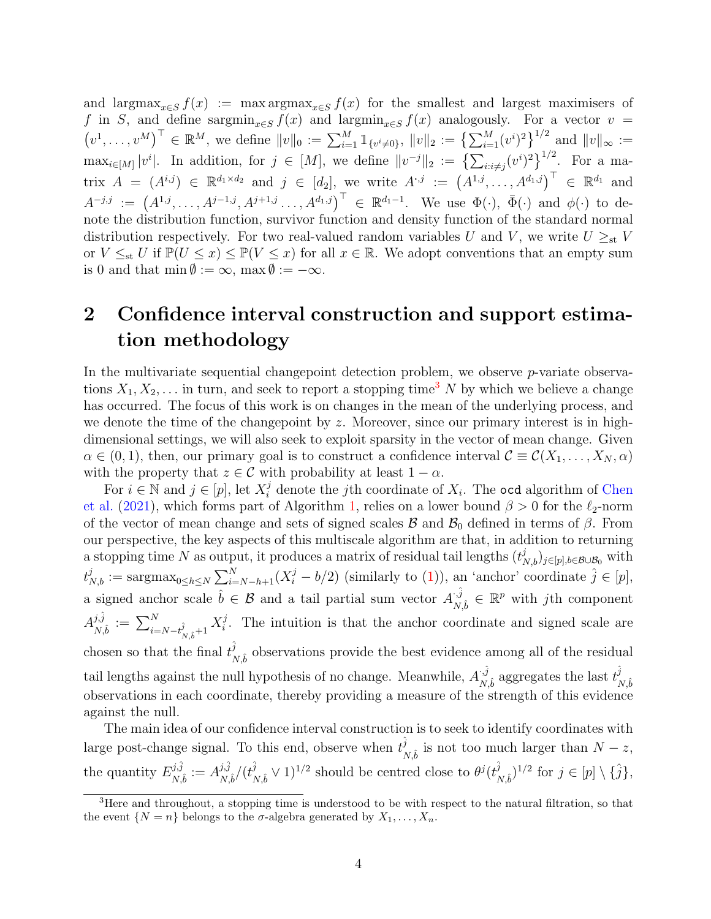and $\mathrm{largmax}_{x \in S} f(x) := \max \mathrm{argmax}_{x \in S} f(x)$ for the smallest and largest maximisers of $f$ in $S$, and define $\mathrm{sargmin}_{x \in S} f(x)$ and $\mathrm{largmin}_{x \in S} f(x)$ analogously. For a vector $v = (v^1, \ldots, v^M)^\top \in \mathbb{R}^M$, we define $\|v\|_0 := \sum_{i=1}^M \mathbb{1}_{\{v^i \neq 0\}}$, $\|v\|_2 := \bigl\{\sum_{i=1}^M (v^i)^2\bigr\}^{1/2}$ and $\|v\|_\infty := \max_{i \in [M]} |v^i|$. In addition, for $j \in [M]$, we define $\|v^{-j}\|_2 := \bigl\{\sum_{i: i \neq j} (v^i)^2\bigr\}^{1/2}$. For a matrix $A = (A^{i,j}) \in \mathbb{R}^{d_1 \times d_2}$ and $j \in [d_2]$, we write $A^{\cdot j} := \bigl(A^{1,j}, \ldots, A^{d_1,j}\bigr)^\top \in \mathbb{R}^{d_1}$ and $A^{-j,j} := \bigl(A^{1,j}, \ldots, A^{j-1,j}, A^{j+1,j} \ldots, A^{d_1,j}\bigr)^\top \in \mathbb{R}^{d_1 - 1}$. We use $\Phi(\cdot)$, $\bar{\Phi}(\cdot)$ and $\phi(\cdot)$ to denote the distribution function, survivor function and density function of the standard normal distribution respectively. For two real-valued random variables $U$ and $V$, we write $U \geq_{\mathrm{st}} V$ or $V \leq_{\mathrm{st}} U$ if $\mathbb{P}(U \leq x) \leq \mathbb{P}(V \leq x)$ for all $x \in \mathbb{R}$. We adopt conventions that an empty sum is 0 and that $\min \emptyset := \infty$, $\max \emptyset := -\infty$.

## 2 Confidence interval construction and support estimation methodology

In the multivariate sequential changepoint detection problem, we observe $p$-variate observations $X_1, X_2, \ldots$ in turn, and seek to report a stopping time[3] $N$ by which we believe a change has occurred. The focus of this work is on changes in the mean of the underlying process, and we denote the time of the changepoint by $z$. Moreover, since our primary interest is in high-dimensional settings, we will also seek to exploit sparsity in the vector of mean change. Given $\alpha \in (0,1)$, then, our primary goal is to construct a confidence interval $\mathcal{C} \equiv \mathcal{C}(X_1, \ldots, X_N, \alpha)$ with the property that $z \in \mathcal{C}$ with probability at least $1 - \alpha$.

For $i \in \mathbb{N}$ and $j \in [p]$, let $X_i^j$ denote the $j$th coordinate of $X_i$. The `ocd` algorithm of Chen et al. (2021), which forms part of Algorithm 1, relies on a lower bound $\beta > 0$ for the $\ell_2$-norm of the vector of mean change and sets of signed scales $\mathcal{B}$ and $\mathcal{B}_0$ defined in terms of $\beta$. From our perspective, the key aspects of this multiscale algorithm are that, in addition to returning a stopping time $N$ as output, it produces a matrix of residual tail lengths $(t_{N,b}^j)_{j \in [p], b \in \mathcal{B} \cup \mathcal{B}_0}$ with $t_{N,b}^j := \mathrm{sargmax}_{0 \leq h \leq N} \sum_{i=N-h+1}^N (X_i^j - b/2)$ (similarly to (1)), an 'anchor' coordinate $\hat{j} \in [p]$, a signed anchor scale $\hat{b} \in \mathcal{B}$ and a tail partial sum vector $A_{N,\hat{b}}^{\cdot \hat{j}} \in \mathbb{R}^p$ with $j$th component $A_{N,\hat{b}}^{j,\hat{j}} := \sum_{i=N-t_{N,\hat{b}}^{\hat{j}}+1}^N X_i^j$. The intuition is that the anchor coordinate and signed scale are chosen so that the final $t_{N,\hat{b}}^{\hat{j}}$ observations provide the best evidence among all of the residual tail lengths against the null hypothesis of no change. Meanwhile, $A_{N,\hat{b}}^{\cdot \hat{j}}$ aggregates the last $t_{N,\hat{b}}^{\hat{j}}$ observations in each coordinate, thereby providing a measure of the strength of this evidence against the null.

The main idea of our confidence interval construction is to seek to identify coordinates with large post-change signal. To this end, observe when $t_{N,\hat{b}}^{\hat{j}}$ is not too much larger than $N - z$, the quantity $E_{N,\hat{b}}^{j,\hat{j}} := A_{N,\hat{b}}^{j,\hat{j}} / (t_{N,\hat{b}}^{\hat{j}} \vee 1)^{1/2}$ should be centred close to $\theta^j (t_{N,\hat{b}}^{\hat{j}})^{1/2}$ for $j \in [p] \setminus \{\hat{j}\}$,

[3] Here and throughout, a stopping time is understood to be with respect to the natural filtration, so that the event $\{N = n\}$ belongs to the $\sigma$-algebra generated by $X_1, \ldots, X_n$.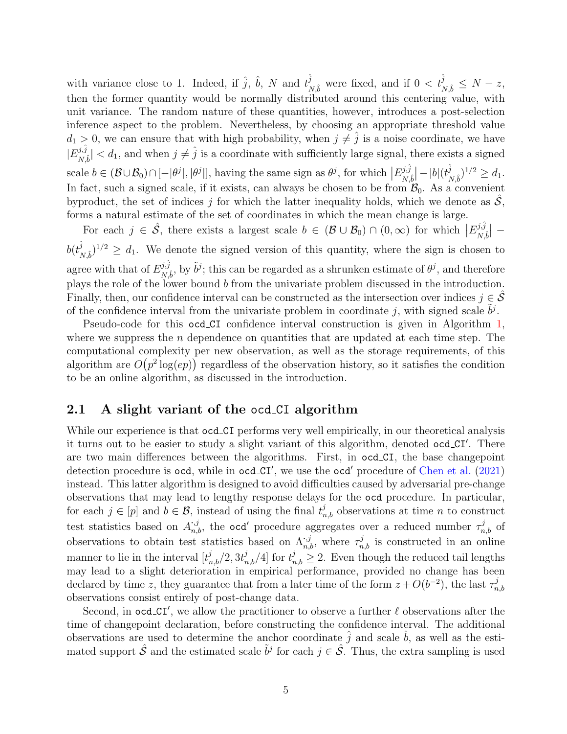with variance close to 1. Indeed, if $\hat{j}$, $\hat{b}$, $N$ and $t^{\hat{j}}_{N,\hat{b}}$ were fixed, and if $0 < t^{\hat{j}}_{N,\hat{b}} \leq N - z$, then the former quantity would be normally distributed around this centering value, with unit variance. The random nature of these quantities, however, introduces a post-selection inference aspect to the problem. Nevertheless, by choosing an appropriate threshold value $d_1 > 0$, we can ensure that with high probability, when $j \neq \hat{j}$ is a noise coordinate, we have $|E^{j,\hat{j}}_{N,\hat{b}}| < d_1$, and when $j \neq \hat{j}$ is a coordinate with sufficiently large signal, there exists a signed scale $b \in (\mathcal{B} \cup \mathcal{B}_0) \cap [-|\theta^j|, |\theta^j|]$, having the same sign as $\theta^j$, for which $\big|E^{j,\hat{j}}_{N,\hat{b}}\big| - |b|(t^{\hat{j}}_{N,\hat{b}})^{1/2} \geq d_1$. In fact, such a signed scale, if it exists, can always be chosen to be from $\mathcal{B}_0$. As a convenient byproduct, the set of indices $j$ for which the latter inequality holds, which we denote as $\hat{\mathcal{S}}$, forms a natural estimate of the set of coordinates in which the mean change is large.

For each $j \in \hat{\mathcal{S}}$, there exists a largest scale $b \in (\mathcal{B} \cup \mathcal{B}_0) \cap (0, \infty)$ for which $\big|E^{j,\hat{j}}_{N,\hat{b}}\big| - b(t^{\hat{j}}_{N,\hat{b}})^{1/2} \geq d_1$. We denote the signed version of this quantity, where the sign is chosen to agree with that of $E^{j,\hat{j}}_{N,\hat{b}}$, by $\tilde{b}^j$; this can be regarded as a shrunken estimate of $\theta^j$, and therefore plays the role of the lower bound $b$ from the univariate problem discussed in the introduction. Finally, then, our confidence interval can be constructed as the intersection over indices $j \in \hat{\mathcal{S}}$ of the confidence interval from the univariate problem in coordinate $j$, with signed scale $\tilde{b}^j$.

Pseudo-code for this ocd_CI confidence interval construction is given in Algorithm 1, where we suppress the $n$ dependence on quantities that are updated at each time step. The computational complexity per new observation, as well as the storage requirements, of this algorithm are $O\big(p^2 \log(ep)\big)$ regardless of the observation history, so it satisfies the condition to be an online algorithm, as discussed in the introduction.

## 2.1 A slight variant of the ocd_CI algorithm

While our experience is that ocd_CI performs very well empirically, in our theoretical analysis it turns out to be easier to study a slight variant of this algorithm, denoted ocd_CI′. There are two main differences between the algorithms. First, in ocd_CI, the base changepoint detection procedure is ocd, while in ocd_CI′, we use the ocd′ procedure of Chen et al. (2021) instead. This latter algorithm is designed to avoid difficulties caused by adversarial pre-change observations that may lead to lengthy response delays for the ocd procedure. In particular, for each $j \in [p]$ and $b \in \mathcal{B}$, instead of using the final $t^j_{n,b}$ observations at time $n$ to construct test statistics based on $A^{\cdot,j}_{n,b}$, the ocd′ procedure aggregates over a reduced number $\tau^j_{n,b}$ of observations to obtain test statistics based on $\Lambda^{\cdot,j}_{n,b}$, where $\tau^j_{n,b}$ is constructed in an online manner to lie in the interval $[t^j_{n,b}/2, 3t^j_{n,b}/4]$ for $t^j_{n,b} \geq 2$. Even though the reduced tail lengths may lead to a slight deterioration in empirical performance, provided no change has been declared by time $z$, they guarantee that from a later time of the form $z + O(b^{-2})$, the last $\tau^j_{n,b}$ observations consist entirely of post-change data.

Second, in ocd_CI′, we allow the practitioner to observe a further $\ell$ observations after the time of changepoint declaration, before constructing the confidence interval. The additional observations are used to determine the anchor coordinate $\hat{j}$ and scale $\hat{b}$, as well as the estimated support $\hat{\mathcal{S}}$ and the estimated scale $\tilde{b}^j$ for each $j \in \hat{\mathcal{S}}$. Thus, the extra sampling is used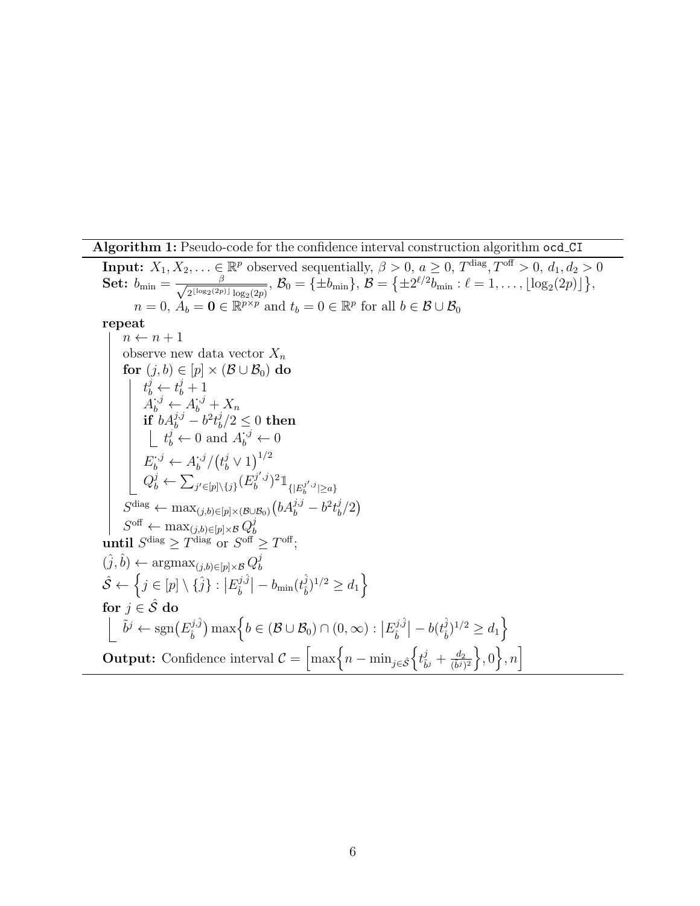**Algorithm 1:** Pseudo-code for the confidence interval construction algorithm `ocd_CI`

**Input:** $X_1, X_2, \ldots \in \mathbb{R}^p$ observed sequentially, $\beta > 0$, $a \geq 0$, $T^{\mathrm{diag}}, T^{\mathrm{off}} > 0$, $d_1, d_2 > 0$

**Set:** $b_{\min} = \frac{\beta}{\sqrt{2^{\lfloor \log_2(2p) \rfloor} \log_2(2p)}}$, $\mathcal{B}_0 = \{\pm b_{\min}\}$, $\mathcal{B} = \{\pm 2^{\ell/2} b_{\min} : \ell = 1, \ldots, \lfloor \log_2(2p) \rfloor\}$,

$n = 0$, $A_b = \mathbf{0} \in \mathbb{R}^{p \times p}$ and $t_b = 0 \in \mathbb{R}^p$ for all $b \in \mathcal{B} \cup \mathcal{B}_0$

**repeat**

- $n \leftarrow n + 1$
- observe new data vector $X_n$
- **for** $(j, b) \in [p] \times (\mathcal{B} \cup \mathcal{B}_0)$ **do**
  - $t_b^j \leftarrow t_b^j + 1$
  - $A_b^{\cdot,j} \leftarrow A_b^{\cdot,j} + X_n$
  - **if** $b A_b^{j,j} - b^2 t_b^j / 2 \leq 0$ **then**
    - $t_b^j \leftarrow 0$ and $A_b^{\cdot,j} \leftarrow 0$
  - $E_b^{\cdot,j} \leftarrow A_b^{\cdot,j} / (t_b^j \vee 1)^{1/2}$
  - $Q_b^j \leftarrow \sum_{j' \in [p] \setminus \{j\}} (E_b^{j',j})^2 \mathbb{1}_{\{|E_b^{j',j}| \geq a\}}$
- $S^{\mathrm{diag}} \leftarrow \max_{(j,b) \in [p] \times (\mathcal{B} \cup \mathcal{B}_0)} \big( b A_b^{j,j} - b^2 t_b^j / 2 \big)$
- $S^{\mathrm{off}} \leftarrow \max_{(j,b) \in [p] \times \mathcal{B}} Q_b^j$

**until** $S^{\mathrm{diag}} \geq T^{\mathrm{diag}}$ or $S^{\mathrm{off}} \geq T^{\mathrm{off}}$;

$(\hat{j}, \hat{b}) \leftarrow \mathrm{argmax}_{(j,b) \in [p] \times \mathcal{B}} Q_b^j$

$\hat{\mathcal{S}} \leftarrow \Big\{ j \in [p] \setminus \{\hat{j}\} : \big| E_{\hat{b}}^{j,\hat{j}} \big| - b_{\min} (t_{\hat{b}}^{\hat{j}})^{1/2} \geq d_1 \Big\}$

**for** $j \in \hat{\mathcal{S}}$ **do**

- $\tilde{b}^j \leftarrow \mathrm{sgn}\big(E_{\hat{b}}^{j,\hat{j}}\big) \max \Big\{ b \in (\mathcal{B} \cup \mathcal{B}_0) \cap (0, \infty) : \big| E_{\hat{b}}^{j,\hat{j}} \big| - b (t_{\hat{b}}^{\hat{j}})^{1/2} \geq d_1 \Big\}$

**Output:** Confidence interval $\mathcal{C} = \Big[ \max\Big\{ n - \min_{j \in \hat{\mathcal{S}}} \Big\{ t_{\tilde{b}^j}^j + \frac{d_2}{(\tilde{b}^j)^2} \Big\}, 0 \Big\}, n \Big]$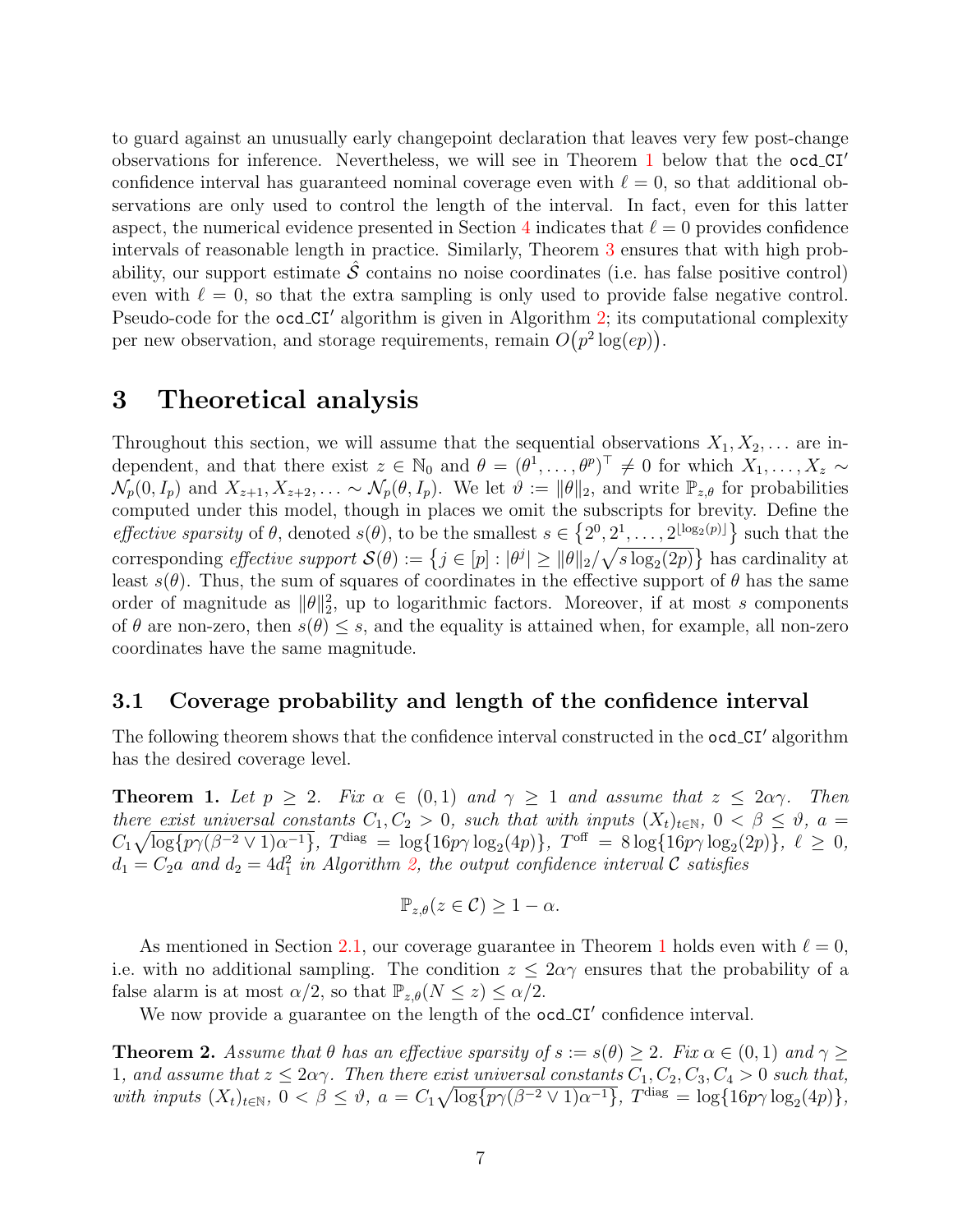to guard against an unusually early changepoint declaration that leaves very few post-change observations for inference. Nevertheless, we will see in Theorem 1 below that the ocd_CI$'$ confidence interval has guaranteed nominal coverage even with $\ell = 0$, so that additional observations are only used to control the length of the interval. In fact, even for this latter aspect, the numerical evidence presented in Section 4 indicates that $\ell = 0$ provides confidence intervals of reasonable length in practice. Similarly, Theorem 3 ensures that with high probability, our support estimate $\hat{\mathcal{S}}$ contains no noise coordinates (i.e. has false positive control) even with $\ell = 0$, so that the extra sampling is only used to provide false negative control. Pseudo-code for the ocd_CI$'$ algorithm is given in Algorithm 2; its computational complexity per new observation, and storage requirements, remain $O\bigl(p^2 \log(ep)\bigr)$.

# 3 Theoretical analysis

Throughout this section, we will assume that the sequential observations $X_1, X_2, \ldots$ are independent, and that there exist $z \in \mathbb{N}_0$ and $\theta = (\theta^1, \ldots, \theta^p)^\top \neq 0$ for which $X_1, \ldots, X_z \sim \mathcal{N}_p(0, I_p)$ and $X_{z+1}, X_{z+2}, \ldots \sim \mathcal{N}_p(\theta, I_p)$. We let $\vartheta := \|\theta\|_2$, and write $\mathbb{P}_{z,\theta}$ for probabilities computed under this model, though in places we omit the subscripts for brevity. Define the *effective sparsity* of $\theta$, denoted $s(\theta)$, to be the smallest $s \in \bigl\{2^0, 2^1, \ldots, 2^{\lfloor \log_2(p) \rfloor}\bigr\}$ such that the corresponding *effective support* $\mathcal{S}(\theta) := \bigl\{j \in [p] : |\theta^j| \geq \|\theta\|_2 / \sqrt{s \log_2(2p)}\bigr\}$ has cardinality at least $s(\theta)$. Thus, the sum of squares of coordinates in the effective support of $\theta$ has the same order of magnitude as $\|\theta\|_2^2$, up to logarithmic factors. Moreover, if at most $s$ components of $\theta$ are non-zero, then $s(\theta) \leq s$, and the equality is attained when, for example, all non-zero coordinates have the same magnitude.

## 3.1 Coverage probability and length of the confidence interval

The following theorem shows that the confidence interval constructed in the ocd_CI$'$ algorithm has the desired coverage level.

**Theorem 1.** *Let $p \geq 2$. Fix $\alpha \in (0,1)$ and $\gamma \geq 1$ and assume that $z \leq 2\alpha\gamma$. Then there exist universal constants $C_1, C_2 > 0$, such that with inputs $(X_t)_{t \in \mathbb{N}}$, $0 < \beta \leq \vartheta$, $a = C_1 \sqrt{\log\{p\gamma(\beta^{-2} \vee 1)\alpha^{-1}\}}$, $T^{\mathrm{diag}} = \log\{16 p\gamma \log_2(4p)\}$, $T^{\mathrm{off}} = 8 \log\{16 p\gamma \log_2(2p)\}$, $\ell \geq 0$, $d_1 = C_2 a$ and $d_2 = 4d_1^2$ in Algorithm 2, the output confidence interval $\mathcal{C}$ satisfies*

$$\mathbb{P}_{z,\theta}(z \in \mathcal{C}) \geq 1 - \alpha.$$

As mentioned in Section 2.1, our coverage guarantee in Theorem 1 holds even with $\ell = 0$, i.e. with no additional sampling. The condition $z \leq 2\alpha\gamma$ ensures that the probability of a false alarm is at most $\alpha/2$, so that $\mathbb{P}_{z,\theta}(N \leq z) \leq \alpha/2$.

We now provide a guarantee on the length of the ocd_CI$'$ confidence interval.

**Theorem 2.** *Assume that $\theta$ has an effective sparsity of $s := s(\theta) \geq 2$. Fix $\alpha \in (0,1)$ and $\gamma \geq 1$, and assume that $z \leq 2\alpha\gamma$. Then there exist universal constants $C_1, C_2, C_3, C_4 > 0$ such that, with inputs $(X_t)_{t \in \mathbb{N}}$, $0 < \beta \leq \vartheta$, $a = C_1 \sqrt{\log\{p\gamma(\beta^{-2} \vee 1)\alpha^{-1}\}}$, $T^{\mathrm{diag}} = \log\{16 p\gamma \log_2(4p)\}$,*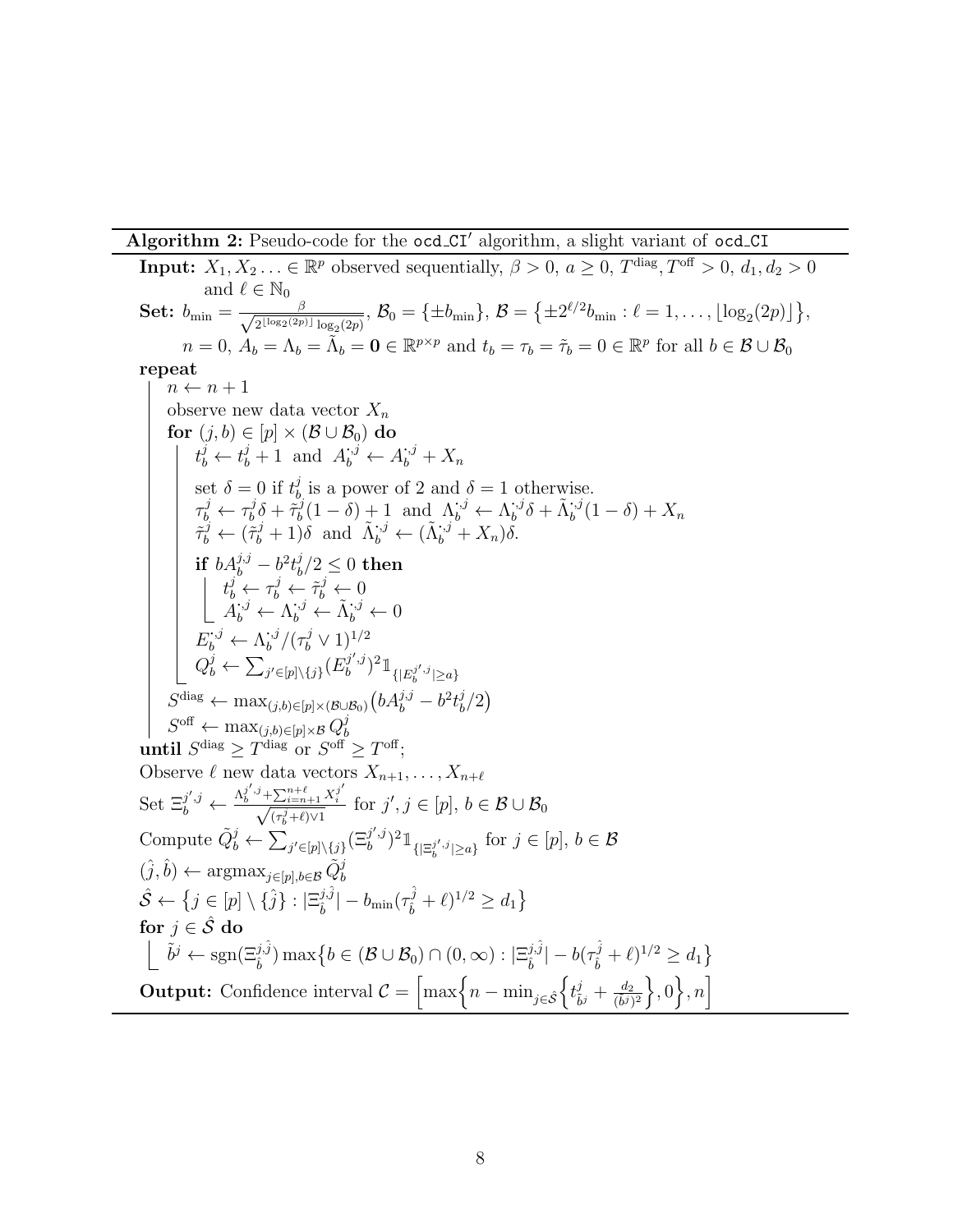**Algorithm 2:** Pseudo-code for the `ocd_CI′` algorithm, a slight variant of `ocd_CI`

**Input:** $X_1, X_2 \ldots \in \mathbb{R}^p$ observed sequentially, $\beta > 0$, $a \geq 0$, $T^{\mathrm{diag}}, T^{\mathrm{off}} > 0$, $d_1, d_2 > 0$ and $\ell \in \mathbb{N}_0$

**Set:** $b_{\min} = \frac{\beta}{\sqrt{2^{\lfloor \log_2(2p) \rfloor} \log_2(2p)}}$, $\mathcal{B}_0 = \{\pm b_{\min}\}$, $\mathcal{B} = \{\pm 2^{\ell/2} b_{\min} : \ell = 1, \ldots, \lfloor \log_2(2p) \rfloor\}$,
$n = 0$, $A_b = \Lambda_b = \tilde{\Lambda}_b = \mathbf{0} \in \mathbb{R}^{p \times p}$ and $t_b = \tau_b = \tilde{\tau}_b = 0 \in \mathbb{R}^p$ for all $b \in \mathcal{B} \cup \mathcal{B}_0$

**repeat**

- $n \leftarrow n + 1$
- observe new data vector $X_n$
- **for** $(j, b) \in [p] \times (\mathcal{B} \cup \mathcal{B}_0)$ **do**
  - $t_b^j \leftarrow t_b^j + 1$ and $A_b^{\cdot,j} \leftarrow A_b^{\cdot,j} + X_n$
  - set $\delta = 0$ if $t_b^j$ is a power of 2 and $\delta = 1$ otherwise.
  - $\tau_b^j \leftarrow \tau_b^j \delta + \tilde{\tau}_b^j (1 - \delta) + 1$ and $\Lambda_b^{\cdot,j} \leftarrow \Lambda_b^{\cdot,j} \delta + \tilde{\Lambda}_b^{\cdot,j}(1 - \delta) + X_n$
  - $\tilde{\tau}_b^j \leftarrow (\tilde{\tau}_b^j + 1)\delta$ and $\tilde{\Lambda}_b^{\cdot,j} \leftarrow (\tilde{\Lambda}_b^{\cdot,j} + X_n)\delta$.
  - **if** $bA_b^{j,j} - b^2 t_b^j / 2 \leq 0$ **then**
    - $t_b^j \leftarrow \tau_b^j \leftarrow \tilde{\tau}_b^j \leftarrow 0$
    - $A_b^{\cdot,j} \leftarrow \Lambda_b^{\cdot,j} \leftarrow \tilde{\Lambda}_b^{\cdot,j} \leftarrow 0$
  - $E_b^{\cdot,j} \leftarrow \Lambda_b^{\cdot,j} / (\tau_b^j \vee 1)^{1/2}$
  - $Q_b^j \leftarrow \sum_{j' \in [p] \setminus \{j\}} (E_b^{j',j})^2 \mathbb{1}_{\{|E_b^{j',j}| \geq a\}}$
- $S^{\mathrm{diag}} \leftarrow \max_{(j,b) \in [p] \times (\mathcal{B} \cup \mathcal{B}_0)} \big(bA_b^{j,j} - b^2 t_b^j / 2\big)$
- $S^{\mathrm{off}} \leftarrow \max_{(j,b) \in [p] \times \mathcal{B}} Q_b^j$

**until** $S^{\mathrm{diag}} \geq T^{\mathrm{diag}}$ or $S^{\mathrm{off}} \geq T^{\mathrm{off}}$;

Observe $\ell$ new data vectors $X_{n+1}, \ldots, X_{n+\ell}$

Set $\Xi_b^{j',j} \leftarrow \frac{\Lambda_b^{j',j} + \sum_{i=n+1}^{n+\ell} X_i^{j'}}{\sqrt{(\tau_b^j + \ell) \vee 1}}$ for $j', j \in [p]$, $b \in \mathcal{B} \cup \mathcal{B}_0$

Compute $\tilde{Q}_b^j \leftarrow \sum_{j' \in [p] \setminus \{j\}} (\Xi_b^{j',j})^2 \mathbb{1}_{\{|\Xi_b^{j',j}| \geq a\}}$ for $j \in [p]$, $b \in \mathcal{B}$

$(\hat{j}, \hat{b}) \leftarrow \mathrm{argmax}_{j \in [p], b \in \mathcal{B}} \tilde{Q}_b^j$

$\hat{\mathcal{S}} \leftarrow \big\{ j \in [p] \setminus \{\hat{j}\} : |\Xi_{\hat{b}}^{j,\hat{j}}| - b_{\min}(\tau_{\hat{b}}^{\hat{j}} + \ell)^{1/2} \geq d_1 \big\}$

**for** $j \in \hat{\mathcal{S}}$ **do**

- $\tilde{b}^j \leftarrow \mathrm{sgn}(\Xi_{\hat{b}}^{j,\hat{j}}) \max\big\{ b \in (\mathcal{B} \cup \mathcal{B}_0) \cap (0, \infty) : |\Xi_{\hat{b}}^{j,\hat{j}}| - b(\tau_{\hat{b}}^{\hat{j}} + \ell)^{1/2} \geq d_1 \big\}$

**Output:** Confidence interval $\mathcal{C} = \Big[ \max\Big\{ n - \min_{j \in \hat{\mathcal{S}}} \Big\{ t_{\tilde{b}^j}^j + \frac{d_2}{(\tilde{b}^j)^2} \Big\}, 0 \Big\}, n \Big]$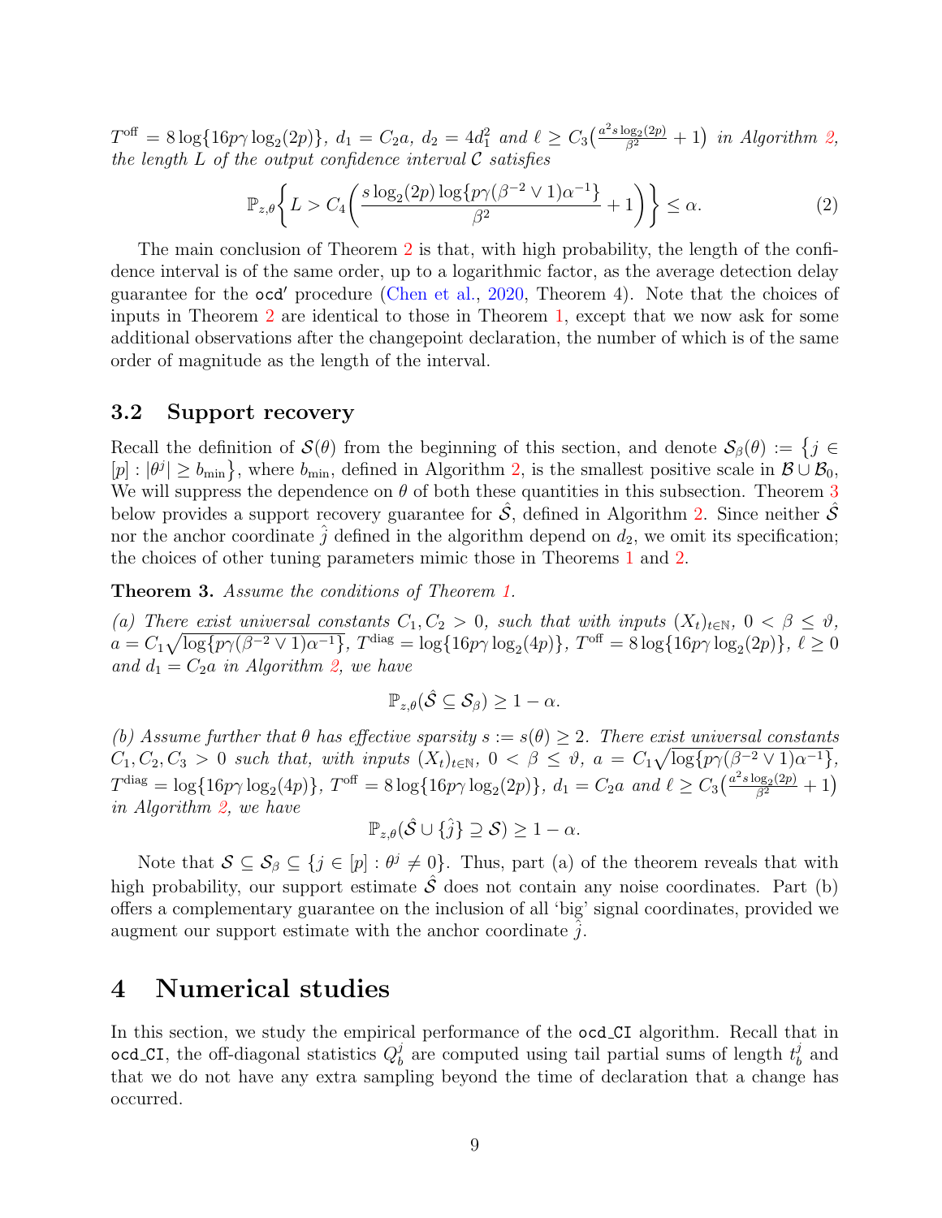$T^{\mathrm{off}} = 8\log\{16p\gamma\log_2(2p)\}$, $d_1 = C_2 a$, $d_2 = 4d_1^2$ *and* $\ell \geq C_3\bigl(\frac{a^2 s\log_2(2p)}{\beta^2}+1\bigr)$ *in Algorithm 2, the length $L$ of the output confidence interval $\mathcal{C}$ satisfies*

$$\mathbb{P}_{z,\theta}\biggl\{L > C_4\biggl(\frac{s\log_2(2p)\log\{p\gamma(\beta^{-2}\vee 1)\alpha^{-1}\}}{\beta^2}+1\biggr)\biggr\} \leq \alpha. \tag{2}$$

The main conclusion of Theorem 2 is that, with high probability, the length of the confidence interval is of the same order, up to a logarithmic factor, as the average detection delay guarantee for the ocd′ procedure (Chen et al., 2020, Theorem 4). Note that the choices of inputs in Theorem 2 are identical to those in Theorem 1, except that we now ask for some additional observations after the changepoint declaration, the number of which is of the same order of magnitude as the length of the interval.

### 3.2 Support recovery

Recall the definition of $\mathcal{S}(\theta)$ from the beginning of this section, and denote $\mathcal{S}_\beta(\theta) := \bigl\{j \in [p] : |\theta^j| \geq b_{\min}\bigr\}$, where $b_{\min}$, defined in Algorithm 2, is the smallest positive scale in $\mathcal{B}\cup\mathcal{B}_0$. We will suppress the dependence on $\theta$ of both these quantities in this subsection. Theorem 3 below provides a support recovery guarantee for $\hat{\mathcal{S}}$, defined in Algorithm 2. Since neither $\hat{\mathcal{S}}$ nor the anchor coordinate $\hat{j}$ defined in the algorithm depend on $d_2$, we omit its specification; the choices of other tuning parameters mimic those in Theorems 1 and 2.

**Theorem 3.** *Assume the conditions of Theorem 1.*

*(a) There exist universal constants $C_1, C_2 > 0$, such that with inputs $(X_t)_{t\in\mathbb{N}}$, $0 < \beta \leq \vartheta$, $a = C_1\sqrt{\log\{p\gamma(\beta^{-2}\vee 1)\alpha^{-1}\}}$, $T^{\mathrm{diag}} = \log\{16p\gamma\log_2(4p)\}$, $T^{\mathrm{off}} = 8\log\{16p\gamma\log_2(2p)\}$, $\ell \geq 0$ and $d_1 = C_2 a$ in Algorithm 2, we have*

$$\mathbb{P}_{z,\theta}(\hat{\mathcal{S}} \subseteq \mathcal{S}_\beta) \geq 1-\alpha.$$

*(b) Assume further that $\theta$ has effective sparsity $s := s(\theta) \geq 2$. There exist universal constants $C_1, C_2, C_3 > 0$ such that, with inputs $(X_t)_{t\in\mathbb{N}}$, $0 < \beta \leq \vartheta$, $a = C_1\sqrt{\log\{p\gamma(\beta^{-2}\vee 1)\alpha^{-1}\}}$, $T^{\mathrm{diag}} = \log\{16p\gamma\log_2(4p)\}$, $T^{\mathrm{off}} = 8\log\{16p\gamma\log_2(2p)\}$, $d_1 = C_2 a$ and $\ell \geq C_3\bigl(\frac{a^2 s\log_2(2p)}{\beta^2}+1\bigr)$ in Algorithm 2, we have*

$$\mathbb{P}_{z,\theta}(\hat{\mathcal{S}} \cup \{\hat{j}\} \supseteq \mathcal{S}) \geq 1-\alpha.$$

Note that $\mathcal{S} \subseteq \mathcal{S}_\beta \subseteq \{j \in [p] : \theta^j \neq 0\}$. Thus, part (a) of the theorem reveals that with high probability, our support estimate $\hat{\mathcal{S}}$ does not contain any noise coordinates. Part (b) offers a complementary guarantee on the inclusion of all 'big' signal coordinates, provided we augment our support estimate with the anchor coordinate $\hat{j}$.

## 4 Numerical studies

In this section, we study the empirical performance of the `ocd_CI` algorithm. Recall that in `ocd_CI`, the off-diagonal statistics $Q_b^j$ are computed using tail partial sums of length $t_b^j$ and that we do not have any extra sampling beyond the time of declaration that a change has occurred.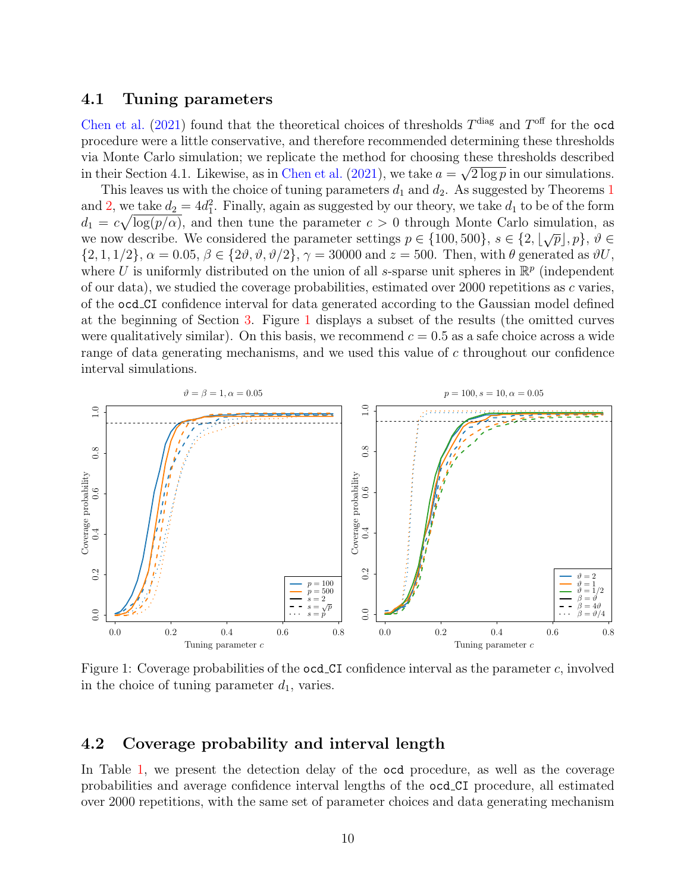## 4.1 Tuning parameters

Chen et al. (2021) found that the theoretical choices of thresholds $T^{\mathrm{diag}}$ and $T^{\mathrm{off}}$ for the `ocd` procedure were a little conservative, and therefore recommended determining these thresholds via Monte Carlo simulation; we replicate the method for choosing these thresholds described in their Section 4.1. Likewise, as in Chen et al. (2021), we take $a = \sqrt{2 \log p}$ in our simulations.

This leaves us with the choice of tuning parameters $d_1$ and $d_2$. As suggested by Theorems 1 and 2, we take $d_2 = 4d_1^2$. Finally, again as suggested by our theory, we take $d_1$ to be of the form $d_1 = c\sqrt{\log(p/\alpha)}$, and then tune the parameter $c > 0$ through Monte Carlo simulation, as we now describe. We considered the parameter settings $p \in \{100, 500\}$, $s \in \{2, \lfloor\sqrt{p}\rfloor, p\}$, $\vartheta \in \{2, 1, 1/2\}$, $\alpha = 0.05$, $\beta \in \{2\vartheta, \vartheta, \vartheta/2\}$, $\gamma = 30000$ and $z = 500$. Then, with $\theta$ generated as $\vartheta U$, where $U$ is uniformly distributed on the union of all $s$-sparse unit spheres in $\mathbb{R}^p$ (independent of our data), we studied the coverage probabilities, estimated over 2000 repetitions as $c$ varies, of the `ocd_CI` confidence interval for data generated according to the Gaussian model defined at the beginning of Section 3. Figure 1 displays a subset of the results (the omitted curves were qualitatively similar). On this basis, we recommend $c = 0.5$ as a safe choice across a wide range of data generating mechanisms, and we used this value of $c$ throughout our confidence interval simulations.

Figure 1: Coverage probabilities of the `ocd_CI` confidence interval as the parameter $c$, involved in the choice of tuning parameter $d_1$, varies.

## 4.2 Coverage probability and interval length

In Table 1, we present the detection delay of the `ocd` procedure, as well as the coverage probabilities and average confidence interval lengths of the `ocd_CI` procedure, all estimated over 2000 repetitions, with the same set of parameter choices and data generating mechanism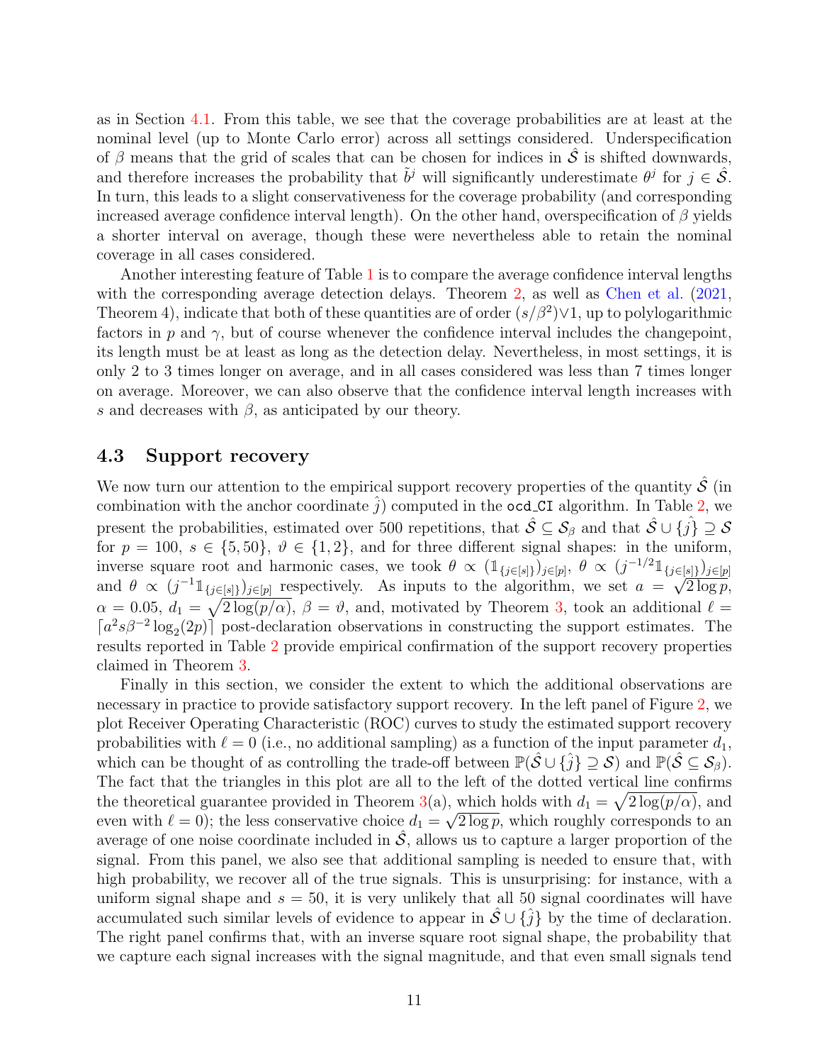as in Section 4.1. From this table, we see that the coverage probabilities are at least at the nominal level (up to Monte Carlo error) across all settings considered. Underspecification of $\beta$ means that the grid of scales that can be chosen for indices in $\hat{\mathcal{S}}$ is shifted downwards, and therefore increases the probability that $\tilde{b}^j$ will significantly underestimate $\theta^j$ for $j \in \hat{\mathcal{S}}$. In turn, this leads to a slight conservativeness for the coverage probability (and corresponding increased average confidence interval length). On the other hand, overspecification of $\beta$ yields a shorter interval on average, though these were nevertheless able to retain the nominal coverage in all cases considered.

Another interesting feature of Table 1 is to compare the average confidence interval lengths with the corresponding average detection delays. Theorem 2, as well as Chen et al. (2021, Theorem 4), indicate that both of these quantities are of order $(s/\beta^2) \vee 1$, up to polylogarithmic factors in $p$ and $\gamma$, but of course whenever the confidence interval includes the changepoint, its length must be at least as long as the detection delay. Nevertheless, in most settings, it is only 2 to 3 times longer on average, and in all cases considered was less than 7 times longer on average. Moreover, we can also observe that the confidence interval length increases with $s$ and decreases with $\beta$, as anticipated by our theory.

## 4.3 Support recovery

We now turn our attention to the empirical support recovery properties of the quantity $\hat{\mathcal{S}}$ (in combination with the anchor coordinate $\hat{j}$) computed in the `ocd_CI` algorithm. In Table 2, we present the probabilities, estimated over 500 repetitions, that $\hat{\mathcal{S}} \subseteq \mathcal{S}_\beta$ and that $\hat{\mathcal{S}} \cup \{\hat{j}\} \supseteq \mathcal{S}$ for $p = 100$, $s \in \{5, 50\}$, $\vartheta \in \{1, 2\}$, and for three different signal shapes: in the uniform, inverse square root and harmonic cases, we took $\theta \propto (\mathbb{1}_{\{j \in [s]\}})_{j \in [p]}$, $\theta \propto (j^{-1/2}\mathbb{1}_{\{j \in [s]\}})_{j \in [p]}$ and $\theta \propto (j^{-1}\mathbb{1}_{\{j \in [s]\}})_{j \in [p]}$ respectively. As inputs to the algorithm, we set $a = \sqrt{2 \log p}$, $\alpha = 0.05$, $d_1 = \sqrt{2 \log(p/\alpha)}$, $\beta = \vartheta$, and, motivated by Theorem 3, took an additional $\ell = \lceil a^2 s \beta^{-2} \log_2(2p) \rceil$ post-declaration observations in constructing the support estimates. The results reported in Table 2 provide empirical confirmation of the support recovery properties claimed in Theorem 3.

Finally in this section, we consider the extent to which the additional observations are necessary in practice to provide satisfactory support recovery. In the left panel of Figure 2, we plot Receiver Operating Characteristic (ROC) curves to study the estimated support recovery probabilities with $\ell = 0$ (i.e., no additional sampling) as a function of the input parameter $d_1$, which can be thought of as controlling the trade-off between $\mathbb{P}(\hat{\mathcal{S}} \cup \{\hat{j}\} \supseteq \mathcal{S})$ and $\mathbb{P}(\hat{\mathcal{S}} \subseteq \mathcal{S}_\beta)$. The fact that the triangles in this plot are all to the left of the dotted vertical line confirms the theoretical guarantee provided in Theorem 3(a), which holds with $d_1 = \sqrt{2 \log(p/\alpha)}$, and even with $\ell = 0$); the less conservative choice $d_1 = \sqrt{2 \log p}$, which roughly corresponds to an average of one noise coordinate included in $\hat{\mathcal{S}}$, allows us to capture a larger proportion of the signal. From this panel, we also see that additional sampling is needed to ensure that, with high probability, we recover all of the true signals. This is unsurprising: for instance, with a uniform signal shape and $s = 50$, it is very unlikely that all 50 signal coordinates will have accumulated such similar levels of evidence to appear in $\hat{\mathcal{S}} \cup \{\hat{j}\}$ by the time of declaration. The right panel confirms that, with an inverse square root signal shape, the probability that we capture each signal increases with the signal magnitude, and that even small signals tend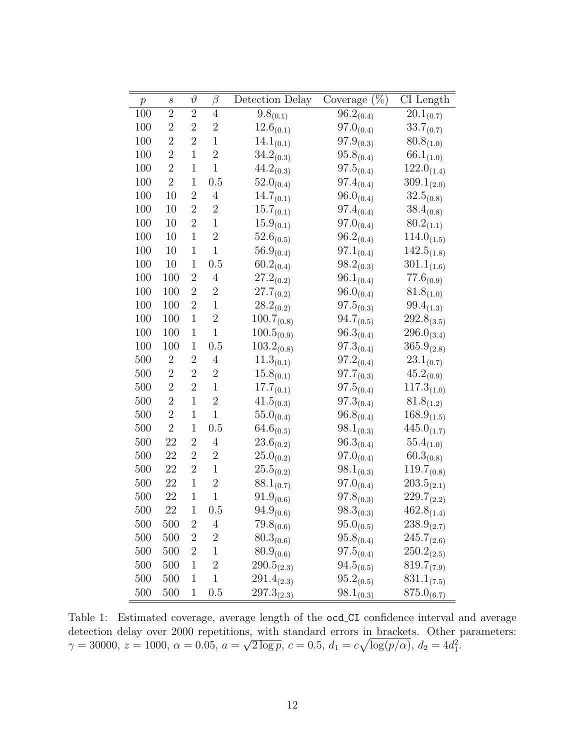| $p$ | $s$ | $\vartheta$ | $\beta$ | Detection Delay | Coverage (%) | CI Length |
|---|---|---|---|---|---|---|
| 100 | 2 | 2 | 4 | $9.8_{(0.1)}$ | $96.2_{(0.4)}$ | $20.1_{(0.7)}$ |
| 100 | 2 | 2 | 2 | $12.6_{(0.1)}$ | $97.0_{(0.4)}$ | $33.7_{(0.7)}$ |
| 100 | 2 | 2 | 1 | $14.1_{(0.1)}$ | $97.9_{(0.3)}$ | $80.8_{(1.0)}$ |
| 100 | 2 | 1 | 2 | $34.2_{(0.3)}$ | $95.8_{(0.4)}$ | $66.1_{(1.0)}$ |
| 100 | 2 | 1 | 1 | $44.2_{(0.3)}$ | $97.5_{(0.4)}$ | $122.0_{(1.4)}$ |
| 100 | 2 | 1 | 0.5 | $52.0_{(0.4)}$ | $97.4_{(0.4)}$ | $309.1_{(2.0)}$ |
| 100 | 10 | 2 | 4 | $14.7_{(0.1)}$ | $96.0_{(0.4)}$ | $32.5_{(0.8)}$ |
| 100 | 10 | 2 | 2 | $15.7_{(0.1)}$ | $97.4_{(0.4)}$ | $38.4_{(0.8)}$ |
| 100 | 10 | 2 | 1 | $15.9_{(0.1)}$ | $97.0_{(0.4)}$ | $80.2_{(1.1)}$ |
| 100 | 10 | 1 | 2 | $52.6_{(0.5)}$ | $96.2_{(0.4)}$ | $114.0_{(1.5)}$ |
| 100 | 10 | 1 | 1 | $56.9_{(0.4)}$ | $97.1_{(0.4)}$ | $142.5_{(1.8)}$ |
| 100 | 10 | 1 | 0.5 | $60.2_{(0.4)}$ | $98.2_{(0.3)}$ | $301.1_{(1.6)}$ |
| 100 | 100 | 2 | 4 | $27.2_{(0.2)}$ | $96.1_{(0.4)}$ | $77.6_{(0.9)}$ |
| 100 | 100 | 2 | 2 | $27.7_{(0.2)}$ | $96.0_{(0.4)}$ | $81.8_{(1.0)}$ |
| 100 | 100 | 2 | 1 | $28.2_{(0.2)}$ | $97.5_{(0.3)}$ | $99.4_{(1.3)}$ |
| 100 | 100 | 1 | 2 | $100.7_{(0.8)}$ | $94.7_{(0.5)}$ | $292.8_{(3.5)}$ |
| 100 | 100 | 1 | 1 | $100.5_{(0.9)}$ | $96.3_{(0.4)}$ | $296.0_{(3.4)}$ |
| 100 | 100 | 1 | 0.5 | $103.2_{(0.8)}$ | $97.3_{(0.4)}$ | $365.9_{(2.8)}$ |
| 500 | 2 | 2 | 4 | $11.3_{(0.1)}$ | $97.2_{(0.4)}$ | $23.1_{(0.7)}$ |
| 500 | 2 | 2 | 2 | $15.8_{(0.1)}$ | $97.7_{(0.3)}$ | $45.2_{(0.9)}$ |
| 500 | 2 | 2 | 1 | $17.7_{(0.1)}$ | $97.5_{(0.4)}$ | $117.3_{(1.0)}$ |
| 500 | 2 | 1 | 2 | $41.5_{(0.3)}$ | $97.3_{(0.4)}$ | $81.8_{(1.2)}$ |
| 500 | 2 | 1 | 1 | $55.0_{(0.4)}$ | $96.8_{(0.4)}$ | $168.9_{(1.5)}$ |
| 500 | 2 | 1 | 0.5 | $64.6_{(0.5)}$ | $98.1_{(0.3)}$ | $445.0_{(1.7)}$ |
| 500 | 22 | 2 | 4 | $23.6_{(0.2)}$ | $96.3_{(0.4)}$ | $55.4_{(1.0)}$ |
| 500 | 22 | 2 | 2 | $25.0_{(0.2)}$ | $97.0_{(0.4)}$ | $60.3_{(0.8)}$ |
| 500 | 22 | 2 | 1 | $25.5_{(0.2)}$ | $98.1_{(0.3)}$ | $119.7_{(0.8)}$ |
| 500 | 22 | 1 | 2 | $88.1_{(0.7)}$ | $97.0_{(0.4)}$ | $203.5_{(2.1)}$ |
| 500 | 22 | 1 | 1 | $91.9_{(0.6)}$ | $97.8_{(0.3)}$ | $229.7_{(2.2)}$ |
| 500 | 22 | 1 | 0.5 | $94.9_{(0.6)}$ | $98.3_{(0.3)}$ | $462.8_{(1.4)}$ |
| 500 | 500 | 2 | 4 | $79.8_{(0.6)}$ | $95.0_{(0.5)}$ | $238.9_{(2.7)}$ |
| 500 | 500 | 2 | 2 | $80.3_{(0.6)}$ | $95.8_{(0.4)}$ | $245.7_{(2.6)}$ |
| 500 | 500 | 2 | 1 | $80.9_{(0.6)}$ | $97.5_{(0.4)}$ | $250.2_{(2.5)}$ |
| 500 | 500 | 1 | 2 | $290.5_{(2.3)}$ | $94.5_{(0.5)}$ | $819.7_{(7.9)}$ |
| 500 | 500 | 1 | 1 | $291.4_{(2.3)}$ | $95.2_{(0.5)}$ | $831.1_{(7.5)}$ |
| 500 | 500 | 1 | 0.5 | $297.3_{(2.3)}$ | $98.1_{(0.3)}$ | $875.0_{(6.7)}$ |

Table 1: Estimated coverage, average length of the `ocd_CI` confidence interval and average detection delay over 2000 repetitions, with standard errors in brackets. Other parameters: $\gamma = 30000$, $z = 1000$, $\alpha = 0.05$, $a = \sqrt{2 \log p}$, $c = 0.5$, $d_1 = c\sqrt{\log(p/\alpha)}$, $d_2 = 4d_1^2$.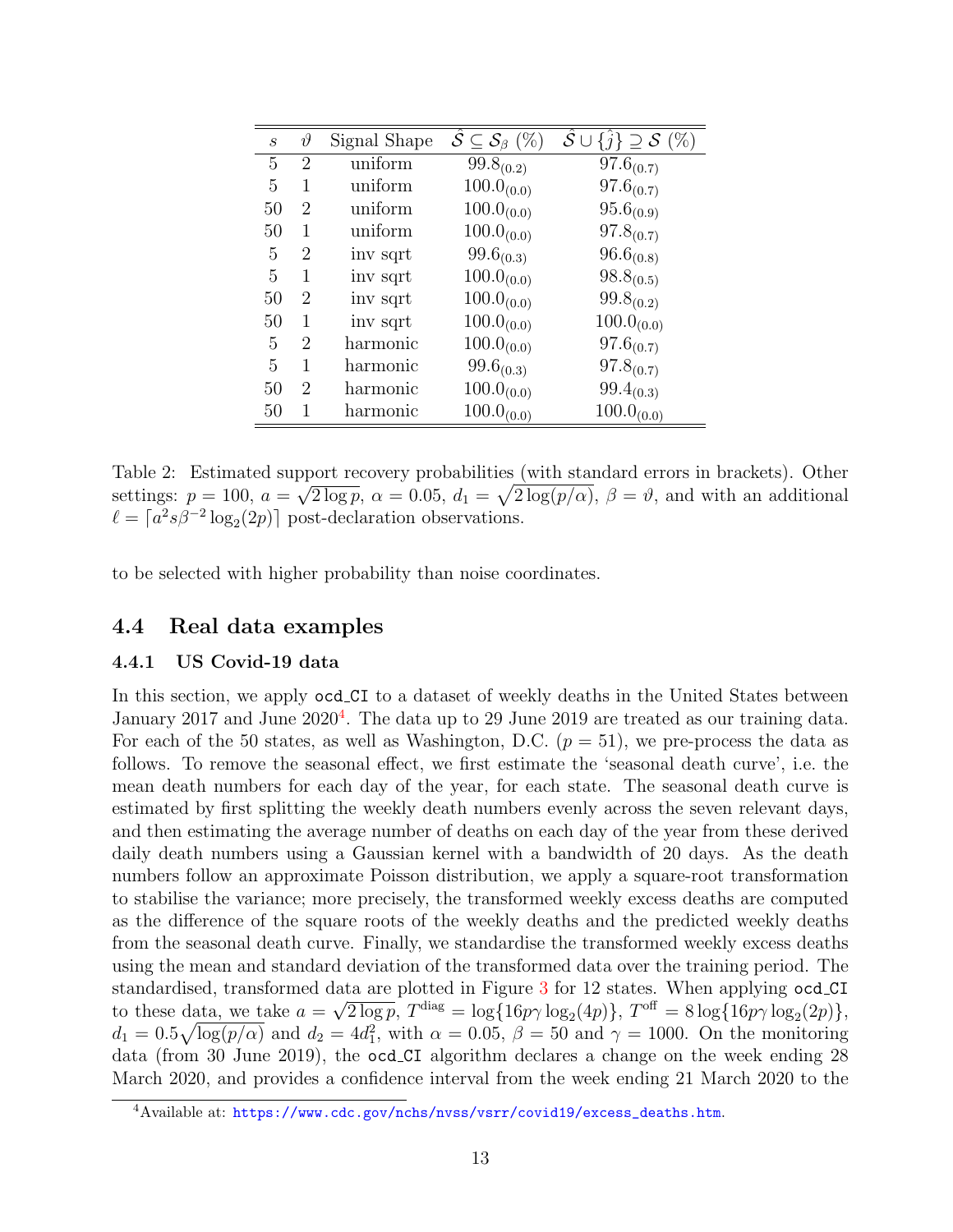| $s$ | $\vartheta$ | Signal Shape | $\hat{\mathcal{S}} \subseteq \mathcal{S}_\beta$ (%) | $\hat{\mathcal{S}} \cup \{\hat{j}\} \supseteq \mathcal{S}$ (%) |
|---|---|---|---|---|
| 5 | 2 | uniform | $99.8_{(0.2)}$ | $97.6_{(0.7)}$ |
| 5 | 1 | uniform | $100.0_{(0.0)}$ | $97.6_{(0.7)}$ |
| 50 | 2 | uniform | $100.0_{(0.0)}$ | $95.6_{(0.9)}$ |
| 50 | 1 | uniform | $100.0_{(0.0)}$ | $97.8_{(0.7)}$ |
| 5 | 2 | inv sqrt | $99.6_{(0.3)}$ | $96.6_{(0.8)}$ |
| 5 | 1 | inv sqrt | $100.0_{(0.0)}$ | $98.8_{(0.5)}$ |
| 50 | 2 | inv sqrt | $100.0_{(0.0)}$ | $99.8_{(0.2)}$ |
| 50 | 1 | inv sqrt | $100.0_{(0.0)}$ | $100.0_{(0.0)}$ |
| 5 | 2 | harmonic | $100.0_{(0.0)}$ | $97.6_{(0.7)}$ |
| 5 | 1 | harmonic | $99.6_{(0.3)}$ | $97.8_{(0.7)}$ |
| 50 | 2 | harmonic | $100.0_{(0.0)}$ | $99.4_{(0.3)}$ |
| 50 | 1 | harmonic | $100.0_{(0.0)}$ | $100.0_{(0.0)}$ |

Table 2: Estimated support recovery probabilities (with standard errors in brackets). Other settings: $p = 100$, $a = \sqrt{2 \log p}$, $\alpha = 0.05$, $d_1 = \sqrt{2 \log(p/\alpha)}$, $\beta = \vartheta$, and with an additional $\ell = \lceil a^2 s \beta^{-2} \log_2(2p) \rceil$ post-declaration observations.

to be selected with higher probability than noise coordinates.

## 4.4 Real data examples

### 4.4.1 US Covid-19 data

In this section, we apply `ocd_CI` to a dataset of weekly deaths in the United States between January 2017 and June 2020[4]. The data up to 29 June 2019 are treated as our training data. For each of the 50 states, as well as Washington, D.C. ($p = 51$), we pre-process the data as follows. To remove the seasonal effect, we first estimate the 'seasonal death curve', i.e. the mean death numbers for each day of the year, for each state. The seasonal death curve is estimated by first splitting the weekly death numbers evenly across the seven relevant days, and then estimating the average number of deaths on each day of the year from these derived daily death numbers using a Gaussian kernel with a bandwidth of 20 days. As the death numbers follow an approximate Poisson distribution, we apply a square-root transformation to stabilise the variance; more precisely, the transformed weekly excess deaths are computed as the difference of the square roots of the weekly deaths and the predicted weekly deaths from the seasonal death curve. Finally, we standardise the transformed weekly excess deaths using the mean and standard deviation of the transformed data over the training period. The standardised, transformed data are plotted in Figure 3 for 12 states. When applying `ocd_CI` to these data, we take $a = \sqrt{2 \log p}$, $T^{\mathrm{diag}} = \log\{16p\gamma \log_2(4p)\}$, $T^{\mathrm{off}} = 8 \log\{16p\gamma \log_2(2p)\}$, $d_1 = 0.5\sqrt{\log(p/\alpha)}$ and $d_2 = 4d_1^2$, with $\alpha = 0.05$, $\beta = 50$ and $\gamma = 1000$. On the monitoring data (from 30 June 2019), the `ocd_CI` algorithm declares a change on the week ending 28 March 2020, and provides a confidence interval from the week ending 21 March 2020 to the

[4] Available at: https://www.cdc.gov/nchs/nvss/vsrr/covid19/excess_deaths.htm.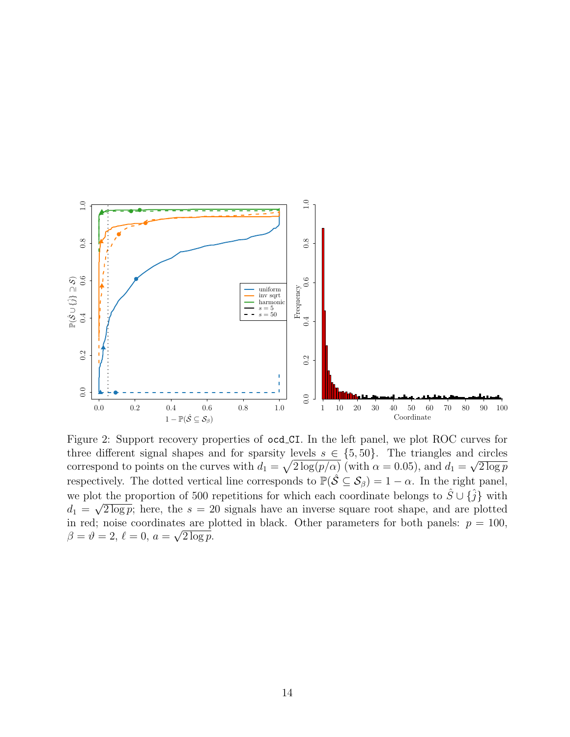Figure 2: Support recovery properties of `ocd_CI`. In the left panel, we plot ROC curves for three different signal shapes and for sparsity levels $s \in \{5, 50\}$. The triangles and circles correspond to points on the curves with $d_1 = \sqrt{2\log(p/\alpha)}$ (with $\alpha = 0.05$), and $d_1 = \sqrt{2\log p}$ respectively. The dotted vertical line corresponds to $\mathbb{P}(\hat{\mathcal{S}} \subseteq \mathcal{S}_\beta) = 1 - \alpha$. In the right panel, we plot the proportion of 500 repetitions for which each coordinate belongs to $\hat{S} \cup \{\hat{j}\}$ with $d_1 = \sqrt{2\log p}$; here, the $s = 20$ signals have an inverse square root shape, and are plotted in red; noise coordinates are plotted in black. Other parameters for both panels: $p = 100$, $\beta = \vartheta = 2$, $\ell = 0$, $a = \sqrt{2\log p}$.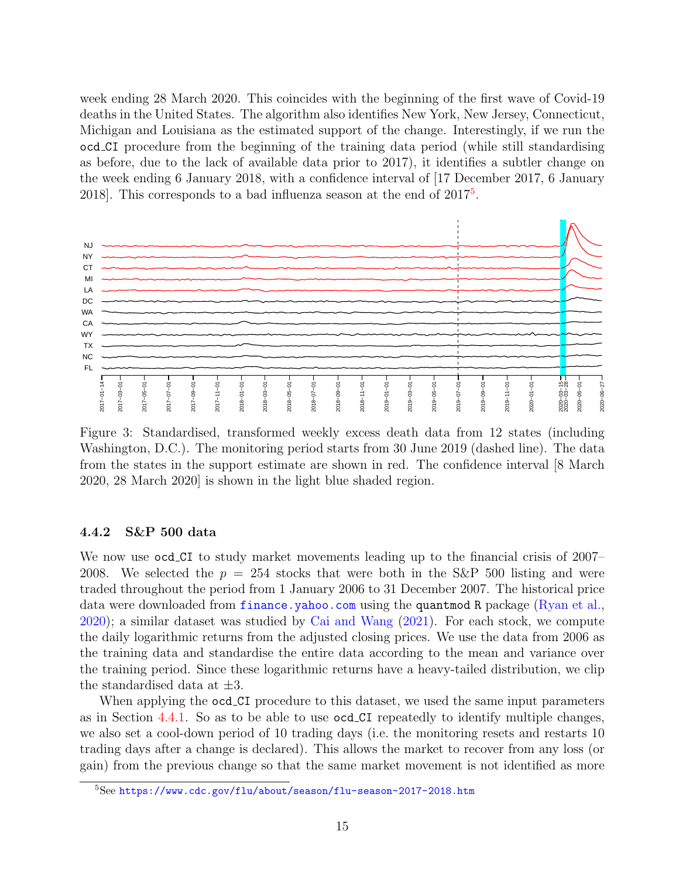week ending 28 March 2020. This coincides with the beginning of the first wave of Covid-19 deaths in the United States. The algorithm also identifies New York, New Jersey, Connecticut, Michigan and Louisiana as the estimated support of the change. Interestingly, if we run the ocd_CI procedure from the beginning of the training data period (while still standardising as before, due to the lack of available data prior to 2017), it identifies a subtler change on the week ending 6 January 2018, with a confidence interval of [17 December 2017, 6 January 2018]. This corresponds to a bad influenza season at the end of 2017[5].

Figure 3: Standardised, transformed weekly excess death data from 12 states (including Washington, D.C.). The monitoring period starts from 30 June 2019 (dashed line). The data from the states in the support estimate are shown in red. The confidence interval [8 March 2020, 28 March 2020] is shown in the light blue shaded region.

#### 4.4.2 S&P 500 data

We now use ocd_CI to study market movements leading up to the financial crisis of 2007–2008. We selected the $p = 254$ stocks that were both in the S&P 500 listing and were traded throughout the period from 1 January 2006 to 31 December 2007. The historical price data were downloaded from finance.yahoo.com using the quantmod R package (Ryan et al., 2020); a similar dataset was studied by Cai and Wang (2021). For each stock, we compute the daily logarithmic returns from the adjusted closing prices. We use the data from 2006 as the training data and standardise the entire data according to the mean and variance over the training period. Since these logarithmic returns have a heavy-tailed distribution, we clip the standardised data at $\pm 3$.

When applying the ocd_CI procedure to this dataset, we used the same input parameters as in Section 4.4.1. So as to be able to use ocd_CI repeatedly to identify multiple changes, we also set a cool-down period of 10 trading days (i.e. the monitoring resets and restarts 10 trading days after a change is declared). This allows the market to recover from any loss (or gain) from the previous change so that the same market movement is not identified as more

[5] See https://www.cdc.gov/flu/about/season/flu-season-2017-2018.htm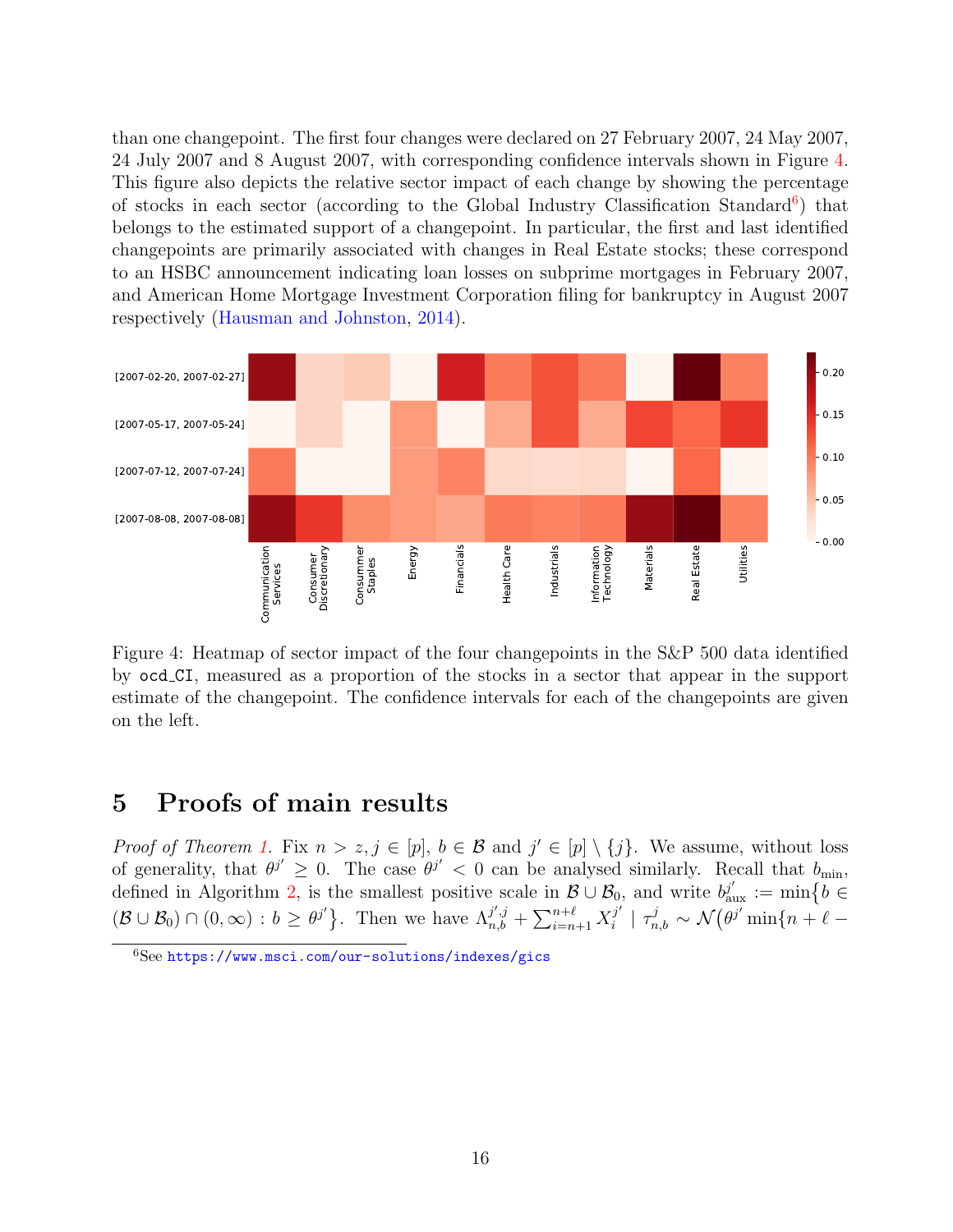than one changepoint. The first four changes were declared on 27 February 2007, 24 May 2007, 24 July 2007 and 8 August 2007, with corresponding confidence intervals shown in Figure 4. This figure also depicts the relative sector impact of each change by showing the percentage of stocks in each sector (according to the Global Industry Classification Standard[6]) that belongs to the estimated support of a changepoint. In particular, the first and last identified changepoints are primarily associated with changes in Real Estate stocks; these correspond to an HSBC announcement indicating loan losses on subprime mortgages in February 2007, and American Home Mortgage Investment Corporation filing for bankruptcy in August 2007 respectively (Hausman and Johnston, 2014).

Figure 4: Heatmap of sector impact of the four changepoints in the S&P 500 data identified by ocd_CI, measured as a proportion of the stocks in a sector that appear in the support estimate of the changepoint. The confidence intervals for each of the changepoints are given on the left.

## 5 Proofs of main results

*Proof of Theorem 1.* Fix $n > z, j \in [p]$, $b \in \mathcal{B}$ and $j' \in [p] \setminus \{j\}$. We assume, without loss of generality, that $\theta^{j'} \geq 0$. The case $\theta^{j'} < 0$ can be analysed similarly. Recall that $b_{\min}$, defined in Algorithm 2, is the smallest positive scale in $\mathcal{B} \cup \mathcal{B}_0$, and write $b_{\mathrm{aux}}^{j'} := \min\{b \in (\mathcal{B} \cup \mathcal{B}_0) \cap (0, \infty) : b \geq \theta^{j'}\}$. Then we have $\Lambda_{n,b}^{j',j} + \sum_{i=n+1}^{n+\ell} X_i^{j'} \mid \tau_{n,b}^{j} \sim \mathcal{N}\big(\theta^{j'} \min\{n + \ell -$

[6] See https://www.msci.com/our-solutions/indexes/gics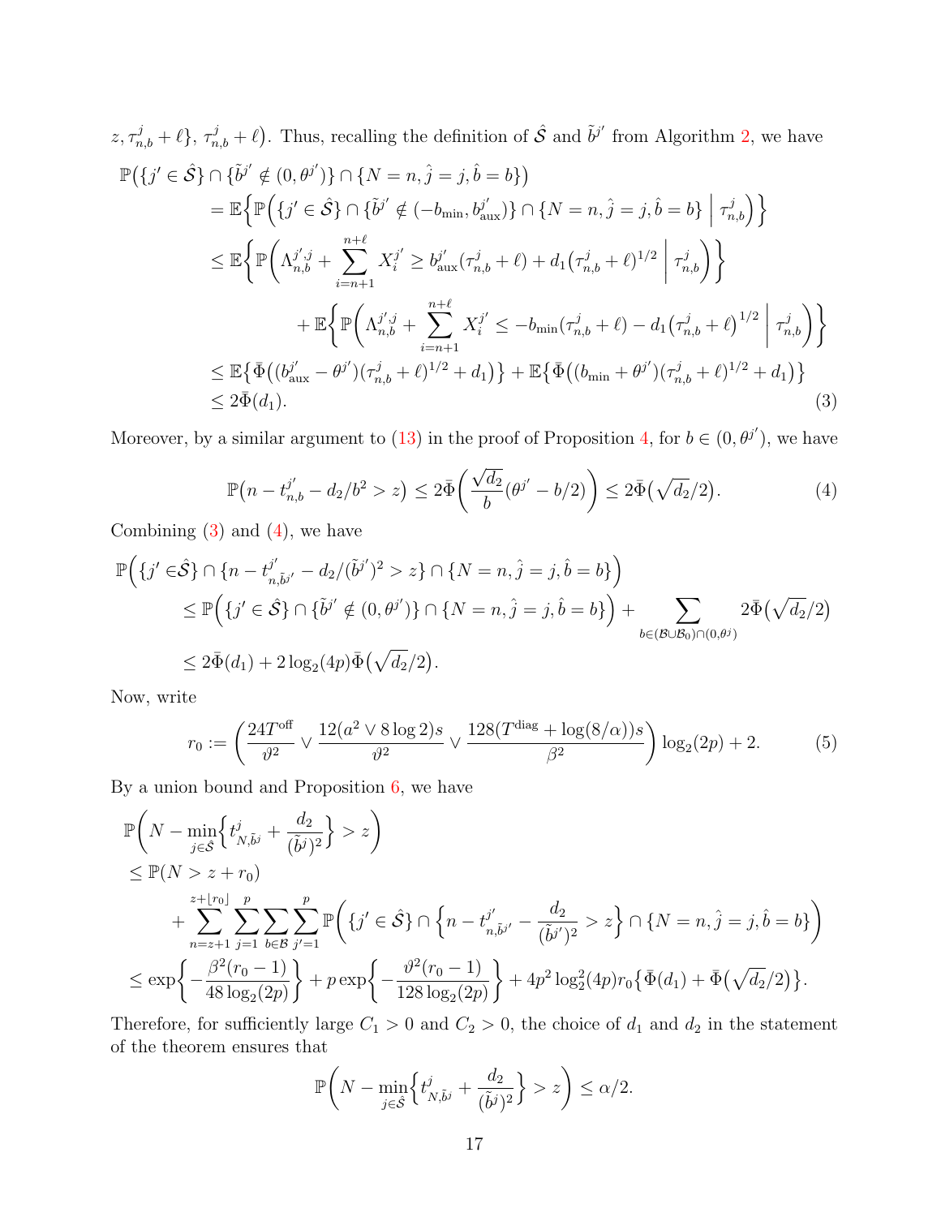$z, \tau^j_{n,b} + \ell\}, \tau^j_{n,b} + \ell\big)$. Thus, recalling the definition of $\hat{\mathcal{S}}$ and $\tilde{b}^{j'}$ from Algorithm 2, we have

$$
\begin{aligned}
&\mathbb{P}\big(\{j' \in \hat{\mathcal{S}}\} \cap \{\tilde{b}^{j'} \notin (0, \theta^{j'})\} \cap \{N = n, \hat{j} = j, \hat{b} = b\}\big) \\
&\quad = \mathbb{E}\Big\{\mathbb{P}\Big(\{j' \in \hat{\mathcal{S}}\} \cap \{\tilde{b}^{j'} \notin (-b_{\min}, b^{j'}_{\mathrm{aux}})\} \cap \{N = n, \hat{j} = j, \hat{b} = b\} \;\Big|\; \tau^j_{n,b}\Big)\Big\} \\
&\quad \le \mathbb{E}\bigg\{\mathbb{P}\bigg(\Lambda^{j',j}_{n,b} + \sum_{i=n+1}^{n+\ell} X^{j'}_i \ge b^{j'}_{\mathrm{aux}}(\tau^j_{n,b} + \ell) + d_1\big(\tau^j_{n,b} + \ell\big)^{1/2} \;\bigg|\; \tau^j_{n,b}\bigg)\bigg\} \\
&\qquad\qquad + \mathbb{E}\bigg\{\mathbb{P}\bigg(\Lambda^{j',j}_{n,b} + \sum_{i=n+1}^{n+\ell} X^{j'}_i \le -b_{\min}(\tau^j_{n,b} + \ell) - d_1\big(\tau^j_{n,b} + \ell\big)^{1/2} \;\bigg|\; \tau^j_{n,b}\bigg)\bigg\} \\
&\quad \le \mathbb{E}\big\{\bar{\Phi}\big((b^{j'}_{\mathrm{aux}} - \theta^{j'})(\tau^j_{n,b} + \ell)^{1/2} + d_1\big)\big\} + \mathbb{E}\big\{\bar{\Phi}\big((b_{\min} + \theta^{j'})(\tau^j_{n,b} + \ell)^{1/2} + d_1\big)\big\} \\
&\quad \le 2\bar{\Phi}(d_1). 
\end{aligned}
\tag{3}
$$

Moreover, by a similar argument to (13) in the proof of Proposition 4, for $b \in (0, \theta^{j'})$, we have

$$
\mathbb{P}\big(n - t^{j'}_{n,b} - d_2/b^2 > z\big) \le 2\bar{\Phi}\bigg(\frac{\sqrt{d_2}}{b}(\theta^{j'} - b/2)\bigg) \le 2\bar{\Phi}\big(\sqrt{d_2}/2\big). \tag{4}
$$

Combining (3) and (4), we have

$$
\begin{aligned}
&\mathbb{P}\Big(\{j' \in \hat{\mathcal{S}}\} \cap \{n - t^{j'}_{n,\tilde{b}^{j'}} - d_2/(\tilde{b}^{j'})^2 > z\} \cap \{N = n, \hat{j} = j, \hat{b} = b\}\Big) \\
&\quad \le \mathbb{P}\Big(\{j' \in \hat{\mathcal{S}}\} \cap \{\tilde{b}^{j'} \notin (0, \theta^{j'})\} \cap \{N = n, \hat{j} = j, \hat{b} = b\}\Big) + \sum_{b \in (\mathcal{B} \cup \mathcal{B}_0) \cap (0, \theta^{j})} 2\bar{\Phi}\big(\sqrt{d_2}/2\big) \\
&\quad \le 2\bar{\Phi}(d_1) + 2\log_2(4p)\bar{\Phi}\big(\sqrt{d_2}/2\big).
\end{aligned}
$$

Now, write

$$
r_0 := \bigg(\frac{24T^{\mathrm{off}}}{\vartheta^2} \vee \frac{12(a^2 \vee 8\log 2)s}{\vartheta^2} \vee \frac{128(T^{\mathrm{diag}} + \log(8/\alpha))s}{\beta^2}\bigg)\log_2(2p) + 2. \tag{5}
$$

By a union bound and Proposition 6, we have

$$
\begin{aligned}
&\mathbb{P}\bigg(N - \min_{j \in \hat{\mathcal{S}}}\Big\{t^j_{N,\tilde{b}^j} + \frac{d_2}{(\tilde{b}^j)^2}\Big\} > z\bigg) \\
&\le \mathbb{P}(N > z + r_0) \\
&\qquad + \sum_{n=z+1}^{z+\lfloor r_0 \rfloor}\sum_{j=1}^{p}\sum_{b \in \mathcal{B}}\sum_{j'=1}^{p}\mathbb{P}\bigg(\{j' \in \hat{\mathcal{S}}\} \cap \Big\{n - t^{j'}_{n,\tilde{b}^{j'}} - \frac{d_2}{(\tilde{b}^{j'})^2} > z\Big\} \cap \{N = n, \hat{j} = j, \hat{b} = b\}\bigg) \\
&\le \exp\bigg\{-\frac{\beta^2(r_0 - 1)}{48\log_2(2p)}\bigg\} + p\exp\bigg\{-\frac{\vartheta^2(r_0 - 1)}{128\log_2(2p)}\bigg\} + 4p^2\log_2^2(4p)r_0\big\{\bar{\Phi}(d_1) + \bar{\Phi}\big(\sqrt{d_2}/2\big)\big\}.
\end{aligned}
$$

Therefore, for sufficiently large $C_1 > 0$ and $C_2 > 0$, the choice of $d_1$ and $d_2$ in the statement of the theorem ensures that

$$
\mathbb{P}\bigg(N - \min_{j \in \hat{\mathcal{S}}}\Big\{t^j_{N,\tilde{b}^j} + \frac{d_2}{(\tilde{b}^j)^2}\Big\} > z\bigg) \le \alpha/2.
$$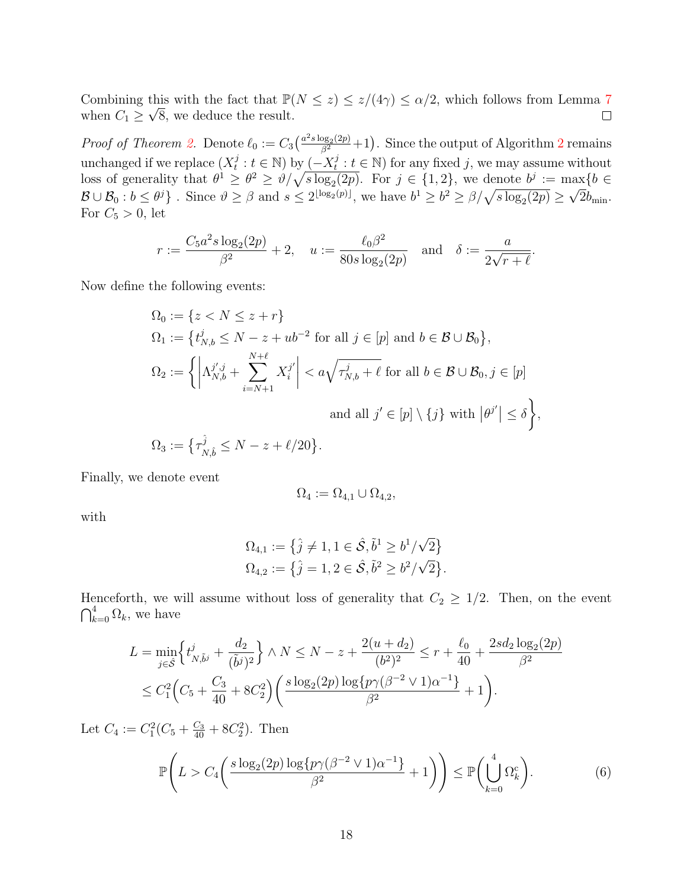Combining this with the fact that $\mathbb{P}(N \le z) \le z/(4\gamma) \le \alpha/2$, which follows from Lemma 7 when $C_1 \ge \sqrt{8}$, we deduce the result. □

*Proof of Theorem 2.* Denote $\ell_0 := C_3\big(\frac{a^2 s \log_2(2p)}{\beta^2}+1\big)$. Since the output of Algorithm 2 remains unchanged if we replace $(X_t^j : t \in \mathbb{N})$ by $(-X_t^j : t \in \mathbb{N})$ for any fixed $j$, we may assume without loss of generality that $\theta^1 \ge \theta^2 \ge \vartheta/\sqrt{s\log_2(2p)}$. For $j \in \{1,2\}$, we denote $b^j := \max\{b \in \mathcal{B} \cup \mathcal{B}_0 : b \le \theta^j\}$ . Since $\vartheta \ge \beta$ and $s \le 2^{\lfloor \log_2(p) \rfloor}$, we have $b^1 \ge b^2 \ge \beta/\sqrt{s\log_2(2p)} \ge \sqrt{2}b_{\min}$. For $C_5 > 0$, let

$$r := \frac{C_5 a^2 s \log_2(2p)}{\beta^2} + 2, \quad u := \frac{\ell_0 \beta^2}{80 s \log_2(2p)} \quad \text{and} \quad \delta := \frac{a}{2\sqrt{r+\ell}}.$$

Now define the following events:

$$\begin{aligned}
\Omega_0 &:= \{z < N \le z + r\} \\
\Omega_1 &:= \big\{t_{N,b}^j \le N - z + ub^{-2} \text{ for all } j \in [p] \text{ and } b \in \mathcal{B} \cup \mathcal{B}_0\big\}, \\
\Omega_2 &:= \Bigg\{\bigg|\Lambda_{N,b}^{j',j} + \sum_{i=N+1}^{N+\ell} X_i^{j'}\bigg| < a\sqrt{\tau_{N,b}^j + \ell} \text{ for all } b \in \mathcal{B} \cup \mathcal{B}_0, j \in [p] \\
&\qquad\qquad\qquad\qquad\qquad \text{and all } j' \in [p] \setminus \{j\} \text{ with } \big|\theta^{j'}\big| \le \delta\Bigg\}, \\
\Omega_3 &:= \big\{\tau_{N,\hat{b}}^{\hat{j}} \le N - z + \ell/20\big\}.
\end{aligned}$$

Finally, we denote event

$$\Omega_4 := \Omega_{4,1} \cup \Omega_{4,2},$$

with

$$\begin{aligned}
\Omega_{4,1} &:= \big\{\hat{j} \ne 1, 1 \in \hat{\mathcal{S}}, \tilde{b}^1 \ge b^1/\sqrt{2}\big\} \\
\Omega_{4,2} &:= \big\{\hat{j} = 1, 2 \in \hat{\mathcal{S}}, \tilde{b}^2 \ge b^2/\sqrt{2}\big\}.
\end{aligned}$$

Henceforth, we will assume without loss of generality that $C_2 \ge 1/2$. Then, on the event $\bigcap_{k=0}^4 \Omega_k$, we have

$$\begin{aligned}
L = \min_{j \in \hat{\mathcal{S}}}\bigg\{t_{N,\tilde{b}^j}^j + \frac{d_2}{(\tilde{b}^j)^2}\bigg\} \wedge N &\le N - z + \frac{2(u+d_2)}{(b^2)^2} \le r + \frac{\ell_0}{40} + \frac{2sd_2\log_2(2p)}{\beta^2} \\
&\le C_1^2\Big(C_5 + \frac{C_3}{40} + 8C_2^2\Big)\bigg(\frac{s\log_2(2p)\log\{p\gamma(\beta^{-2}\vee 1)\alpha^{-1}\}}{\beta^2} + 1\bigg).
\end{aligned}$$

Let $C_4 := C_1^2(C_5 + \frac{C_3}{40} + 8C_2^2)$. Then

$$\mathbb{P}\Bigg(L > C_4\bigg(\frac{s\log_2(2p)\log\{p\gamma(\beta^{-2}\vee 1)\alpha^{-1}\}}{\beta^2} + 1\bigg)\Bigg) \le \mathbb{P}\bigg(\bigcup_{k=0}^4 \Omega_k^{\mathrm{c}}\bigg). \tag{6}$$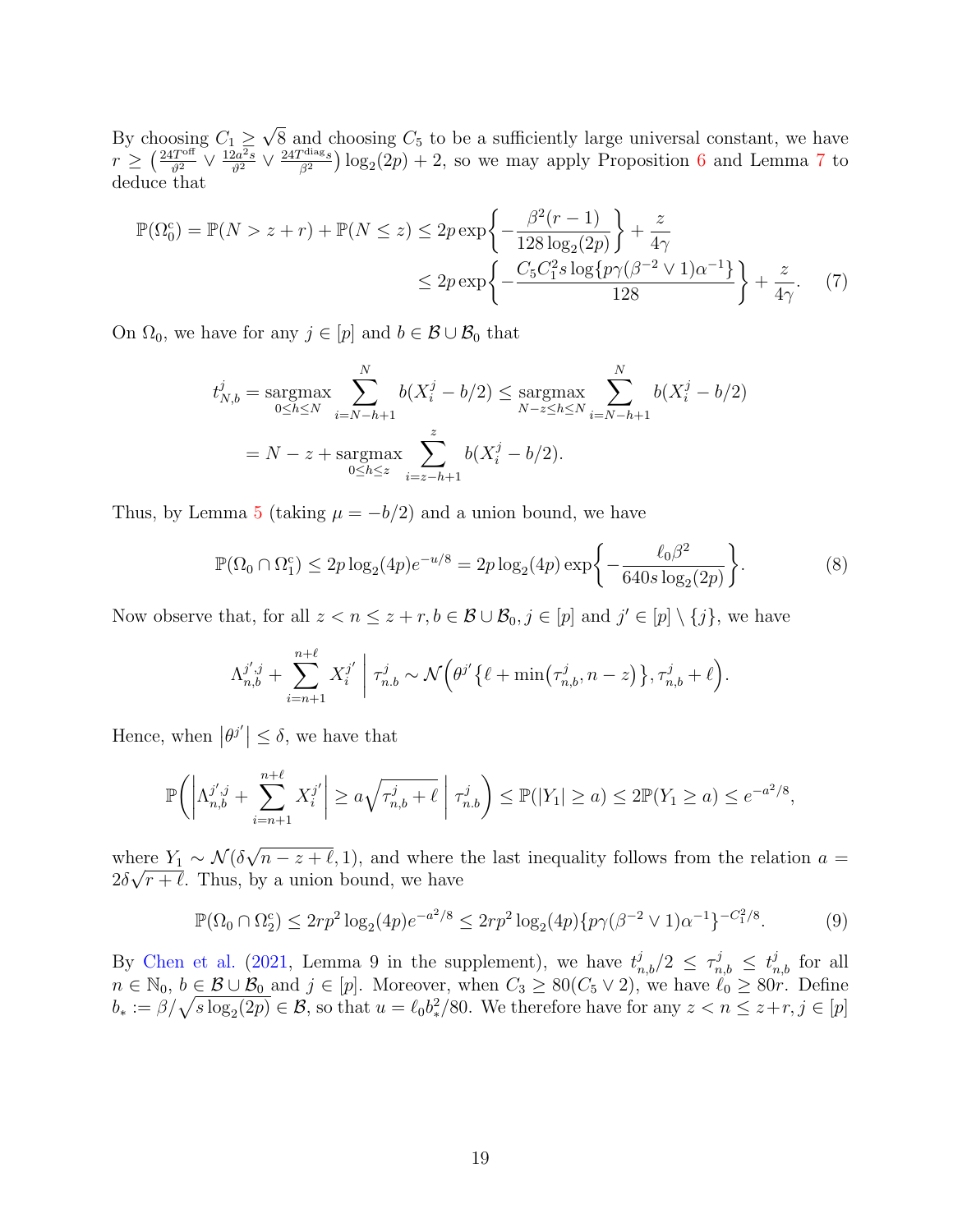By choosing $C_1 \geq \sqrt{8}$ and choosing $C_5$ to be a sufficiently large universal constant, we have $r \geq \big(\frac{24T^{\mathrm{off}}}{\vartheta^2} \vee \frac{12a^2 s}{\vartheta^2} \vee \frac{24T^{\mathrm{diag}}s}{\beta^2}\big)\log_2(2p) + 2$, so we may apply Proposition 6 and Lemma 7 to deduce that

$$
\begin{aligned}
\mathbb{P}(\Omega_0^{\mathrm{c}}) = \mathbb{P}(N > z + r) + \mathbb{P}(N \leq z) &\leq 2p \exp\biggl\{-\frac{\beta^2(r-1)}{128\log_2(2p)}\biggr\} + \frac{z}{4\gamma} \\
&\leq 2p \exp\biggl\{-\frac{C_5 C_1^2 s \log\{p\gamma(\beta^{-2} \vee 1)\alpha^{-1}\}}{128}\biggr\} + \frac{z}{4\gamma}. \qquad (7)
\end{aligned}
$$

On $\Omega_0$, we have for any $j \in [p]$ and $b \in \mathcal{B} \cup \mathcal{B}_0$ that

$$
\begin{aligned}
t_{N,b}^j = \operatorname*{sargmax}_{0 \leq h \leq N} \sum_{i=N-h+1}^{N} b(X_i^j - b/2) &\leq \operatorname*{sargmax}_{N-z \leq h \leq N} \sum_{i=N-h+1}^{N} b(X_i^j - b/2) \\
&= N - z + \operatorname*{sargmax}_{0 \leq h \leq z} \sum_{i=z-h+1}^{z} b(X_i^j - b/2).
\end{aligned}
$$

Thus, by Lemma 5 (taking $\mu = -b/2$) and a union bound, we have

$$
\mathbb{P}(\Omega_0 \cap \Omega_1^{\mathrm{c}}) \leq 2p\log_2(4p)e^{-u/8} = 2p\log_2(4p)\exp\biggl\{-\frac{\ell_0\beta^2}{640 s\log_2(2p)}\biggr\}. \qquad (8)
$$

Now observe that, for all $z < n \leq z + r, b \in \mathcal{B} \cup \mathcal{B}_0, j \in [p]$ and $j' \in [p] \setminus \{j\}$, we have

$$
\Lambda_{n,b}^{j',j} + \sum_{i=n+1}^{n+\ell} X_i^{j'} \biggm| \tau_{n.b}^j \sim \mathcal{N}\Bigl(\theta^{j'}\bigl\{\ell + \min\bigl(\tau_{n,b}^j, n - z\bigr)\bigr\}, \tau_{n,b}^j + \ell\Bigr).
$$

Hence, when $\bigl|\theta^{j'}\bigr| \leq \delta$, we have that

$$
\mathbb{P}\biggl(\biggl|\Lambda_{n,b}^{j',j} + \sum_{i=n+1}^{n+\ell} X_i^{j'}\biggr| \geq a\sqrt{\tau_{n,b}^j + \ell} \biggm| \tau_{n.b}^j\biggr) \leq \mathbb{P}(|Y_1| \geq a) \leq 2\mathbb{P}(Y_1 \geq a) \leq e^{-a^2/8},
$$

where $Y_1 \sim \mathcal{N}(\delta\sqrt{n - z + \ell}, 1)$, and where the last inequality follows from the relation $a = 2\delta\sqrt{r + \ell}$. Thus, by a union bound, we have

$$
\mathbb{P}(\Omega_0 \cap \Omega_2^{\mathrm{c}}) \leq 2rp^2\log_2(4p)e^{-a^2/8} \leq 2rp^2\log_2(4p)\{p\gamma(\beta^{-2} \vee 1)\alpha^{-1}\}^{-C_1^2/8}. \qquad (9)
$$

By Chen et al. (2021, Lemma 9 in the supplement), we have $t_{n,b}^j/2 \leq \tau_{n,b}^j \leq t_{n,b}^j$ for all $n \in \mathbb{N}_0$, $b \in \mathcal{B} \cup \mathcal{B}_0$ and $j \in [p]$. Moreover, when $C_3 \geq 80(C_5 \vee 2)$, we have $\ell_0 \geq 80r$. Define $b_* := \beta/\sqrt{s\log_2(2p)} \in \mathcal{B}$, so that $u = \ell_0 b_*^2/80$. We therefore have for any $z < n \leq z + r, j \in [p]$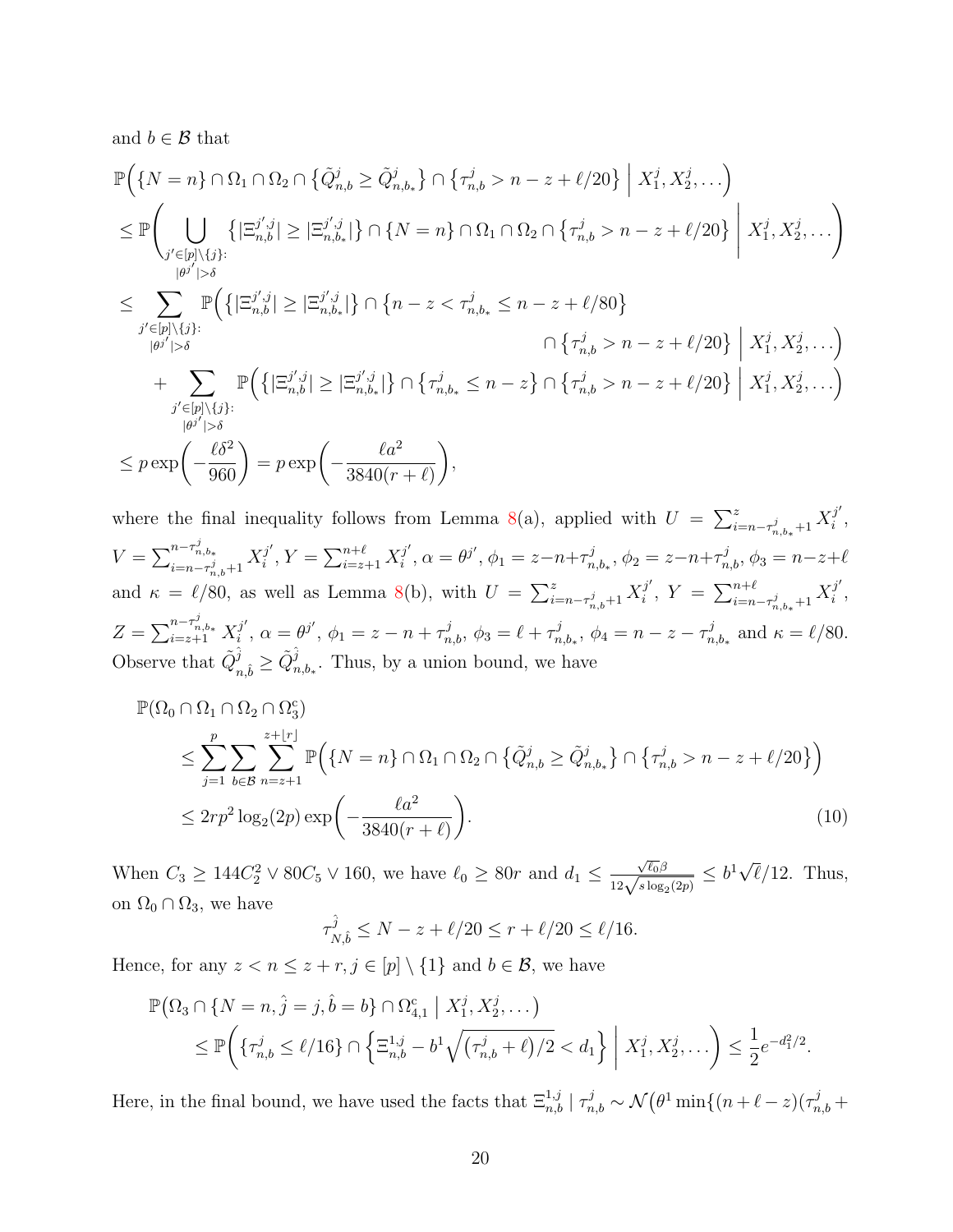and $b \in \mathcal{B}$ that

$$
\begin{aligned}
&\mathbb{P}\Big(\{N=n\} \cap \Omega_1 \cap \Omega_2 \cap \big\{\tilde{Q}^j_{n,b} \geq \tilde{Q}^j_{n,b_*}\big\} \cap \big\{\tau^j_{n,b} > n-z+\ell/20\big\} \;\Big|\; X^j_1, X^j_2, \ldots\Big) \\
&\leq \mathbb{P}\Bigg( \bigcup_{\substack{j' \in [p]\setminus\{j\}: \\ |\theta^{j'}|>\delta}} \big\{|\Xi^{j',j}_{n,b}| \geq |\Xi^{j',j}_{n,b_*}|\big\} \cap \{N=n\} \cap \Omega_1 \cap \Omega_2 \cap \big\{\tau^j_{n,b} > n-z+\ell/20\big\} \;\Bigg|\; X^j_1, X^j_2, \ldots\Bigg) \\
&\leq \sum_{\substack{j' \in [p]\setminus\{j\}: \\ |\theta^{j'}|>\delta}} \mathbb{P}\Big(\big\{|\Xi^{j',j}_{n,b}| \geq |\Xi^{j',j}_{n,b_*}|\big\} \cap \big\{n-z < \tau^j_{n,b_*} \leq n-z+\ell/80\big\} \\
&\qquad\qquad\qquad\qquad\qquad\qquad\qquad\qquad \cap \big\{\tau^j_{n,b} > n-z+\ell/20\big\} \;\Big|\; X^j_1, X^j_2, \ldots\Big) \\
&\quad + \sum_{\substack{j' \in [p]\setminus\{j\}: \\ |\theta^{j'}|>\delta}} \mathbb{P}\Big(\big\{|\Xi^{j',j}_{n,b}| \geq |\Xi^{j',j}_{n,b_*}|\big\} \cap \big\{\tau^j_{n,b_*} \leq n-z\big\} \cap \big\{\tau^j_{n,b} > n-z+\ell/20\big\} \;\Big|\; X^j_1, X^j_2, \ldots\Big) \\
&\leq p\exp\bigg(-\frac{\ell\delta^2}{960}\bigg) = p\exp\bigg(-\frac{\ell a^2}{3840(r+\ell)}\bigg),
\end{aligned}
$$

where the final inequality follows from Lemma 8(a), applied with $U = \sum_{i=n-\tau^j_{n,b_*}+1}^{z} X^{j'}_i$, $V = \sum_{i=n-\tau^j_{n,b}+1}^{n-\tau^j_{n,b_*}} X^{j'}_i$, $Y = \sum_{i=z+1}^{n+\ell} X^{j'}_i$, $\alpha = \theta^{j'}$, $\phi_1 = z-n+\tau^j_{n,b_*}$, $\phi_2 = z-n+\tau^j_{n,b}$, $\phi_3 = n-z+\ell$ and $\kappa = \ell/80$, as well as Lemma 8(b), with $U = \sum_{i=n-\tau^j_{n,b}+1}^{z} X^{j'}_i$, $Y = \sum_{i=n-\tau^j_{n,b_*}+1}^{n+\ell} X^{j'}_i$, $Z = \sum_{i=z+1}^{n-\tau^j_{n,b_*}} X^{j'}_i$, $\alpha = \theta^{j'}$, $\phi_1 = z-n+\tau^j_{n,b}$, $\phi_3 = \ell+\tau^j_{n,b_*}$, $\phi_4 = n-z-\tau^j_{n,b_*}$ and $\kappa = \ell/80$. Observe that $\tilde{Q}^{\hat{j}}_{n,\hat{b}} \geq \tilde{Q}^{\hat{j}}_{n,b_*}$. Thus, by a union bound, we have

$$
\begin{aligned}
&\mathbb{P}(\Omega_0 \cap \Omega_1 \cap \Omega_2 \cap \Omega_3^{\mathrm{c}}) \\
&\qquad \leq \sum_{j=1}^{p} \sum_{b\in\mathcal{B}} \sum_{n=z+1}^{z+\lfloor r\rfloor} \mathbb{P}\Big(\{N=n\} \cap \Omega_1 \cap \Omega_2 \cap \big\{\tilde{Q}^j_{n,b} \geq \tilde{Q}^j_{n,b_*}\big\} \cap \big\{\tau^j_{n,b} > n-z+\ell/20\big\}\Big) \\
&\qquad \leq 2rp^2\log_2(2p)\exp\bigg(-\frac{\ell a^2}{3840(r+\ell)}\bigg). \qquad (10)
\end{aligned}
$$

When $C_3 \geq 144C_2^2 \vee 80C_5 \vee 160$, we have $\ell_0 \geq 80r$ and $d_1 \leq \frac{\sqrt{\ell_0}\beta}{12\sqrt{s\log_2(2p)}} \leq b^1\sqrt{\ell}/12$. Thus, on $\Omega_0 \cap \Omega_3$, we have

$$
\tau^{\hat{j}}_{N,\hat{b}} \leq N - z + \ell/20 \leq r + \ell/20 \leq \ell/16.
$$

Hence, for any $z < n \leq z+r$, $j \in [p]\setminus\{1\}$ and $b \in \mathcal{B}$, we have

$$
\begin{aligned}
&\mathbb{P}\big(\Omega_3 \cap \{N=n, \hat{j}=j, \hat{b}=b\} \cap \Omega_{4,1}^{\mathrm{c}} \;\big|\; X^j_1, X^j_2, \ldots\big) \\
&\qquad \leq \mathbb{P}\bigg(\{\tau^j_{n,b} \leq \ell/16\} \cap \Big\{\Xi^{1,j}_{n,b} - b^1\sqrt{(\tau^j_{n,b}+\ell)/2} < d_1\Big\} \;\bigg|\; X^j_1, X^j_2, \ldots\bigg) \leq \frac{1}{2}e^{-d_1^2/2}.
\end{aligned}
$$

Here, in the final bound, we have used the facts that $\Xi^{1,j}_{n,b} \mid \tau^j_{n,b} \sim \mathcal{N}\big(\theta^1 \min\{(n+\ell-z)(\tau^j_{n,b}+\big.$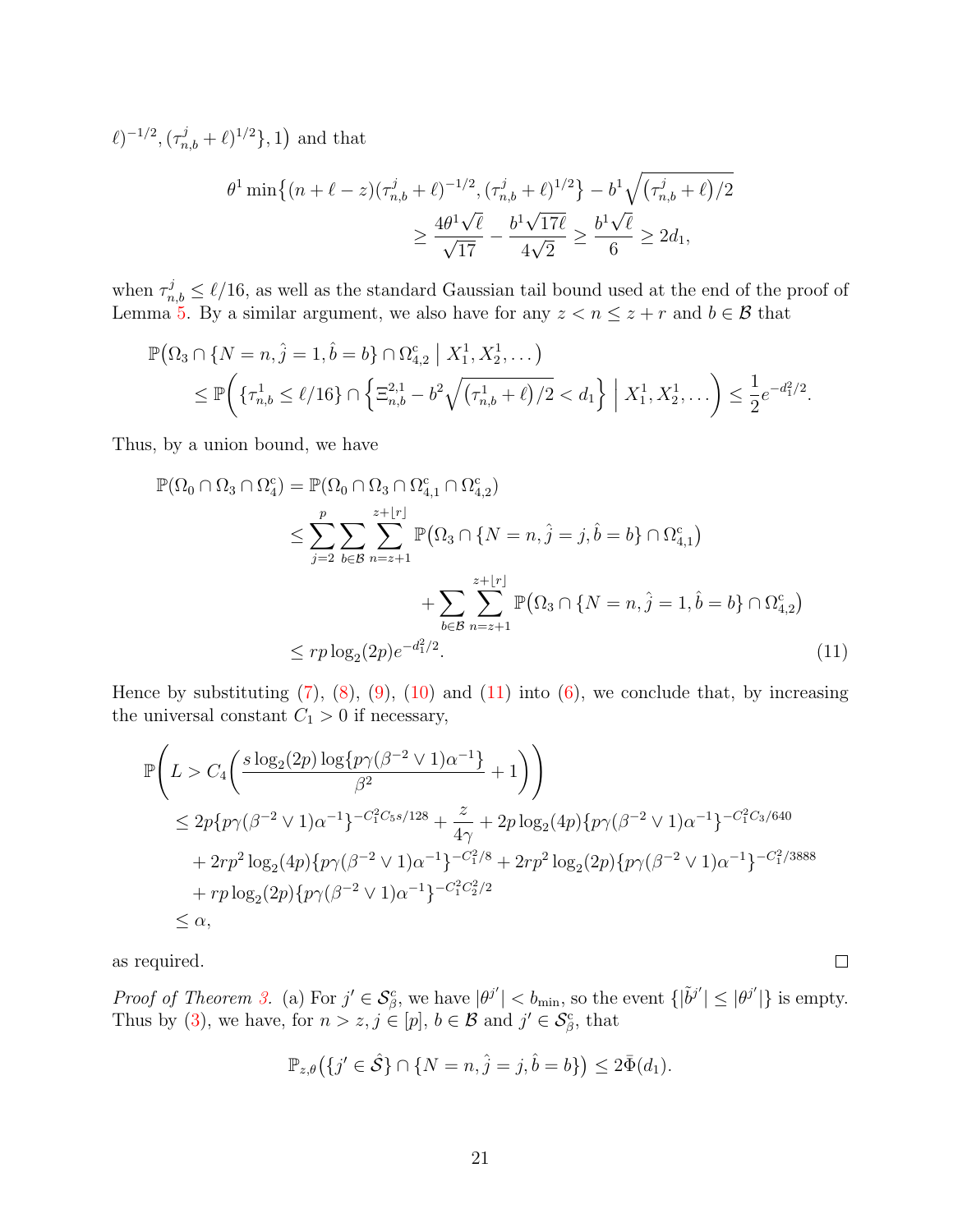$\ell)^{-1/2}, (\tau^j_{n,b} + \ell)^{1/2}\}, 1\big)$ and that

$$
\begin{aligned}
\theta^1 \min\big\{(n+\ell-z)(\tau^j_{n,b}+\ell)^{-1/2}, (\tau^j_{n,b}+\ell)^{1/2}\big\} - b^1\sqrt{\big(\tau^j_{n,b}+\ell\big)/2} \\
\geq \frac{4\theta^1\sqrt{\ell}}{\sqrt{17}} - \frac{b^1\sqrt{17\ell}}{4\sqrt{2}} \geq \frac{b^1\sqrt{\ell}}{6} \geq 2d_1,
\end{aligned}
$$

when $\tau^j_{n,b} \leq \ell/16$, as well as the standard Gaussian tail bound used at the end of the proof of Lemma 5. By a similar argument, we also have for any $z < n \leq z + r$ and $b \in \mathcal{B}$ that

$$
\begin{aligned}
&\mathbb{P}\big(\Omega_3 \cap \{N = n, \hat{j} = 1, \hat{b} = b\} \cap \Omega^{\mathrm{c}}_{4,2} \;\big|\; X^1_1, X^1_2, \ldots\big) \\
&\quad \leq \mathbb{P}\bigg(\{\tau^1_{n,b} \leq \ell/16\} \cap \Big\{\Xi^{2,1}_{n,b} - b^2\sqrt{\big(\tau^1_{n,b}+\ell\big)/2} < d_1\Big\} \;\Big|\; X^1_1, X^1_2, \ldots\bigg) \leq \frac{1}{2}e^{-d_1^2/2}.
\end{aligned}
$$

Thus, by a union bound, we have

$$
\begin{aligned}
\mathbb{P}(\Omega_0 \cap \Omega_3 \cap \Omega^{\mathrm{c}}_4) &= \mathbb{P}(\Omega_0 \cap \Omega_3 \cap \Omega^{\mathrm{c}}_{4,1} \cap \Omega^{\mathrm{c}}_{4,2}) \\
&\leq \sum_{j=2}^{p}\sum_{b\in\mathcal{B}}\sum_{n=z+1}^{z+\lfloor r\rfloor} \mathbb{P}\big(\Omega_3 \cap \{N = n, \hat{j} = j, \hat{b} = b\} \cap \Omega^{\mathrm{c}}_{4,1}\big) \\
&\qquad\qquad + \sum_{b\in\mathcal{B}}\sum_{n=z+1}^{z+\lfloor r\rfloor} \mathbb{P}\big(\Omega_3 \cap \{N = n, \hat{j} = 1, \hat{b} = b\} \cap \Omega^{\mathrm{c}}_{4,2}\big) \\
&\leq rp\log_2(2p)e^{-d_1^2/2}. \qquad\qquad (11)
\end{aligned}
$$

Hence by substituting (7), (8), (9), (10) and (11) into (6), we conclude that, by increasing the universal constant $C_1 > 0$ if necessary,

$$
\begin{aligned}
&\mathbb{P}\bigg(L > C_4\bigg(\frac{s\log_2(2p)\log\{p\gamma(\beta^{-2}\vee 1)\alpha^{-1}\}}{\beta^2} + 1\bigg)\bigg) \\
&\quad \leq 2p\{p\gamma(\beta^{-2}\vee 1)\alpha^{-1}\}^{-C_1^2C_5s/128} + \frac{z}{4\gamma} + 2p\log_2(4p)\{p\gamma(\beta^{-2}\vee 1)\alpha^{-1}\}^{-C_1^2C_3/640} \\
&\qquad + 2rp^2\log_2(4p)\{p\gamma(\beta^{-2}\vee 1)\alpha^{-1}\}^{-C_1^2/8} + 2rp^2\log_2(2p)\{p\gamma(\beta^{-2}\vee 1)\alpha^{-1}\}^{-C_1^2/3888} \\
&\qquad + rp\log_2(2p)\{p\gamma(\beta^{-2}\vee 1)\alpha^{-1}\}^{-C_1^2C_2^2/2} \\
&\quad \leq \alpha,
\end{aligned}
$$

as required. □

*Proof of Theorem 3.* (a) For $j' \in \mathcal{S}^{\mathrm{c}}_\beta$, we have $|\theta^{j'}| < b_{\min}$, so the event $\{|\tilde{b}^{j'}| \leq |\theta^{j'}|\}$ is empty. Thus by (3), we have, for $n > z$, $j \in [p]$, $b \in \mathcal{B}$ and $j' \in \mathcal{S}^{\mathrm{c}}_\beta$, that

$$
\mathbb{P}_{z,\theta}\big(\{j' \in \hat{\mathcal{S}}\} \cap \{N = n, \hat{j} = j, \hat{b} = b\}\big) \leq 2\bar{\Phi}(d_1).
$$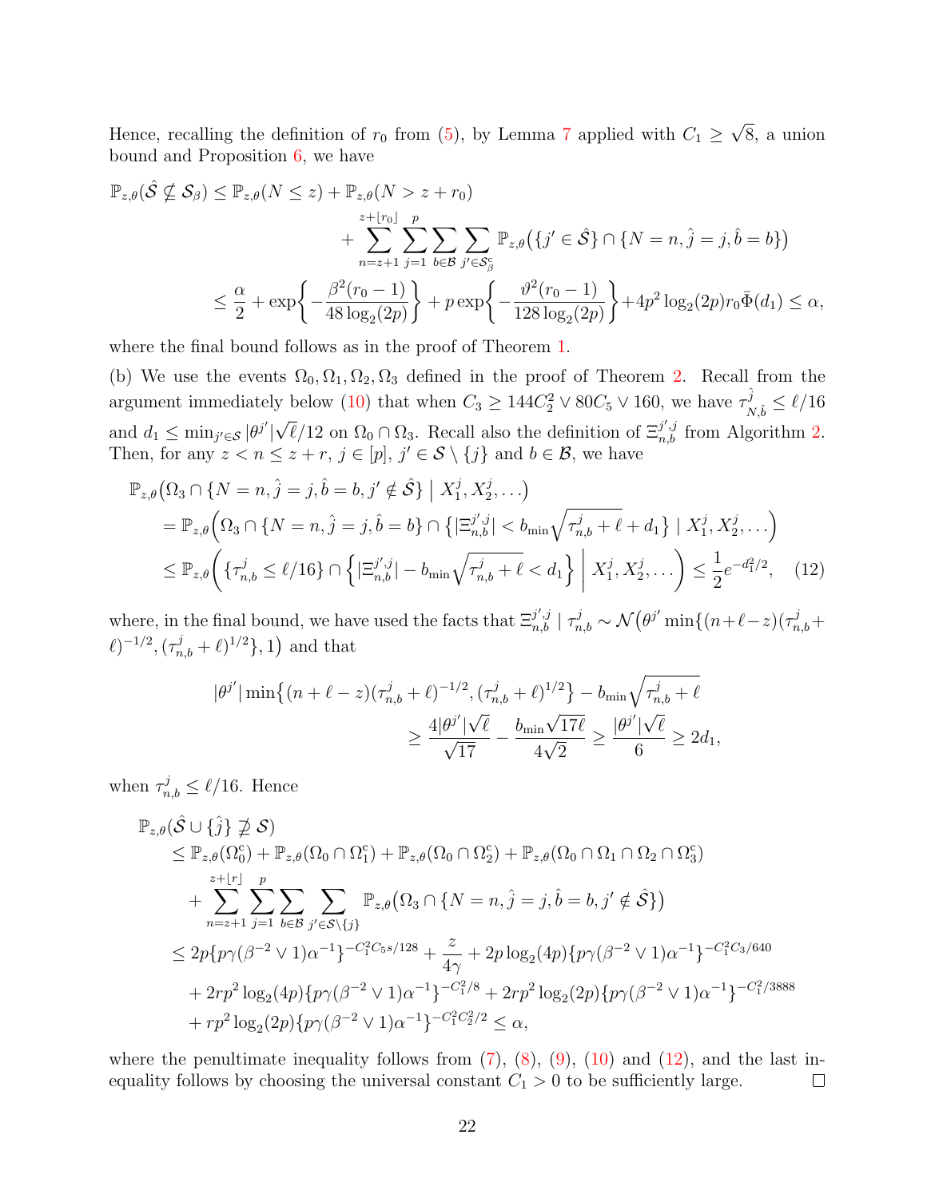Hence, recalling the definition of $r_0$ from (5), by Lemma 7 applied with $C_1 \geq \sqrt{8}$, a union bound and Proposition 6, we have

$$
\begin{aligned}
\mathbb{P}_{z,\theta}(\hat{\mathcal{S}} \not\subseteq \mathcal{S}_\beta) &\leq \mathbb{P}_{z,\theta}(N \leq z) + \mathbb{P}_{z,\theta}(N > z + r_0) \\
&\qquad + \sum_{n=z+1}^{z+\lfloor r_0 \rfloor} \sum_{j=1}^{p} \sum_{b \in \mathcal{B}} \sum_{j' \in \mathcal{S}_\beta^{\mathrm{c}}} \mathbb{P}_{z,\theta}\big(\{j' \in \hat{\mathcal{S}}\} \cap \{N = n, \hat{j} = j, \hat{b} = b\}\big) \\
&\leq \frac{\alpha}{2} + \exp\biggl\{-\frac{\beta^2(r_0 - 1)}{48 \log_2(2p)}\biggr\} + p \exp\biggl\{-\frac{\vartheta^2(r_0 - 1)}{128 \log_2(2p)}\biggr\} + 4p^2 \log_2(2p) r_0 \bar{\Phi}(d_1) \leq \alpha,
\end{aligned}
$$

where the final bound follows as in the proof of Theorem 1.

(b) We use the events $\Omega_0, \Omega_1, \Omega_2, \Omega_3$ defined in the proof of Theorem 2. Recall from the argument immediately below (10) that when $C_3 \geq 144C_2^2 \vee 80C_5 \vee 160$, we have $\tau^{\hat{j}}_{N,\hat{b}} \leq \ell/16$ and $d_1 \leq \min_{j' \in \mathcal{S}} |\theta^{j'}|\sqrt{\ell}/12$ on $\Omega_0 \cap \Omega_3$. Recall also the definition of $\Xi^{j',j}_{n,b}$ from Algorithm 2. Then, for any $z < n \leq z + r$, $j \in [p]$, $j' \in \mathcal{S} \setminus \{j\}$ and $b \in \mathcal{B}$, we have

$$
\begin{aligned}
&\mathbb{P}_{z,\theta}\big(\Omega_3 \cap \{N = n, \hat{j} = j, \hat{b} = b, j' \notin \hat{\mathcal{S}}\} \bigm| X_1^j, X_2^j, \ldots\big) \\
&\quad = \mathbb{P}_{z,\theta}\Bigl(\Omega_3 \cap \{N = n, \hat{j} = j, \hat{b} = b\} \cap \Bigl\{|\Xi^{j',j}_{n,b}| < b_{\min}\sqrt{\tau^j_{n,b} + \ell} + d_1\Bigr\} \mid X_1^j, X_2^j, \ldots\Bigr) \\
&\quad \leq \mathbb{P}_{z,\theta}\biggl(\{\tau^j_{n,b} \leq \ell/16\} \cap \Bigl\{|\Xi^{j',j}_{n,b}| - b_{\min}\sqrt{\tau^j_{n,b} + \ell} < d_1\Bigr\} \biggm| X_1^j, X_2^j, \ldots\biggr) \leq \frac{1}{2} e^{-d_1^2/2}, \qquad (12)
\end{aligned}
$$

where, in the final bound, we have used the facts that $\Xi^{j',j}_{n,b} \mid \tau^j_{n,b} \sim \mathcal{N}\big(\theta^{j'} \min\{(n+\ell-z)(\tau^j_{n,b} + \ell)^{-1/2}, (\tau^j_{n,b} + \ell)^{1/2}\}, 1\big)$ and that

$$
\begin{aligned}
|\theta^{j'}| \min\bigl\{(n + \ell - z)(\tau^j_{n,b} + \ell)^{-1/2}, (\tau^j_{n,b} + \ell)^{1/2}\bigr\} - b_{\min}\sqrt{\tau^j_{n,b} + \ell} \\
\geq \frac{4|\theta^{j'}|\sqrt{\ell}}{\sqrt{17}} - \frac{b_{\min}\sqrt{17\ell}}{4\sqrt{2}} \geq \frac{|\theta^{j'}|\sqrt{\ell}}{6} \geq 2d_1,
\end{aligned}
$$

when $\tau^j_{n,b} \leq \ell/16$. Hence

$$
\begin{aligned}
&\mathbb{P}_{z,\theta}(\hat{\mathcal{S}} \cup \{\hat{j}\} \not\supseteq \mathcal{S}) \\
&\quad \leq \mathbb{P}_{z,\theta}(\Omega_0^{\mathrm{c}}) + \mathbb{P}_{z,\theta}(\Omega_0 \cap \Omega_1^{\mathrm{c}}) + \mathbb{P}_{z,\theta}(\Omega_0 \cap \Omega_2^{\mathrm{c}}) + \mathbb{P}_{z,\theta}(\Omega_0 \cap \Omega_1 \cap \Omega_2 \cap \Omega_3^{\mathrm{c}}) \\
&\qquad + \sum_{n=z+1}^{z+\lfloor r \rfloor} \sum_{j=1}^{p} \sum_{b \in \mathcal{B}} \sum_{j' \in \mathcal{S} \setminus \{j\}} \mathbb{P}_{z,\theta}\big(\Omega_3 \cap \{N = n, \hat{j} = j, \hat{b} = b, j' \notin \hat{\mathcal{S}}\}\big) \\
&\quad \leq 2p\{p\gamma(\beta^{-2} \vee 1)\alpha^{-1}\}^{-C_1^2 C_5 s/128} + \frac{z}{4\gamma} + 2p\log_2(4p)\{p\gamma(\beta^{-2} \vee 1)\alpha^{-1}\}^{-C_1^2 C_3/640} \\
&\qquad + 2rp^2 \log_2(4p)\{p\gamma(\beta^{-2} \vee 1)\alpha^{-1}\}^{-C_1^2/8} + 2rp^2 \log_2(2p)\{p\gamma(\beta^{-2} \vee 1)\alpha^{-1}\}^{-C_1^2/3888} \\
&\qquad + rp^2 \log_2(2p)\{p\gamma(\beta^{-2} \vee 1)\alpha^{-1}\}^{-C_1^2 C_2^2/2} \leq \alpha,
\end{aligned}
$$

where the penultimate inequality follows from (7), (8), (9), (10) and (12), and the last inequality follows by choosing the universal constant $C_1 > 0$ to be sufficiently large. $\square$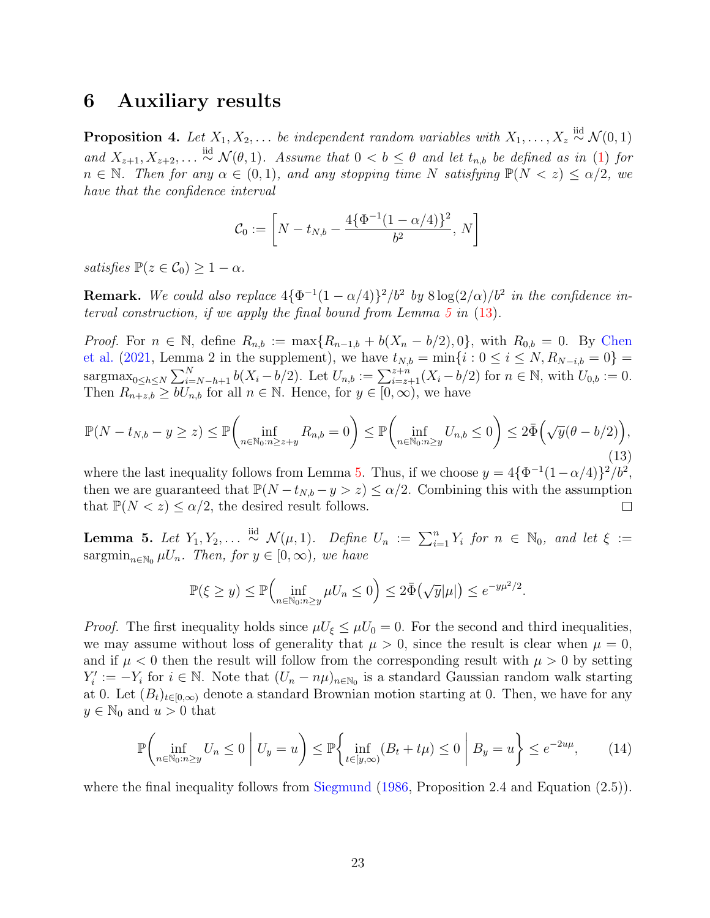# 6 Auxiliary results

**Proposition 4.** *Let $X_1, X_2, \ldots$ be independent random variables with $X_1, \ldots, X_z \overset{\text{iid}}{\sim} \mathcal{N}(0,1)$ and $X_{z+1}, X_{z+2}, \ldots \overset{\text{iid}}{\sim} \mathcal{N}(\theta, 1)$. Assume that $0 < b \leq \theta$ and let $t_{n,b}$ be defined as in (1) for $n \in \mathbb{N}$. Then for any $\alpha \in (0,1)$, and any stopping time $N$ satisfying $\mathbb{P}(N < z) \leq \alpha/2$, we have that the confidence interval*

$$\mathcal{C}_0 := \left[N - t_{N,b} - \frac{4\{\Phi^{-1}(1-\alpha/4)\}^2}{b^2},\, N\right]$$

*satisfies $\mathbb{P}(z \in \mathcal{C}_0) \geq 1 - \alpha$.*

**Remark.** *We could also replace $4\{\Phi^{-1}(1-\alpha/4)\}^2/b^2$ by $8\log(2/\alpha)/b^2$ in the confidence interval construction, if we apply the final bound from Lemma 5 in (13).*

*Proof.* For $n \in \mathbb{N}$, define $R_{n,b} := \max\{R_{n-1,b} + b(X_n - b/2), 0\}$, with $R_{0,b} = 0$. By Chen et al. (2021, Lemma 2 in the supplement), we have $t_{N,b} = \min\{i : 0 \leq i \leq N, R_{N-i,b} = 0\} = \operatorname{sargmax}_{0 \leq h \leq N} \sum_{i=N-h+1}^{N} b(X_i - b/2)$. Let $U_{n,b} := \sum_{i=z+1}^{z+n}(X_i - b/2)$ for $n \in \mathbb{N}$, with $U_{0,b} := 0$. Then $R_{n+z,b} \geq bU_{n,b}$ for all $n \in \mathbb{N}$. Hence, for $y \in [0,\infty)$, we have

$$\mathbb{P}(N - t_{N,b} - y \geq z) \leq \mathbb{P}\biggl(\inf_{n \in \mathbb{N}_0 : n \geq z+y} R_{n,b} = 0\biggr) \leq \mathbb{P}\biggl(\inf_{n \in \mathbb{N}_0 : n \geq y} U_{n,b} \leq 0\biggr) \leq 2\bar{\Phi}\Bigl(\sqrt{y}(\theta - b/2)\Bigr), \tag{13}$$

where the last inequality follows from Lemma 5. Thus, if we choose $y = 4\{\Phi^{-1}(1-\alpha/4)\}^2/b^2$, then we are guaranteed that $\mathbb{P}(N - t_{N,b} - y > z) \leq \alpha/2$. Combining this with the assumption that $\mathbb{P}(N < z) \leq \alpha/2$, the desired result follows. $\square$

**Lemma 5.** *Let $Y_1, Y_2, \ldots \overset{\text{iid}}{\sim} \mathcal{N}(\mu, 1)$. Define $U_n := \sum_{i=1}^{n} Y_i$ for $n \in \mathbb{N}_0$, and let $\xi := \operatorname{sargmin}_{n \in \mathbb{N}_0} \mu U_n$. Then, for $y \in [0,\infty)$, we have*

$$\mathbb{P}(\xi \geq y) \leq \mathbb{P}\Bigl(\inf_{n \in \mathbb{N}_0 : n \geq y} \mu U_n \leq 0\Bigr) \leq 2\bar{\Phi}\bigl(\sqrt{y}|\mu|\bigr) \leq e^{-y\mu^2/2}.$$

*Proof.* The first inequality holds since $\mu U_\xi \leq \mu U_0 = 0$. For the second and third inequalities, we may assume without loss of generality that $\mu > 0$, since the result is clear when $\mu = 0$, and if $\mu < 0$ then the result will follow from the corresponding result with $\mu > 0$ by setting $Y_i' := -Y_i$ for $i \in \mathbb{N}$. Note that $(U_n - n\mu)_{n \in \mathbb{N}_0}$ is a standard Gaussian random walk starting at 0. Let $(B_t)_{t \in [0,\infty)}$ denote a standard Brownian motion starting at 0. Then, we have for any $y \in \mathbb{N}_0$ and $u > 0$ that

$$\mathbb{P}\biggl(\inf_{n \in \mathbb{N}_0 : n \geq y} U_n \leq 0 \biggm| U_y = u\biggr) \leq \mathbb{P}\biggl\{\inf_{t \in [y,\infty)} (B_t + t\mu) \leq 0 \biggm| B_y = u\biggr\} \leq e^{-2u\mu}, \tag{14}$$

where the final inequality follows from Siegmund (1986, Proposition 2.4 and Equation (2.5)).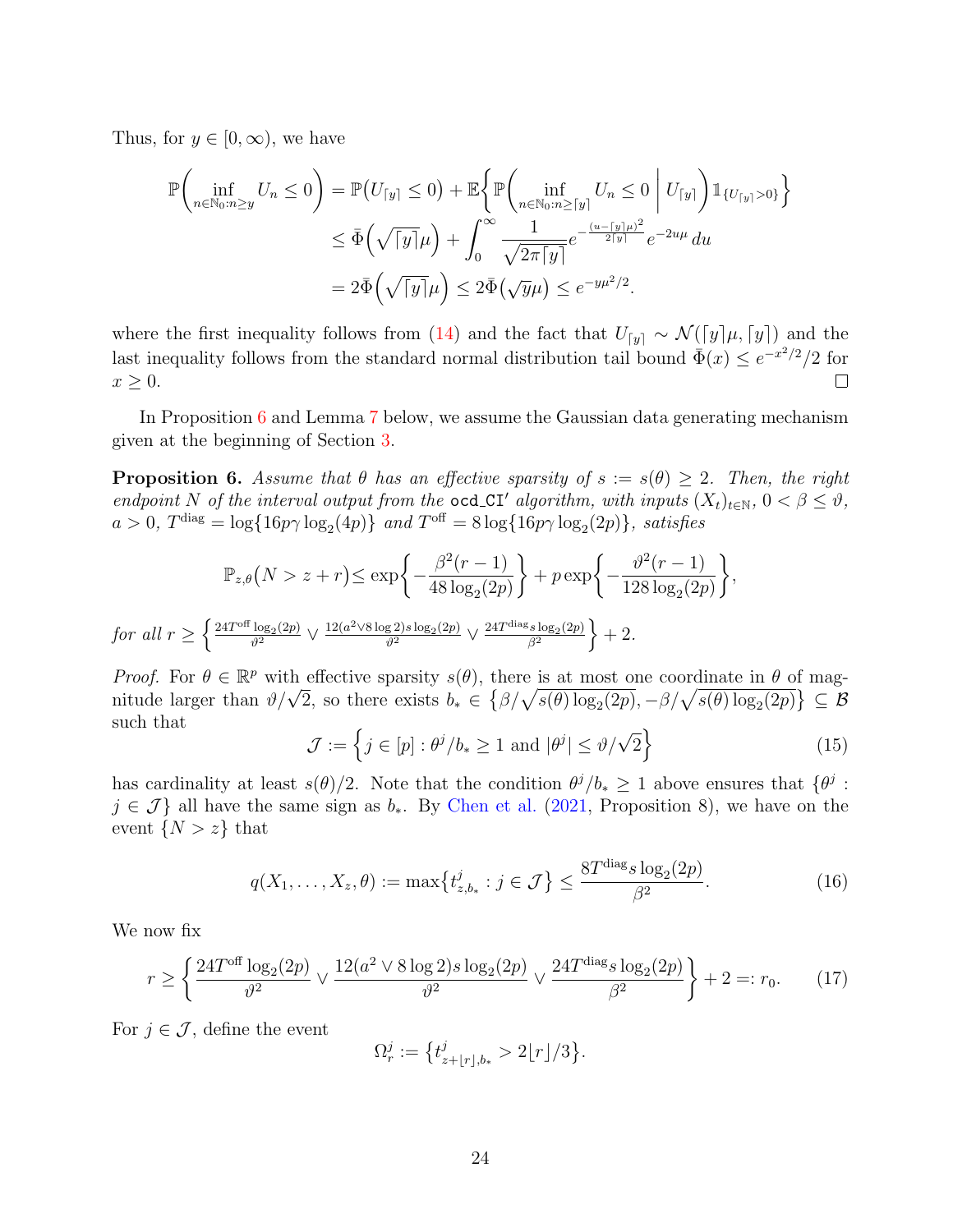Thus, for $y \in [0, \infty)$, we have

$$
\begin{aligned}
\mathbb{P}\biggl(\inf_{n\in\mathbb{N}_0:n\geq y} U_n \leq 0\biggr) &= \mathbb{P}\bigl(U_{\lceil y\rceil} \leq 0\bigr) + \mathbb{E}\biggl\{\mathbb{P}\biggl(\inf_{n\in\mathbb{N}_0:n\geq \lceil y\rceil} U_n \leq 0 \biggm| U_{\lceil y\rceil}\biggr)\mathbb{1}_{\{U_{\lceil y\rceil}>0\}}\biggr\} \\
&\leq \bar{\Phi}\Bigl(\sqrt{\lceil y\rceil}\mu\Bigr) + \int_0^\infty \frac{1}{\sqrt{2\pi\lceil y\rceil}} e^{-\frac{(u-\lceil y\rceil\mu)^2}{2\lceil y\rceil}} e^{-2u\mu}\,du \\
&= 2\bar{\Phi}\Bigl(\sqrt{\lceil y\rceil}\mu\Bigr) \leq 2\bar{\Phi}\bigl(\sqrt{y}\mu\bigr) \leq e^{-y\mu^2/2}.
\end{aligned}
$$

where the first inequality follows from (14) and the fact that $U_{\lceil y\rceil} \sim \mathcal{N}(\lceil y\rceil\mu, \lceil y\rceil)$ and the last inequality follows from the standard normal distribution tail bound $\bar{\Phi}(x) \leq e^{-x^2/2}/2$ for $x \geq 0$. $\square$

In Proposition 6 and Lemma 7 below, we assume the Gaussian data generating mechanism given at the beginning of Section 3.

**Proposition 6.** *Assume that $\theta$ has an effective sparsity of $s := s(\theta) \geq 2$. Then, the right endpoint $N$ of the interval output from the* `ocd_CI'` *algorithm, with inputs $(X_t)_{t\in\mathbb{N}}$, $0 < \beta \leq \vartheta$, $a > 0$, $T^{\mathrm{diag}} = \log\{16p\gamma\log_2(4p)\}$ and $T^{\mathrm{off}} = 8\log\{16p\gamma\log_2(2p)\}$, satisfies*

$$
\mathbb{P}_{z,\theta}\bigl(N > z + r\bigr) \leq \exp\biggl\{-\frac{\beta^2(r-1)}{48\log_2(2p)}\biggr\} + p\exp\biggl\{-\frac{\vartheta^2(r-1)}{128\log_2(2p)}\biggr\},
$$

*for all $r \geq \Bigl\{\frac{24T^{\mathrm{off}}\log_2(2p)}{\vartheta^2} \vee \frac{12(a^2\vee 8\log 2)s\log_2(2p)}{\vartheta^2} \vee \frac{24T^{\mathrm{diag}}s\log_2(2p)}{\beta^2}\Bigr\} + 2$.*

*Proof.* For $\theta \in \mathbb{R}^p$ with effective sparsity $s(\theta)$, there is at most one coordinate in $\theta$ of magnitude larger than $\vartheta/\sqrt{2}$, so there exists $b_* \in \bigl\{\beta/\sqrt{s(\theta)\log_2(2p)}, -\beta/\sqrt{s(\theta)\log_2(2p)}\bigr\} \subseteq \mathcal{B}$ such that

$$
\mathcal{J} := \Bigl\{j \in [p] : \theta^j/b_* \geq 1 \text{ and } |\theta^j| \leq \vartheta/\sqrt{2}\Bigr\} \tag{15}
$$

has cardinality at least $s(\theta)/2$. Note that the condition $\theta^j/b_* \geq 1$ above ensures that $\{\theta^j : j \in \mathcal{J}\}$ all have the same sign as $b_*$. By Chen et al. (2021, Proposition 8), we have on the event $\{N > z\}$ that

$$
q(X_1, \ldots, X_z, \theta) := \max\bigl\{t^j_{z,b_*} : j \in \mathcal{J}\bigr\} \leq \frac{8T^{\mathrm{diag}}s\log_2(2p)}{\beta^2}. \tag{16}
$$

We now fix

$$
r \geq \biggl\{\frac{24T^{\mathrm{off}}\log_2(2p)}{\vartheta^2} \vee \frac{12(a^2 \vee 8\log 2)s\log_2(2p)}{\vartheta^2} \vee \frac{24T^{\mathrm{diag}}s\log_2(2p)}{\beta^2}\biggr\} + 2 =: r_0. \tag{17}
$$

For $j \in \mathcal{J}$, define the event

$$
\Omega^j_r := \bigl\{t^j_{z+\lfloor r\rfloor,b_*} > 2\lfloor r\rfloor/3\bigr\}.
$$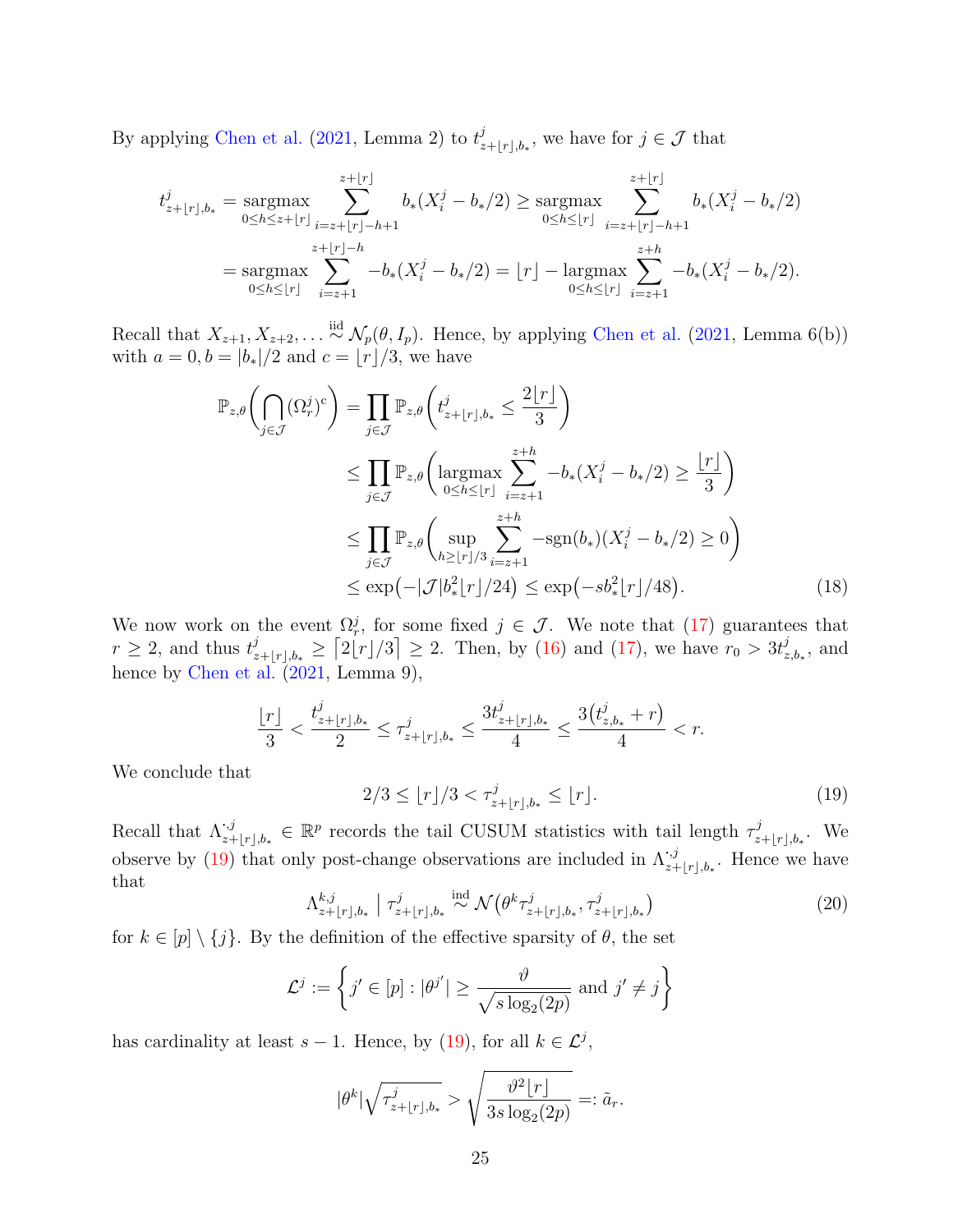By applying Chen et al. (2021, Lemma 2) to $t^j_{z+\lfloor r\rfloor,b_*}$, we have for $j \in \mathcal{J}$ that

$$
\begin{aligned}
t^j_{z+\lfloor r\rfloor,b_*} &= \operatorname*{sargmax}_{0\le h\le z+\lfloor r\rfloor} \sum_{i=z+\lfloor r\rfloor-h+1}^{z+\lfloor r\rfloor} b_*(X^j_i - b_*/2) \ge \operatorname*{sargmax}_{0\le h\le \lfloor r\rfloor} \sum_{i=z+\lfloor r\rfloor-h+1}^{z+\lfloor r\rfloor} b_*(X^j_i - b_*/2) \\
&= \operatorname*{sargmax}_{0\le h\le \lfloor r\rfloor} \sum_{i=z+1}^{z+\lfloor r\rfloor-h} -b_*(X^j_i - b_*/2) = \lfloor r\rfloor - \operatorname*{largmax}_{0\le h\le \lfloor r\rfloor} \sum_{i=z+1}^{z+h} -b_*(X^j_i - b_*/2).
\end{aligned}
$$

Recall that $X_{z+1}, X_{z+2}, \ldots \overset{\text{iid}}{\sim} \mathcal{N}_p(\theta, I_p)$. Hence, by applying Chen et al. (2021, Lemma 6(b)) with $a = 0, b = |b_*|/2$ and $c = \lfloor r\rfloor/3$, we have

$$
\begin{aligned}
\mathbb{P}_{z,\theta}\biggl(\bigcap_{j\in\mathcal{J}} (\Omega^j_r)^{\mathrm{c}}\biggr) &= \prod_{j\in\mathcal{J}} \mathbb{P}_{z,\theta}\biggl(t^j_{z+\lfloor r\rfloor,b_*} \le \frac{2\lfloor r\rfloor}{3}\biggr) \\
&\le \prod_{j\in\mathcal{J}} \mathbb{P}_{z,\theta}\biggl(\operatorname*{largmax}_{0\le h\le \lfloor r\rfloor} \sum_{i=z+1}^{z+h} -b_*(X^j_i - b_*/2) \ge \frac{\lfloor r\rfloor}{3}\biggr) \\
&\le \prod_{j\in\mathcal{J}} \mathbb{P}_{z,\theta}\biggl(\sup_{h\ge\lfloor r\rfloor/3} \sum_{i=z+1}^{z+h} -\mathrm{sgn}(b_*)(X^j_i - b_*/2) \ge 0\biggr) \\
&\le \exp\bigl(-|\mathcal{J}|b_*^2\lfloor r\rfloor/24\bigr) \le \exp\bigl(-sb_*^2\lfloor r\rfloor/48\bigr).
\end{aligned}
\tag{18}
$$

We now work on the event $\Omega^j_r$, for some fixed $j \in \mathcal{J}$. We note that (17) guarantees that $r \ge 2$, and thus $t^j_{z+\lfloor r\rfloor,b_*} \ge \lceil 2\lfloor r\rfloor/3\rceil \ge 2$. Then, by (16) and (17), we have $r_0 > 3t^j_{z,b_*}$, and hence by Chen et al. (2021, Lemma 9),

$$
\frac{\lfloor r\rfloor}{3} < \frac{t^j_{z+\lfloor r\rfloor,b_*}}{2} \le \tau^j_{z+\lfloor r\rfloor,b_*} \le \frac{3t^j_{z+\lfloor r\rfloor,b_*}}{4} \le \frac{3\bigl(t^j_{z,b_*} + r\bigr)}{4} < r.
$$

We conclude that

$$
2/3 \le \lfloor r\rfloor/3 < \tau^j_{z+\lfloor r\rfloor,b_*} \le \lfloor r\rfloor. \tag{19}
$$

Recall that $\Lambda^{\cdot,j}_{z+\lfloor r\rfloor,b_*} \in \mathbb{R}^p$ records the tail CUSUM statistics with tail length $\tau^j_{z+\lfloor r\rfloor,b_*}$. We observe by (19) that only post-change observations are included in $\Lambda^{\cdot,j}_{z+\lfloor r\rfloor,b_*}$. Hence we have that

$$
\Lambda^{k,j}_{z+\lfloor r\rfloor,b_*} \bigm| \tau^j_{z+\lfloor r\rfloor,b_*} \overset{\text{ind}}{\sim} \mathcal{N}\bigl(\theta^k\tau^j_{z+\lfloor r\rfloor,b_*}, \tau^j_{z+\lfloor r\rfloor,b_*}\bigr) \tag{20}
$$

for $k \in [p]\setminus\{j\}$. By the definition of the effective sparsity of $\theta$, the set

$$
\mathcal{L}^j := \biggl\{ j' \in [p] : |\theta^{j'}| \ge \frac{\vartheta}{\sqrt{s\log_2(2p)}} \text{ and } j' \ne j \biggr\}
$$

has cardinality at least $s-1$. Hence, by (19), for all $k \in \mathcal{L}^j$,

$$
|\theta^k|\sqrt{\tau^j_{z+\lfloor r\rfloor,b_*}} > \sqrt{\frac{\vartheta^2\lfloor r\rfloor}{3s\log_2(2p)}} =: \tilde{a}_r.
$$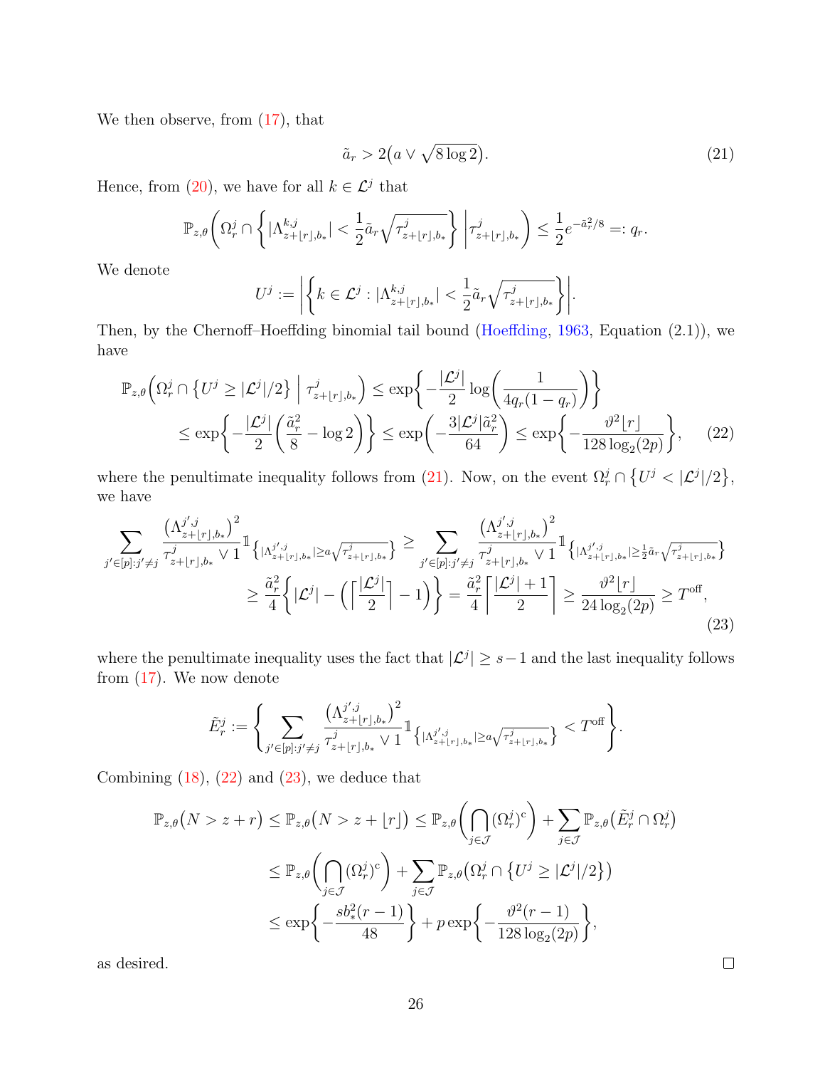We then observe, from (17), that

$$\tilde{a}_r > 2\big(a \vee \sqrt{8\log 2}\big). \tag{21}$$

Hence, from (20), we have for all $k \in \mathcal{L}^j$ that

$$\mathbb{P}_{z,\theta}\bigg(\Omega_r^j \cap \bigg\{|\Lambda^{k,j}_{z+\lfloor r\rfloor,b_*}| < \frac{1}{2}\tilde{a}_r\sqrt{\tau^j_{z+\lfloor r\rfloor,b_*}}\bigg\}\ \bigg|\ \tau^j_{z+\lfloor r\rfloor,b_*}\bigg) \le \frac{1}{2}e^{-\tilde{a}_r^2/8} =: q_r.$$

We denote

$$U^j := \bigg|\bigg\{k \in \mathcal{L}^j : |\Lambda^{k,j}_{z+\lfloor r\rfloor,b_*}| < \frac{1}{2}\tilde{a}_r\sqrt{\tau^j_{z+\lfloor r\rfloor,b_*}}\bigg\}\bigg|.$$

Then, by the Chernoff–Hoeffding binomial tail bound (Hoeffding, 1963, Equation (2.1)), we have

$$\begin{aligned}
\mathbb{P}_{z,\theta}\Big(\Omega_r^j \cap \big\{U^j \ge |\mathcal{L}^j|/2\big\}\ \Big|\ \tau^j_{z+\lfloor r\rfloor,b_*}\Big) &\le \exp\bigg\{-\frac{|\mathcal{L}^j|}{2}\log\bigg(\frac{1}{4q_r(1-q_r)}\bigg)\bigg\} \\
&\le \exp\bigg\{-\frac{|\mathcal{L}^j|}{2}\bigg(\frac{\tilde{a}_r^2}{8} - \log 2\bigg)\bigg\} \le \exp\bigg(-\frac{3|\mathcal{L}^j|\tilde{a}_r^2}{64}\bigg) \le \exp\bigg\{-\frac{\vartheta^2\lfloor r\rfloor}{128\log_2(2p)}\bigg\},
\end{aligned} \tag{22}$$

where the penultimate inequality follows from (21). Now, on the event $\Omega_r^j \cap \big\{U^j < |\mathcal{L}^j|/2\big\}$, we have

$$\begin{aligned}
\sum_{j'\in[p]:j'\neq j} \frac{\big(\Lambda^{j',j}_{z+\lfloor r\rfloor,b_*}\big)^2}{\tau^j_{z+\lfloor r\rfloor,b_*} \vee 1}\mathbb{1}_{\big\{|\Lambda^{j',j}_{z+\lfloor r\rfloor,b_*}| \ge a\sqrt{\tau^j_{z+\lfloor r\rfloor,b_*}}\big\}} &\ge \sum_{j'\in[p]:j'\neq j} \frac{\big(\Lambda^{j',j}_{z+\lfloor r\rfloor,b_*}\big)^2}{\tau^j_{z+\lfloor r\rfloor,b_*} \vee 1}\mathbb{1}_{\big\{|\Lambda^{j',j}_{z+\lfloor r\rfloor,b_*}| \ge \frac{1}{2}\tilde{a}_r\sqrt{\tau^j_{z+\lfloor r\rfloor,b_*}}\big\}} \\
&\ge \frac{\tilde{a}_r^2}{4}\bigg\{|\mathcal{L}^j| - \bigg(\bigg\lceil\frac{|\mathcal{L}^j|}{2}\bigg\rceil - 1\bigg)\bigg\} = \frac{\tilde{a}_r^2}{4}\bigg\lceil\frac{|\mathcal{L}^j|+1}{2}\bigg\rceil \ge \frac{\vartheta^2\lfloor r\rfloor}{24\log_2(2p)} \ge T^{\mathrm{off}},
\end{aligned} \tag{23}$$

where the penultimate inequality uses the fact that $|\mathcal{L}^j| \ge s-1$ and the last inequality follows from (17). We now denote

$$\tilde{E}_r^j := \bigg\{\sum_{j'\in[p]:j'\neq j} \frac{\big(\Lambda^{j',j}_{z+\lfloor r\rfloor,b_*}\big)^2}{\tau^j_{z+\lfloor r\rfloor,b_*} \vee 1}\mathbb{1}_{\big\{|\Lambda^{j',j}_{z+\lfloor r\rfloor,b_*}| \ge a\sqrt{\tau^j_{z+\lfloor r\rfloor,b_*}}\big\}} < T^{\mathrm{off}}\bigg\}.$$

Combining (18), (22) and (23), we deduce that

$$\begin{aligned}
\mathbb{P}_{z,\theta}\big(N > z + r\big) \le \mathbb{P}_{z,\theta}\big(N > z + \lfloor r\rfloor\big) &\le \mathbb{P}_{z,\theta}\bigg(\bigcap_{j\in\mathcal{J}}(\Omega_r^j)^{\mathrm{c}}\bigg) + \sum_{j\in\mathcal{J}}\mathbb{P}_{z,\theta}\big(\tilde{E}_r^j \cap \Omega_r^j\big) \\
&\le \mathbb{P}_{z,\theta}\bigg(\bigcap_{j\in\mathcal{J}}(\Omega_r^j)^{\mathrm{c}}\bigg) + \sum_{j\in\mathcal{J}}\mathbb{P}_{z,\theta}\big(\Omega_r^j \cap \big\{U^j \ge |\mathcal{L}^j|/2\big\}\big) \\
&\le \exp\bigg\{-\frac{sb_*^2(r-1)}{48}\bigg\} + p\exp\bigg\{-\frac{\vartheta^2(r-1)}{128\log_2(2p)}\bigg\},
\end{aligned}$$

as desired. $\square$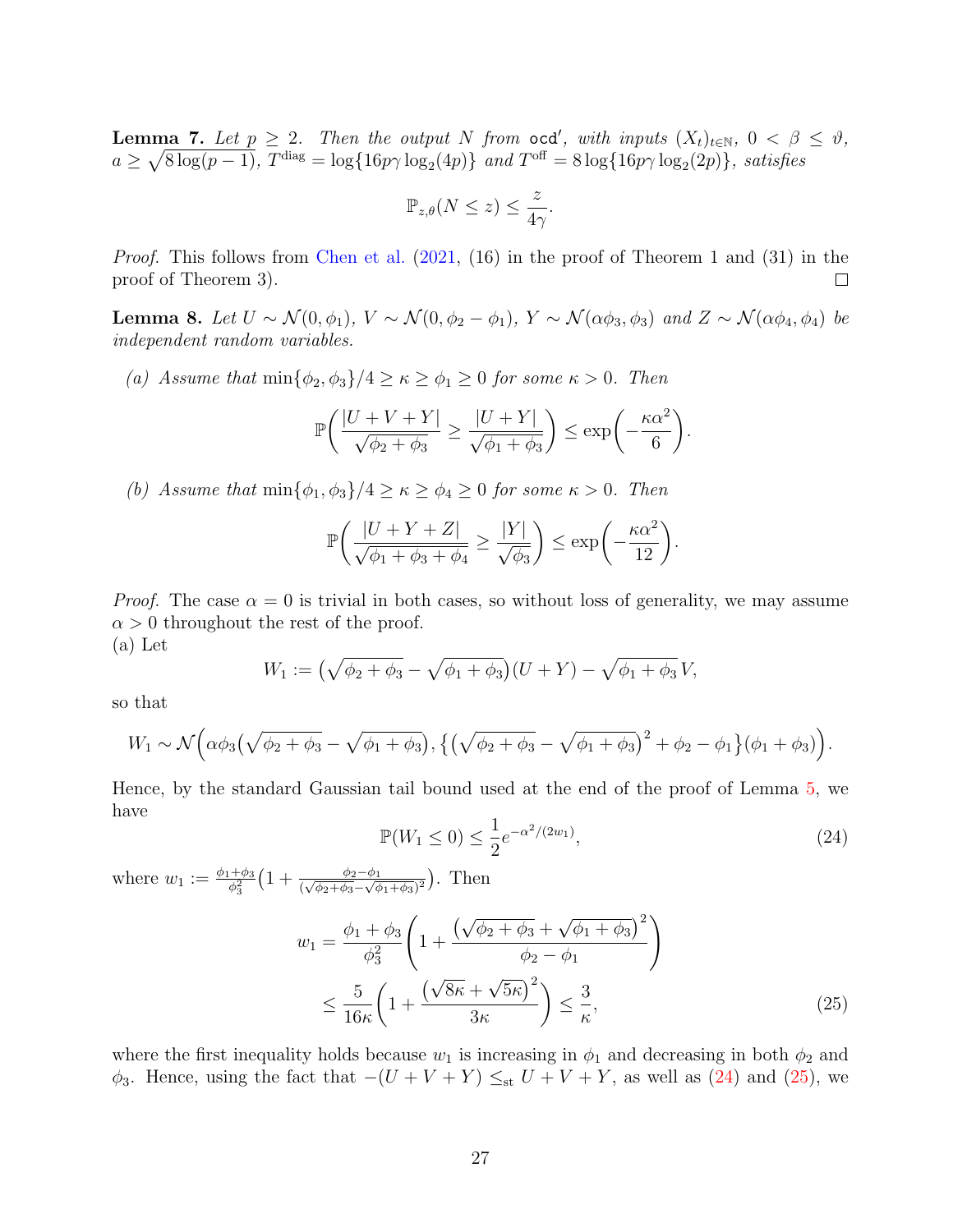**Lemma 7.** *Let $p \geq 2$. Then the output $N$ from* $\mathsf{ocd}'$*, with inputs $(X_t)_{t\in\mathbb{N}}$, $0 < \beta \leq \vartheta$, $a \geq \sqrt{8\log(p-1)}$, $T^{\mathrm{diag}} = \log\{16p\gamma\log_2(4p)\}$ and $T^{\mathrm{off}} = 8\log\{16p\gamma\log_2(2p)\}$, satisfies*

$$\mathbb{P}_{z,\theta}(N \leq z) \leq \frac{z}{4\gamma}.$$

*Proof.* This follows from Chen et al. (2021, (16) in the proof of Theorem 1 and (31) in the proof of Theorem 3). □

**Lemma 8.** *Let $U \sim \mathcal{N}(0, \phi_1)$, $V \sim \mathcal{N}(0, \phi_2 - \phi_1)$, $Y \sim \mathcal{N}(\alpha\phi_3, \phi_3)$ and $Z \sim \mathcal{N}(\alpha\phi_4, \phi_4)$ be independent random variables.*

*(a) Assume that $\min\{\phi_2, \phi_3\}/4 \geq \kappa \geq \phi_1 \geq 0$ for some $\kappa > 0$. Then*

$$\mathbb{P}\biggl(\frac{|U+V+Y|}{\sqrt{\phi_2+\phi_3}} \geq \frac{|U+Y|}{\sqrt{\phi_1+\phi_3}}\biggr) \leq \exp\biggl(-\frac{\kappa\alpha^2}{6}\biggr).$$

*(b) Assume that $\min\{\phi_1, \phi_3\}/4 \geq \kappa \geq \phi_4 \geq 0$ for some $\kappa > 0$. Then*

$$\mathbb{P}\biggl(\frac{|U+Y+Z|}{\sqrt{\phi_1+\phi_3+\phi_4}} \geq \frac{|Y|}{\sqrt{\phi_3}}\biggr) \leq \exp\biggl(-\frac{\kappa\alpha^2}{12}\biggr).$$

*Proof.* The case $\alpha = 0$ is trivial in both cases, so without loss of generality, we may assume $\alpha > 0$ throughout the rest of the proof.

(a) Let

$$W_1 := \bigl(\sqrt{\phi_2+\phi_3} - \sqrt{\phi_1+\phi_3}\bigr)(U+Y) - \sqrt{\phi_1+\phi_3}\,V,$$

so that

$$W_1 \sim \mathcal{N}\Bigl(\alpha\phi_3\bigl(\sqrt{\phi_2+\phi_3} - \sqrt{\phi_1+\phi_3}\bigr), \bigl\{\bigl(\sqrt{\phi_2+\phi_3} - \sqrt{\phi_1+\phi_3}\bigr)^2 + \phi_2 - \phi_1\bigr\}(\phi_1+\phi_3)\Bigr).$$

Hence, by the standard Gaussian tail bound used at the end of the proof of Lemma 5, we have

$$\mathbb{P}(W_1 \leq 0) \leq \frac{1}{2}e^{-\alpha^2/(2w_1)}, \tag{24}$$

where $w_1 := \frac{\phi_1+\phi_3}{\phi_3^2}\bigl(1 + \frac{\phi_2-\phi_1}{(\sqrt{\phi_2+\phi_3}-\sqrt{\phi_1+\phi_3})^2}\bigr)$. Then

$$\begin{aligned}
w_1 &= \frac{\phi_1+\phi_3}{\phi_3^2}\Biggl(1 + \frac{\bigl(\sqrt{\phi_2+\phi_3} + \sqrt{\phi_1+\phi_3}\bigr)^2}{\phi_2 - \phi_1}\Biggr) \\
&\leq \frac{5}{16\kappa}\Biggl(1 + \frac{\bigl(\sqrt{8\kappa} + \sqrt{5\kappa}\bigr)^2}{3\kappa}\Biggr) \leq \frac{3}{\kappa},
\end{aligned} \tag{25}$$

where the first inequality holds because $w_1$ is increasing in $\phi_1$ and decreasing in both $\phi_2$ and $\phi_3$. Hence, using the fact that $-(U+V+Y) \leq_{\mathrm{st}} U+V+Y$, as well as (24) and (25), we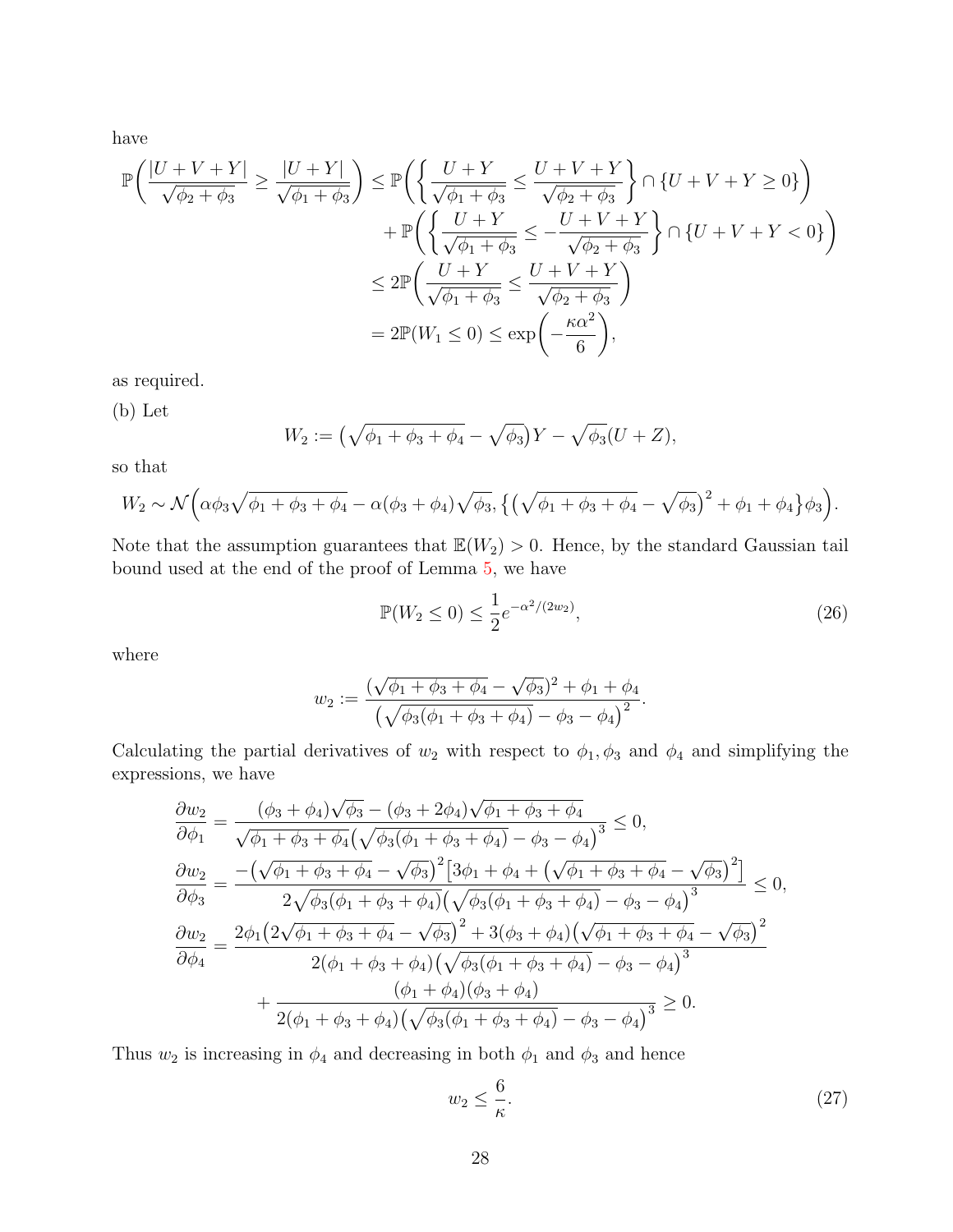have

$$
\begin{aligned}
\mathbb{P}\biggl(\frac{|U+V+Y|}{\sqrt{\phi_2+\phi_3}} \geq \frac{|U+Y|}{\sqrt{\phi_1+\phi_3}}\biggr) &\leq \mathbb{P}\biggl(\biggl\{\frac{U+Y}{\sqrt{\phi_1+\phi_3}} \leq \frac{U+V+Y}{\sqrt{\phi_2+\phi_3}}\biggr\} \cap \{U+V+Y \geq 0\}\biggr) \\
&\quad + \mathbb{P}\biggl(\biggl\{\frac{U+Y}{\sqrt{\phi_1+\phi_3}} \leq -\frac{U+V+Y}{\sqrt{\phi_2+\phi_3}}\biggr\} \cap \{U+V+Y < 0\}\biggr) \\
&\leq 2\mathbb{P}\biggl(\frac{U+Y}{\sqrt{\phi_1+\phi_3}} \leq \frac{U+V+Y}{\sqrt{\phi_2+\phi_3}}\biggr) \\
&= 2\mathbb{P}(W_1 \leq 0) \leq \exp\biggl(-\frac{\kappa\alpha^2}{6}\biggr),
\end{aligned}
$$

as required.

(b) Let

$$
W_2 := \bigl(\sqrt{\phi_1+\phi_3+\phi_4} - \sqrt{\phi_3}\bigr)Y - \sqrt{\phi_3}(U+Z),
$$

so that

$$
W_2 \sim \mathcal{N}\Bigl(\alpha\phi_3\sqrt{\phi_1+\phi_3+\phi_4} - \alpha(\phi_3+\phi_4)\sqrt{\phi_3}, \bigl\{\bigl(\sqrt{\phi_1+\phi_3+\phi_4} - \sqrt{\phi_3}\bigr)^2 + \phi_1+\phi_4\bigr\}\phi_3\Bigr).
$$

Note that the assumption guarantees that $\mathbb{E}(W_2) > 0$. Hence, by the standard Gaussian tail bound used at the end of the proof of Lemma 5, we have

$$
\mathbb{P}(W_2 \leq 0) \leq \frac{1}{2}e^{-\alpha^2/(2w_2)}, \tag{26}
$$

where

$$
w_2 := \frac{(\sqrt{\phi_1+\phi_3+\phi_4} - \sqrt{\phi_3})^2 + \phi_1 + \phi_4}{\bigl(\sqrt{\phi_3(\phi_1+\phi_3+\phi_4)} - \phi_3 - \phi_4\bigr)^2}.
$$

Calculating the partial derivatives of $w_2$ with respect to $\phi_1, \phi_3$ and $\phi_4$ and simplifying the expressions, we have

$$
\begin{aligned}
\frac{\partial w_2}{\partial \phi_1} &= \frac{(\phi_3+\phi_4)\sqrt{\phi_3} - (\phi_3+2\phi_4)\sqrt{\phi_1+\phi_3+\phi_4}}{\sqrt{\phi_1+\phi_3+\phi_4}\bigl(\sqrt{\phi_3(\phi_1+\phi_3+\phi_4)} - \phi_3 - \phi_4\bigr)^3} \leq 0, \\
\frac{\partial w_2}{\partial \phi_3} &= \frac{-\bigl(\sqrt{\phi_1+\phi_3+\phi_4} - \sqrt{\phi_3}\bigr)^2\bigl[3\phi_1 + \phi_4 + \bigl(\sqrt{\phi_1+\phi_3+\phi_4} - \sqrt{\phi_3}\bigr)^2\bigr]}{2\sqrt{\phi_3(\phi_1+\phi_3+\phi_4)}\bigl(\sqrt{\phi_3(\phi_1+\phi_3+\phi_4)} - \phi_3 - \phi_4\bigr)^3} \leq 0, \\
\frac{\partial w_2}{\partial \phi_4} &= \frac{2\phi_1\bigl(2\sqrt{\phi_1+\phi_3+\phi_4} - \sqrt{\phi_3}\bigr)^2 + 3(\phi_3+\phi_4)\bigl(\sqrt{\phi_1+\phi_3+\phi_4} - \sqrt{\phi_3}\bigr)^2}{2(\phi_1+\phi_3+\phi_4)\bigl(\sqrt{\phi_3(\phi_1+\phi_3+\phi_4)} - \phi_3 - \phi_4\bigr)^3} \\
&\quad + \frac{(\phi_1+\phi_4)(\phi_3+\phi_4)}{2(\phi_1+\phi_3+\phi_4)\bigl(\sqrt{\phi_3(\phi_1+\phi_3+\phi_4)} - \phi_3 - \phi_4\bigr)^3} \geq 0.
\end{aligned}
$$

Thus $w_2$ is increasing in $\phi_4$ and decreasing in both $\phi_1$ and $\phi_3$ and hence

$$
w_2 \leq \frac{6}{\kappa}. \tag{27}
$$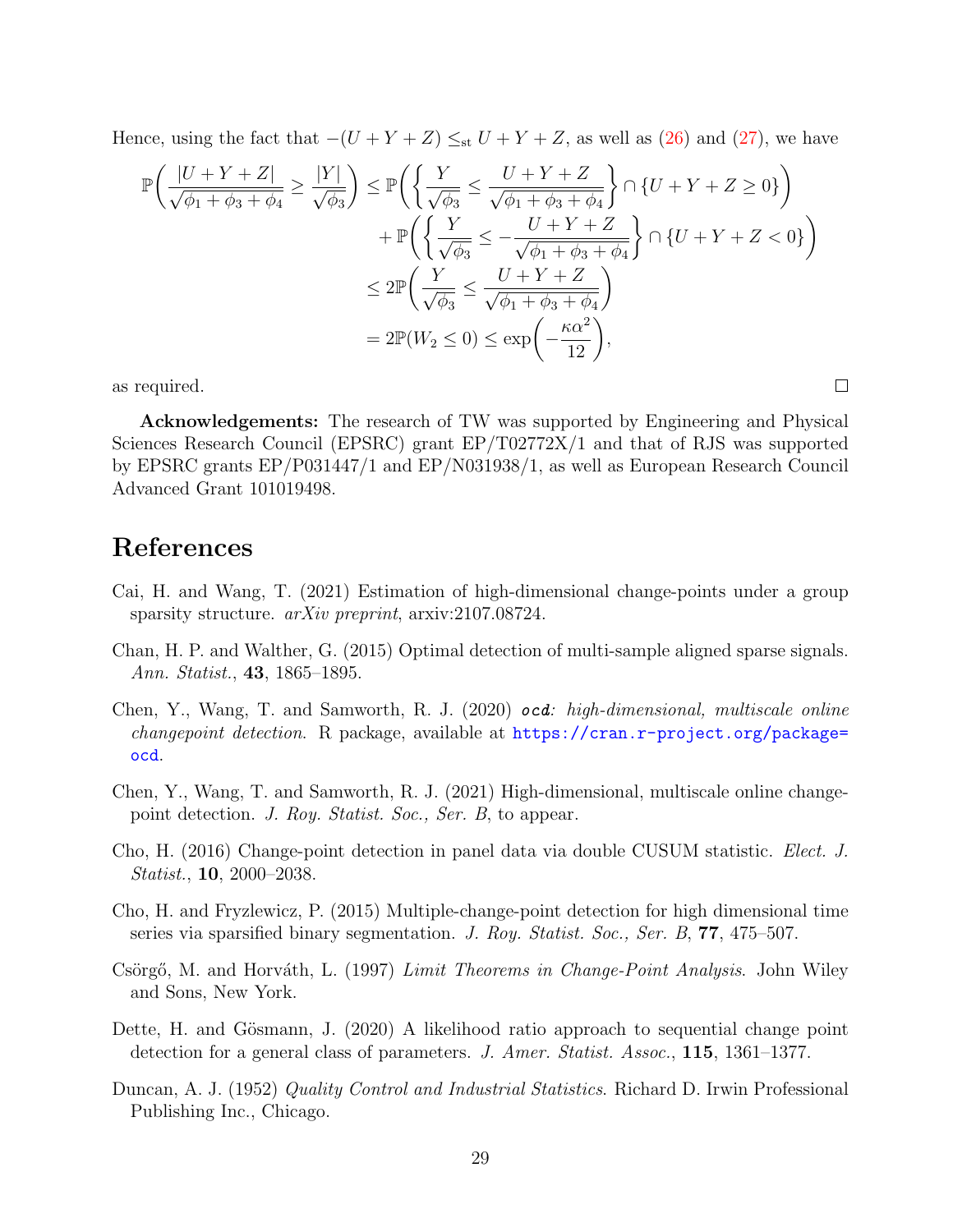Hence, using the fact that $-(U+Y+Z) \leq_{\mathrm{st}} U+Y+Z$, as well as (26) and (27), we have

$$
\begin{aligned}
\mathbb{P}\biggl(\frac{|U+Y+Z|}{\sqrt{\phi_1+\phi_3+\phi_4}} \geq \frac{|Y|}{\sqrt{\phi_3}}\biggr) &\leq \mathbb{P}\biggl(\biggl\{\frac{Y}{\sqrt{\phi_3}} \leq \frac{U+Y+Z}{\sqrt{\phi_1+\phi_3+\phi_4}}\biggr\} \cap \{U+Y+Z \geq 0\}\biggr) \\
&\quad + \mathbb{P}\biggl(\biggl\{\frac{Y}{\sqrt{\phi_3}} \leq -\frac{U+Y+Z}{\sqrt{\phi_1+\phi_3+\phi_4}}\biggr\} \cap \{U+Y+Z < 0\}\biggr) \\
&\leq 2\mathbb{P}\biggl(\frac{Y}{\sqrt{\phi_3}} \leq \frac{U+Y+Z}{\sqrt{\phi_1+\phi_3+\phi_4}}\biggr) \\
&= 2\mathbb{P}(W_2 \leq 0) \leq \exp\biggl(-\frac{\kappa\alpha^2}{12}\biggr),
\end{aligned}
$$

as required. □

**Acknowledgements:** The research of TW was supported by Engineering and Physical Sciences Research Council (EPSRC) grant EP/T02772X/1 and that of RJS was supported by EPSRC grants EP/P031447/1 and EP/N031938/1, as well as European Research Council Advanced Grant 101019498.

# References

Cai, H. and Wang, T. (2021) Estimation of high-dimensional change-points under a group sparsity structure. *arXiv preprint*, arxiv:2107.08724.

Chan, H. P. and Walther, G. (2015) Optimal detection of multi-sample aligned sparse signals. *Ann. Statist.*, **43**, 1865–1895.

Chen, Y., Wang, T. and Samworth, R. J. (2020) ***ocd**: high-dimensional, multiscale online changepoint detection*. R package, available at https://cran.r-project.org/package=ocd.

Chen, Y., Wang, T. and Samworth, R. J. (2021) High-dimensional, multiscale online changepoint detection. *J. Roy. Statist. Soc., Ser. B*, to appear.

Cho, H. (2016) Change-point detection in panel data via double CUSUM statistic. *Elect. J. Statist.*, **10**, 2000–2038.

Cho, H. and Fryzlewicz, P. (2015) Multiple-change-point detection for high dimensional time series via sparsified binary segmentation. *J. Roy. Statist. Soc., Ser. B*, **77**, 475–507.

Csörgő, M. and Horváth, L. (1997) *Limit Theorems in Change-Point Analysis*. John Wiley and Sons, New York.

Dette, H. and Gösmann, J. (2020) A likelihood ratio approach to sequential change point detection for a general class of parameters. *J. Amer. Statist. Assoc.*, **115**, 1361–1377.

Duncan, A. J. (1952) *Quality Control and Industrial Statistics*. Richard D. Irwin Professional Publishing Inc., Chicago.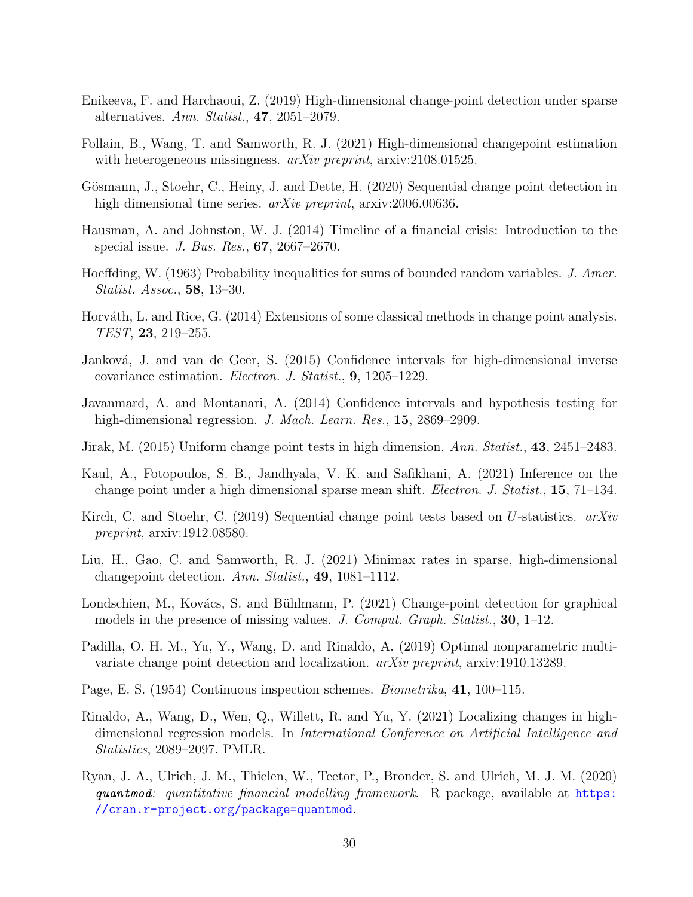Enikeeva, F. and Harchaoui, Z. (2019) High-dimensional change-point detection under sparse alternatives. *Ann. Statist.*, **47**, 2051–2079.

Follain, B., Wang, T. and Samworth, R. J. (2021) High-dimensional changepoint estimation with heterogeneous missingness. *arXiv preprint*, arxiv:2108.01525.

Gösmann, J., Stoehr, C., Heiny, J. and Dette, H. (2020) Sequential change point detection in high dimensional time series. *arXiv preprint*, arxiv:2006.00636.

Hausman, A. and Johnston, W. J. (2014) Timeline of a financial crisis: Introduction to the special issue. *J. Bus. Res.*, **67**, 2667–2670.

Hoeffding, W. (1963) Probability inequalities for sums of bounded random variables. *J. Amer. Statist. Assoc.*, **58**, 13–30.

Horváth, L. and Rice, G. (2014) Extensions of some classical methods in change point analysis. *TEST*, **23**, 219–255.

Janková, J. and van de Geer, S. (2015) Confidence intervals for high-dimensional inverse covariance estimation. *Electron. J. Statist.*, **9**, 1205–1229.

Javanmard, A. and Montanari, A. (2014) Confidence intervals and hypothesis testing for high-dimensional regression. *J. Mach. Learn. Res.*, **15**, 2869–2909.

Jirak, M. (2015) Uniform change point tests in high dimension. *Ann. Statist.*, **43**, 2451–2483.

Kaul, A., Fotopoulos, S. B., Jandhyala, V. K. and Safikhani, A. (2021) Inference on the change point under a high dimensional sparse mean shift. *Electron. J. Statist.*, **15**, 71–134.

Kirch, C. and Stoehr, C. (2019) Sequential change point tests based on $U$-statistics. *arXiv preprint*, arxiv:1912.08580.

Liu, H., Gao, C. and Samworth, R. J. (2021) Minimax rates in sparse, high-dimensional changepoint detection. *Ann. Statist.*, **49**, 1081–1112.

Londschien, M., Kovács, S. and Bühlmann, P. (2021) Change-point detection for graphical models in the presence of missing values. *J. Comput. Graph. Statist.*, **30**, 1–12.

Padilla, O. H. M., Yu, Y., Wang, D. and Rinaldo, A. (2019) Optimal nonparametric multivariate change point detection and localization. *arXiv preprint*, arxiv:1910.13289.

Page, E. S. (1954) Continuous inspection schemes. *Biometrika*, **41**, 100–115.

Rinaldo, A., Wang, D., Wen, Q., Willett, R. and Yu, Y. (2021) Localizing changes in high-dimensional regression models. In *International Conference on Artificial Intelligence and Statistics*, 2089–2097. PMLR.

Ryan, J. A., Ulrich, J. M., Thielen, W., Teetor, P., Bronder, S. and Ulrich, M. J. M. (2020) ***quantmod**: quantitative financial modelling framework*. R package, available at https://cran.r-project.org/package=quantmod.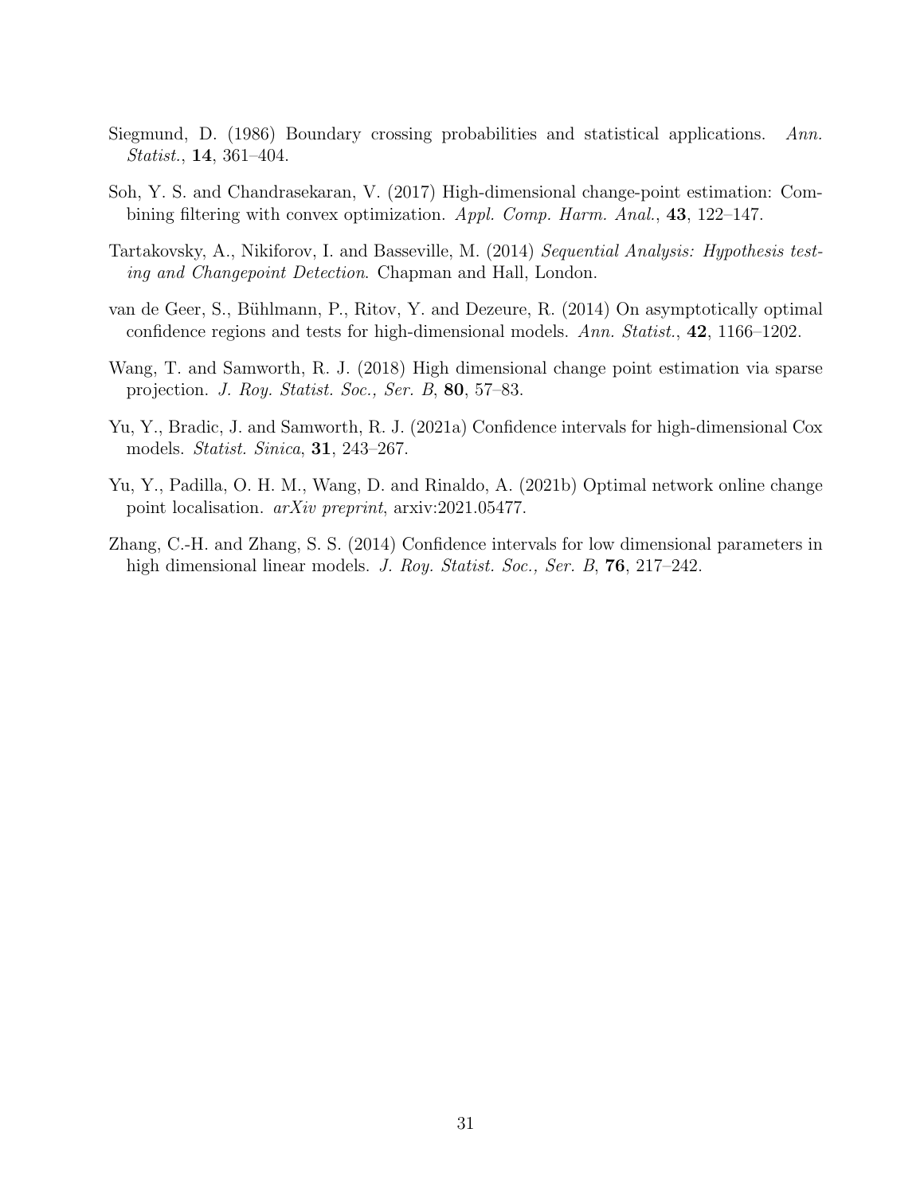Siegmund, D. (1986) Boundary crossing probabilities and statistical applications. *Ann. Statist.*, **14**, 361–404.

Soh, Y. S. and Chandrasekaran, V. (2017) High-dimensional change-point estimation: Combining filtering with convex optimization. *Appl. Comp. Harm. Anal.*, **43**, 122–147.

Tartakovsky, A., Nikiforov, I. and Basseville, M. (2014) *Sequential Analysis: Hypothesis testing and Changepoint Detection*. Chapman and Hall, London.

van de Geer, S., Bühlmann, P., Ritov, Y. and Dezeure, R. (2014) On asymptotically optimal confidence regions and tests for high-dimensional models. *Ann. Statist.*, **42**, 1166–1202.

Wang, T. and Samworth, R. J. (2018) High dimensional change point estimation via sparse projection. *J. Roy. Statist. Soc., Ser. B*, **80**, 57–83.

Yu, Y., Bradic, J. and Samworth, R. J. (2021a) Confidence intervals for high-dimensional Cox models. *Statist. Sinica*, **31**, 243–267.

Yu, Y., Padilla, O. H. M., Wang, D. and Rinaldo, A. (2021b) Optimal network online change point localisation. *arXiv preprint*, arxiv:2021.05477.

Zhang, C.-H. and Zhang, S. S. (2014) Confidence intervals for low dimensional parameters in high dimensional linear models. *J. Roy. Statist. Soc., Ser. B*, **76**, 217–242.